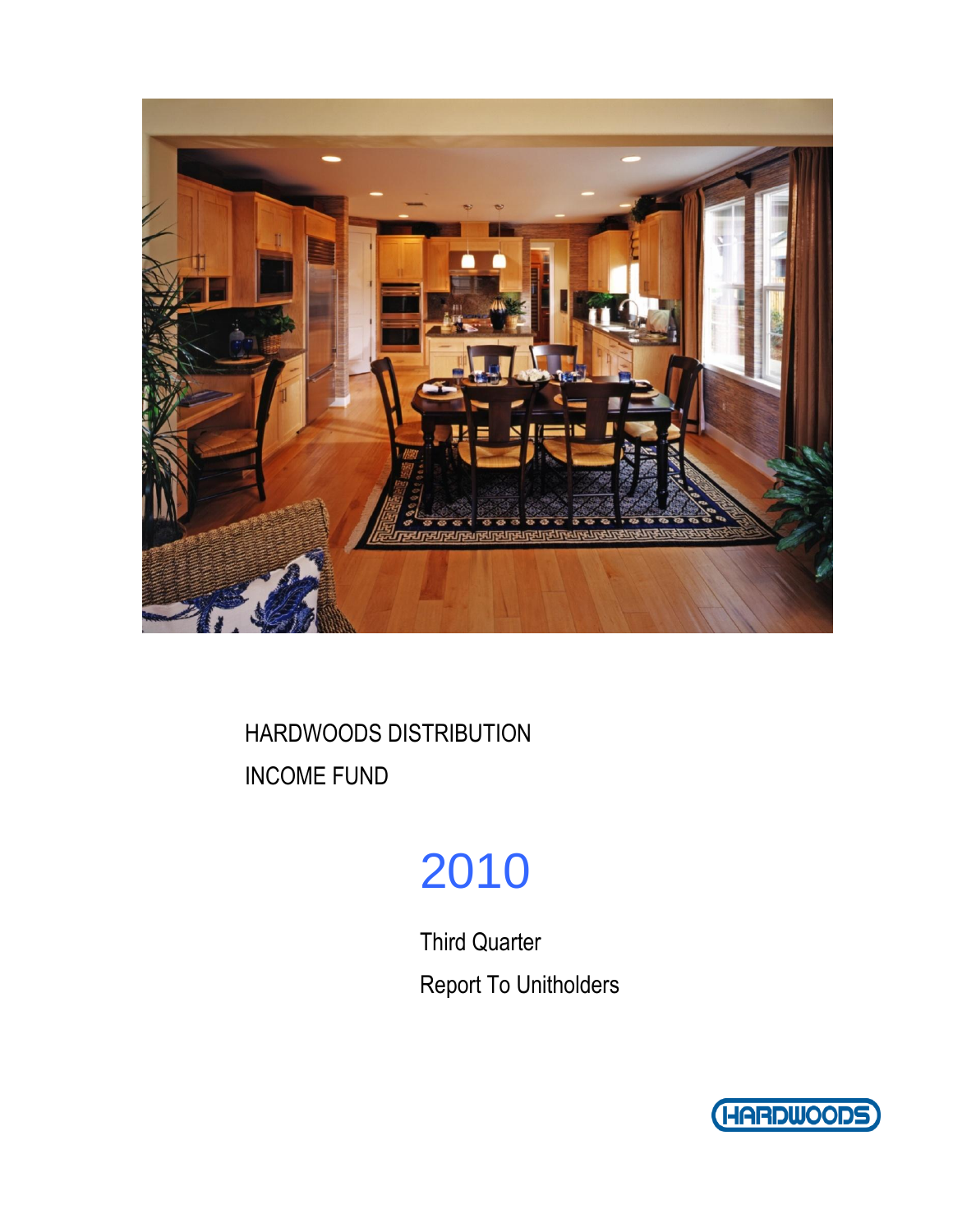HARDWOODS DISTRIBUTION

INCOME FUND

# 2010

Third Quarter

Report To Unitholders

HARDWOODS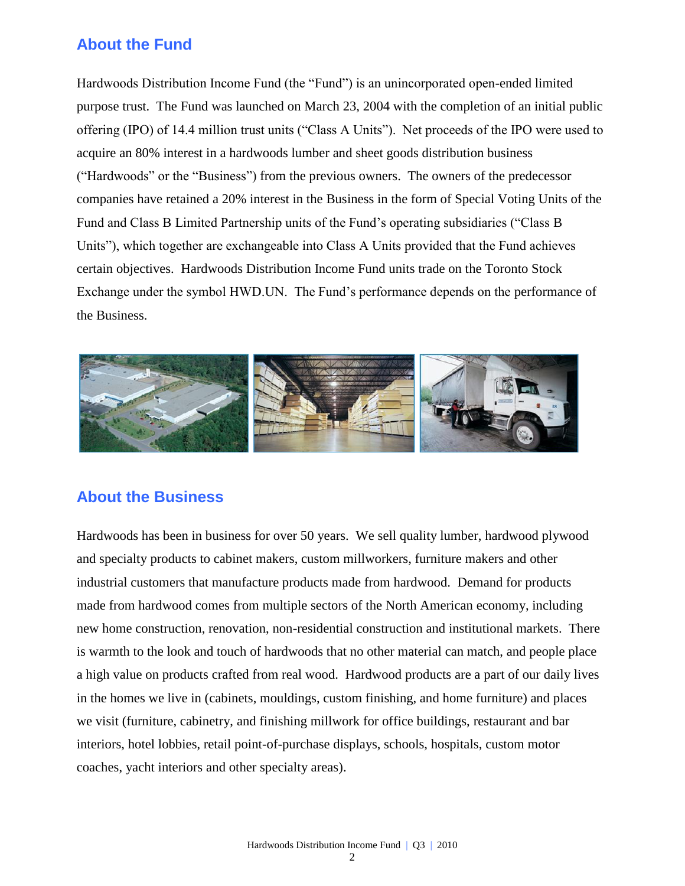## About the Fund

Hardwoods Distribution Income Fund (the "Fund") is an unincorporated open-ended limited purpose trust. The Fund was launched on March 23, 2004 with the completion of an initial public offering (IPO) of 14.4 million trust units ("Class A Units"). Net proceeds of the IPO were used to acquire an 80% interest in a hardwoods lumber and sheet goods distribution business ("Hardwoods" or the "Business") from the previous owners. The owners of the predecessor companies have retained a 20% interest in the Business in the form of Special Voting Units of the Fund and Class B Limited Partnership units of the Fund's operating subsidiaries ("Class B Units"), which together are exchangeable into Class A Units provided that the Fund achieves certain objectives. Hardwoods Distribution Income Fund units trade on the Toronto Stock Exchange under the symbol HWD.UN. The Fund's performance depends on the performance of the Business.

## About the Business

Hardwoods has been in business for over 50 years. We sell quality lumber, hardwood plywood and specialty products to cabinet makers, custom millworkers, furniture makers and other industrial customers that manufacture products made from hardwood. Demand for products made from hardwood comes from multiple sectors of the North American economy, including new home construction, renovation, non-residential construction and institutional markets. There is warmth to the look and touch of hardwoods that no other material can match, and people place a high value on products crafted from real wood. Hardwood products are a part of our daily lives in the homes we live in (cabinets, mouldings, custom finishing, and home furniture) and places we visit (furniture, cabinetry, and finishing millwork for office buildings, restaurant and bar interiors, hotel lobbies, retail point-of-purchase displays, schools, hospitals, custom motor coaches, yacht interiors and other specialty areas).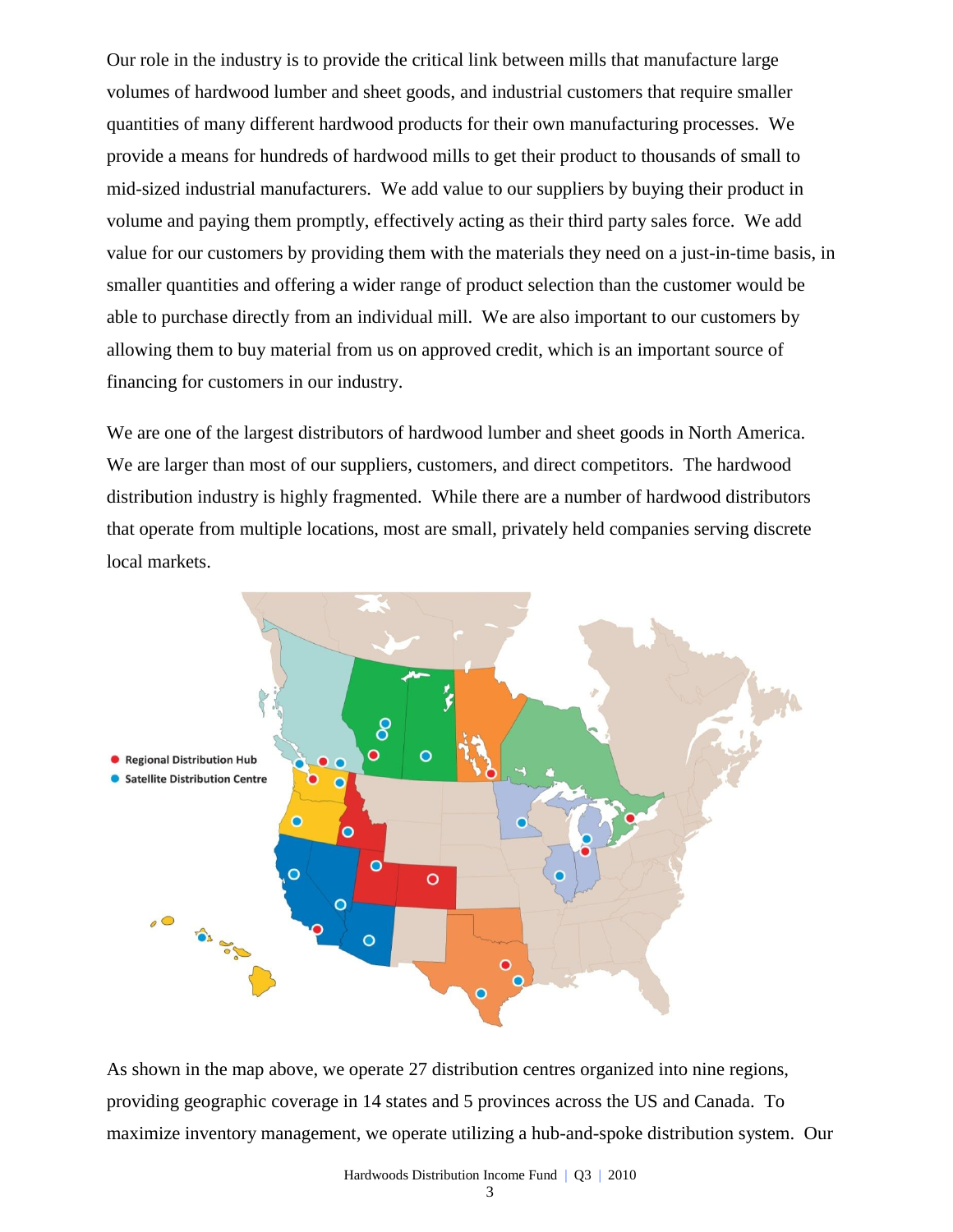Our role in the industry is to provide the critical link between mills that manufacture large volumes of hardwood lumber and sheet goods, and industrial customers that require smaller quantities of many different hardwood products for their own manufacturing processes. We provide a means for hundreds of hardwood mills to get their product to thousands of small to mid-sized industrial manufacturers. We add value to our suppliers by buying their product in volume and paying them promptly, effectively acting as their third party sales force. We add value for our customers by providing them with the materials they need on a just-in-time basis, in smaller quantities and offering a wider range of product selection than the customer would be able to purchase directly from an individual mill. We are also important to our customers by allowing them to buy material from us on approved credit, which is an important source of financing for customers in our industry.

We are one of the largest distributors of hardwood lumber and sheet goods in North America. We are larger than most of our suppliers, customers, and direct competitors. The hardwood distribution industry is highly fragmented. While there are a number of hardwood distributors that operate from multiple locations, most are small, privately held companies serving discrete local markets.

As shown in the map above, we operate 27 distribution centres organized into nine regions, providing geographic coverage in 14 states and 5 provinces across the US and Canada. To maximize inventory management, we operate utilizing a hub-and-spoke distribution system. Our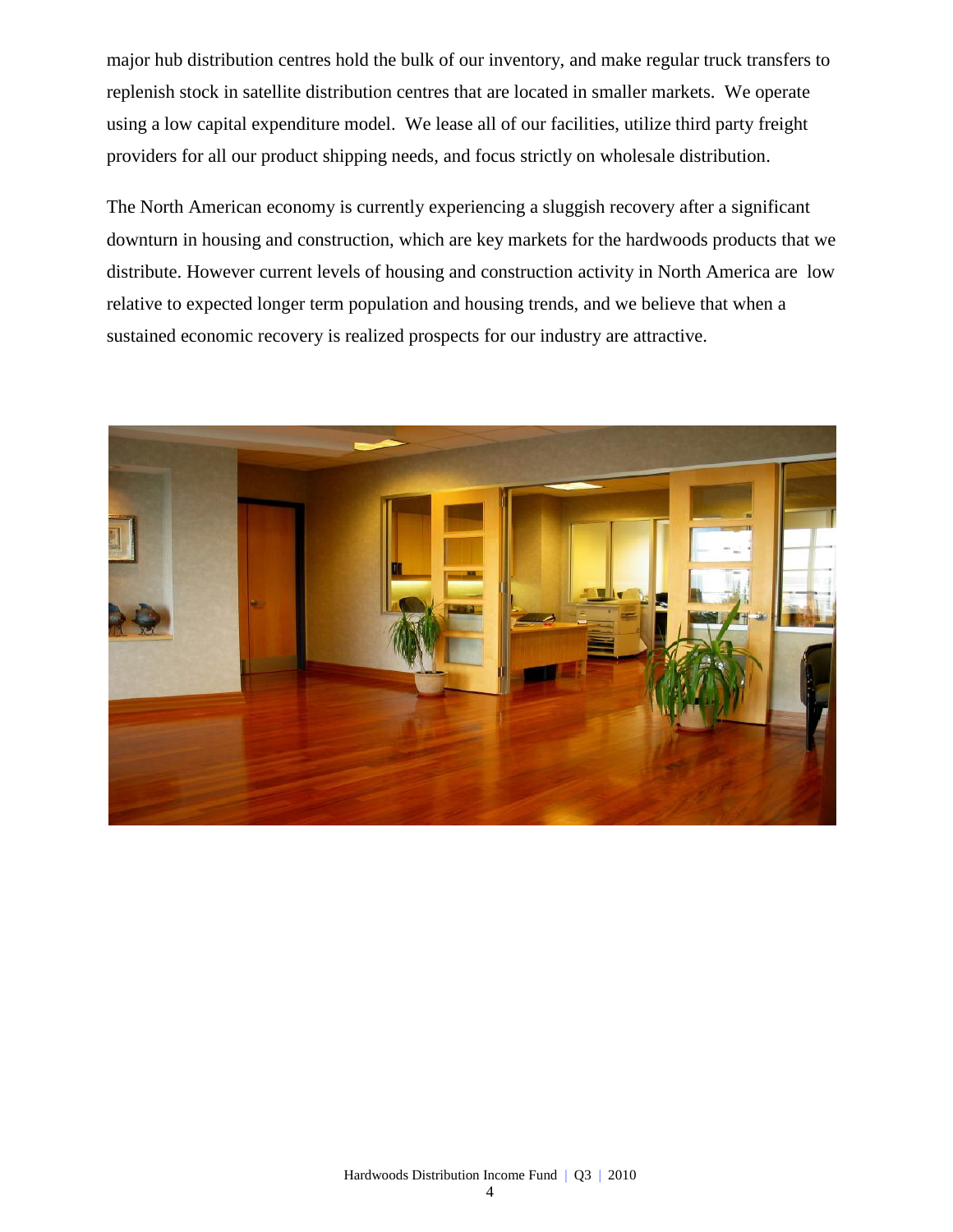major hub distribution centres hold the bulk of our inventory, and make regular truck transfers to replenish stock in satellite distribution centres that are located in smaller markets. We operate using a low capital expenditure model. We lease all of our facilities, utilize third party freight providers for all our product shipping needs, and focus strictly on wholesale distribution.

The North American economy is currently experiencing a sluggish recovery after a significant downturn in housing and construction, which are key markets for the hardwoods products that we distribute. However current levels of housing and construction activity in North America are low relative to expected longer term population and housing trends, and we believe that when a sustained economic recovery is realized prospects for our industry are attractive.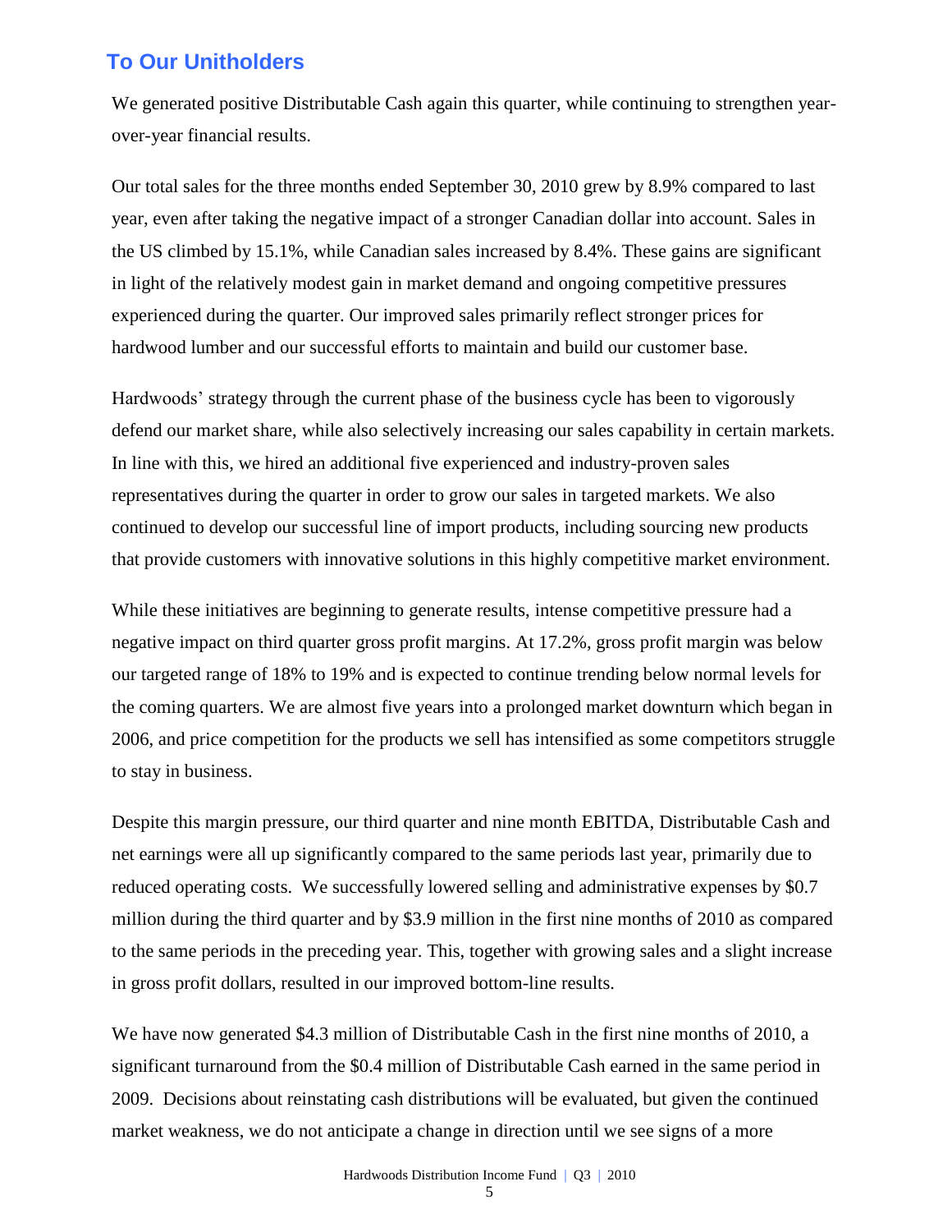## To Our Unitholders

We generated positive Distributable Cash again this quarter, while continuing to strengthen year-over-year financial results.

Our total sales for the three months ended September 30, 2010 grew by 8.9% compared to last year, even after taking the negative impact of a stronger Canadian dollar into account. Sales in the US climbed by 15.1%, while Canadian sales increased by 8.4%. These gains are significant in light of the relatively modest gain in market demand and ongoing competitive pressures experienced during the quarter. Our improved sales primarily reflect stronger prices for hardwood lumber and our successful efforts to maintain and build our customer base.

Hardwoods' strategy through the current phase of the business cycle has been to vigorously defend our market share, while also selectively increasing our sales capability in certain markets. In line with this, we hired an additional five experienced and industry-proven sales representatives during the quarter in order to grow our sales in targeted markets. We also continued to develop our successful line of import products, including sourcing new products that provide customers with innovative solutions in this highly competitive market environment.

While these initiatives are beginning to generate results, intense competitive pressure had a negative impact on third quarter gross profit margins. At 17.2%, gross profit margin was below our targeted range of 18% to 19% and is expected to continue trending below normal levels for the coming quarters. We are almost five years into a prolonged market downturn which began in 2006, and price competition for the products we sell has intensified as some competitors struggle to stay in business.

Despite this margin pressure, our third quarter and nine month EBITDA, Distributable Cash and net earnings were all up significantly compared to the same periods last year, primarily due to reduced operating costs. We successfully lowered selling and administrative expenses by $0.7 million during the third quarter and by $3.9 million in the first nine months of 2010 as compared to the same periods in the preceding year. This, together with growing sales and a slight increase in gross profit dollars, resulted in our improved bottom-line results.

We have now generated $4.3 million of Distributable Cash in the first nine months of 2010, a significant turnaround from the $0.4 million of Distributable Cash earned in the same period in 2009. Decisions about reinstating cash distributions will be evaluated, but given the continued market weakness, we do not anticipate a change in direction until we see signs of a more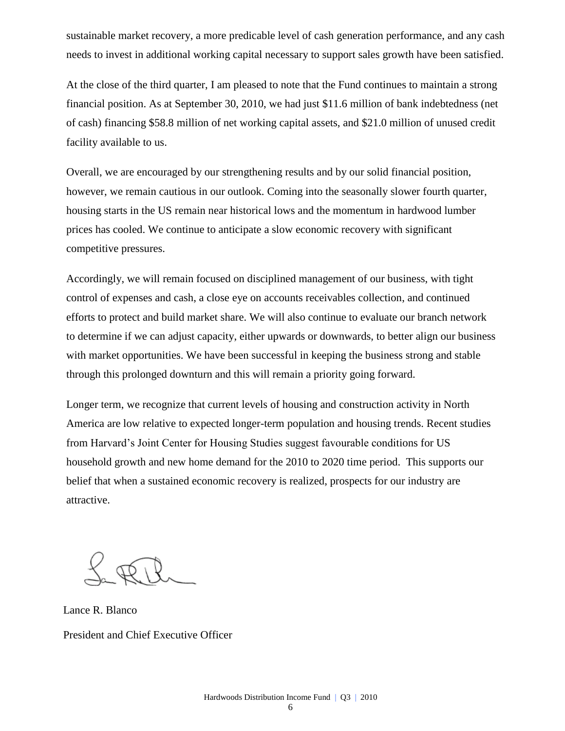sustainable market recovery, a more predicable level of cash generation performance, and any cash needs to invest in additional working capital necessary to support sales growth have been satisfied.

At the close of the third quarter, I am pleased to note that the Fund continues to maintain a strong financial position. As at September 30, 2010, we had just $11.6 million of bank indebtedness (net of cash) financing $58.8 million of net working capital assets, and $21.0 million of unused credit facility available to us.

Overall, we are encouraged by our strengthening results and by our solid financial position, however, we remain cautious in our outlook. Coming into the seasonally slower fourth quarter, housing starts in the US remain near historical lows and the momentum in hardwood lumber prices has cooled. We continue to anticipate a slow economic recovery with significant competitive pressures.

Accordingly, we will remain focused on disciplined management of our business, with tight control of expenses and cash, a close eye on accounts receivables collection, and continued efforts to protect and build market share. We will also continue to evaluate our branch network to determine if we can adjust capacity, either upwards or downwards, to better align our business with market opportunities. We have been successful in keeping the business strong and stable through this prolonged downturn and this will remain a priority going forward.

Longer term, we recognize that current levels of housing and construction activity in North America are low relative to expected longer-term population and housing trends. Recent studies from Harvard's Joint Center for Housing Studies suggest favourable conditions for US household growth and new home demand for the 2010 to 2020 time period. This supports our belief that when a sustained economic recovery is realized, prospects for our industry are attractive.

Lance R. Blanco

President and Chief Executive Officer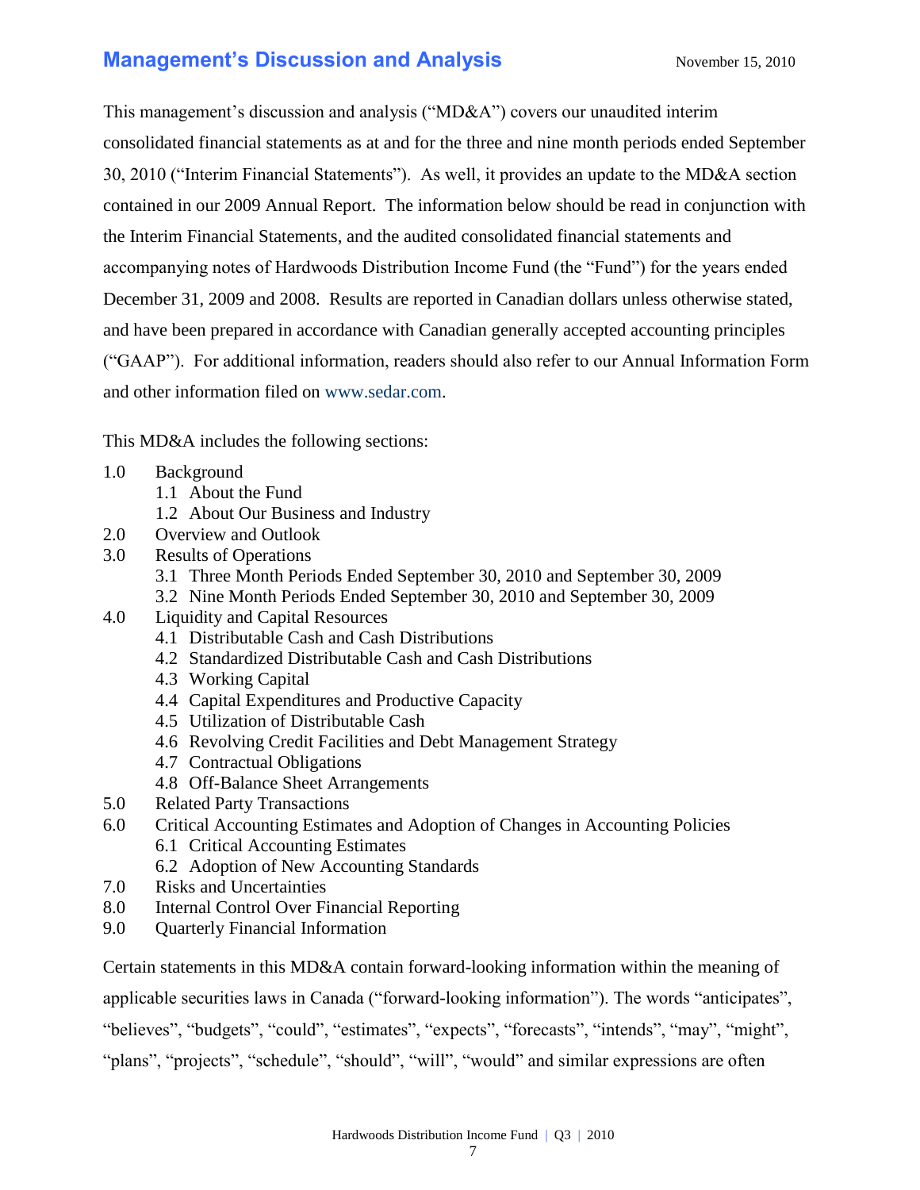# Management's Discussion and Analysis

November 15, 2010

This management's discussion and analysis ("MD&A") covers our unaudited interim consolidated financial statements as at and for the three and nine month periods ended September 30, 2010 ("Interim Financial Statements"). As well, it provides an update to the MD&A section contained in our 2009 Annual Report. The information below should be read in conjunction with the Interim Financial Statements, and the audited consolidated financial statements and accompanying notes of Hardwoods Distribution Income Fund (the "Fund") for the years ended December 31, 2009 and 2008. Results are reported in Canadian dollars unless otherwise stated, and have been prepared in accordance with Canadian generally accepted accounting principles ("GAAP"). For additional information, readers should also refer to our Annual Information Form and other information filed on www.sedar.com.

This MD&A includes the following sections:

- 1.0 Background
  - 1.1 About the Fund
  - 1.2 About Our Business and Industry
- 2.0 Overview and Outlook
- 3.0 Results of Operations
  - 3.1 Three Month Periods Ended September 30, 2010 and September 30, 2009
  - 3.2 Nine Month Periods Ended September 30, 2010 and September 30, 2009
- 4.0 Liquidity and Capital Resources
  - 4.1 Distributable Cash and Cash Distributions
  - 4.2 Standardized Distributable Cash and Cash Distributions
  - 4.3 Working Capital
  - 4.4 Capital Expenditures and Productive Capacity
  - 4.5 Utilization of Distributable Cash
  - 4.6 Revolving Credit Facilities and Debt Management Strategy
  - 4.7 Contractual Obligations
  - 4.8 Off-Balance Sheet Arrangements
- 5.0 Related Party Transactions
- 6.0 Critical Accounting Estimates and Adoption of Changes in Accounting Policies
  - 6.1 Critical Accounting Estimates
  - 6.2 Adoption of New Accounting Standards
- 7.0 Risks and Uncertainties
- 8.0 Internal Control Over Financial Reporting
- 9.0 Quarterly Financial Information

Certain statements in this MD&A contain forward-looking information within the meaning of applicable securities laws in Canada ("forward-looking information"). The words "anticipates", "believes", "budgets", "could", "estimates", "expects", "forecasts", "intends", "may", "might", "plans", "projects", "schedule", "should", "will", "would" and similar expressions are often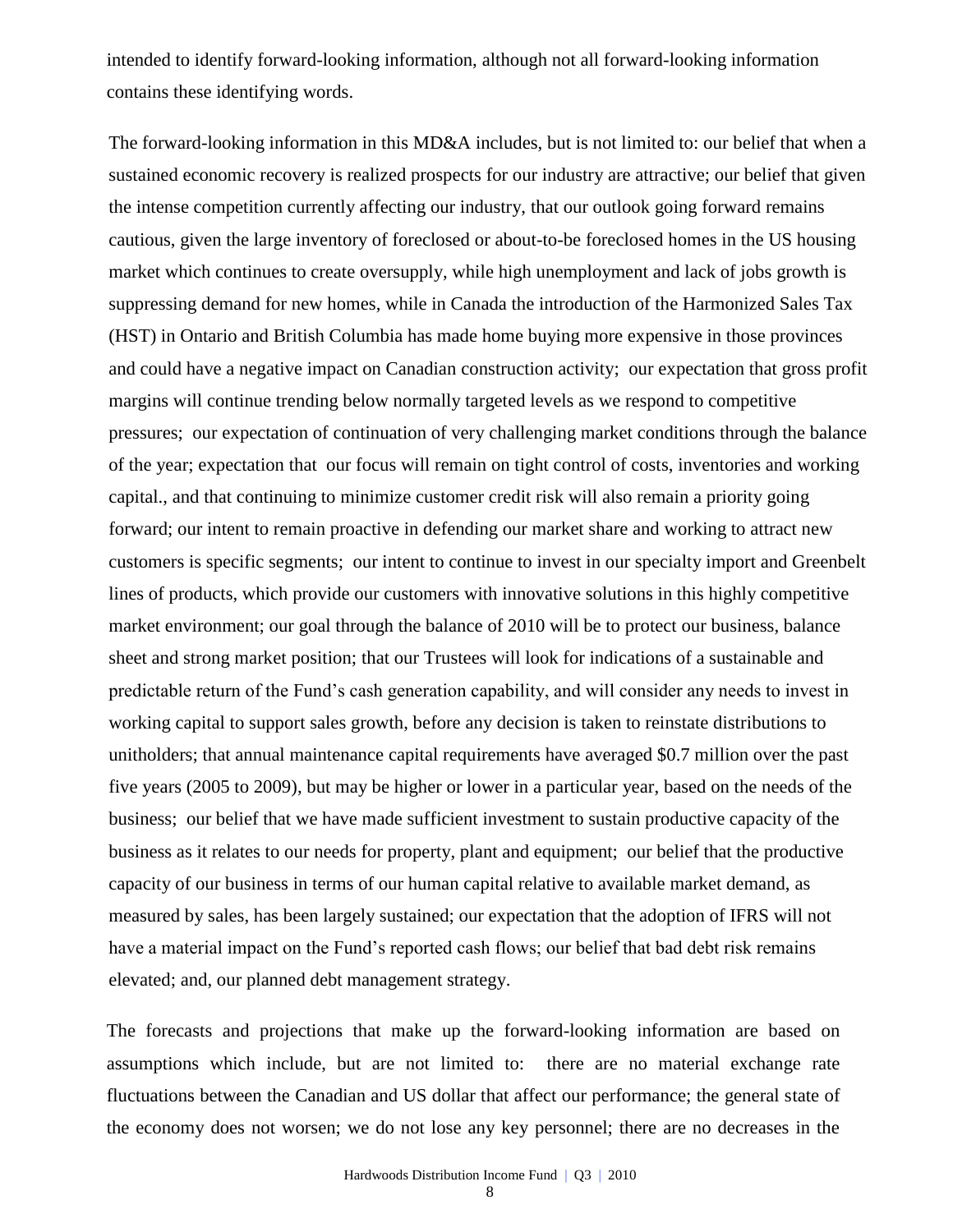intended to identify forward-looking information, although not all forward-looking information contains these identifying words.

The forward-looking information in this MD&A includes, but is not limited to: our belief that when a sustained economic recovery is realized prospects for our industry are attractive; our belief that given the intense competition currently affecting our industry, that our outlook going forward remains cautious, given the large inventory of foreclosed or about-to-be foreclosed homes in the US housing market which continues to create oversupply, while high unemployment and lack of jobs growth is suppressing demand for new homes, while in Canada the introduction of the Harmonized Sales Tax (HST) in Ontario and British Columbia has made home buying more expensive in those provinces and could have a negative impact on Canadian construction activity; our expectation that gross profit margins will continue trending below normally targeted levels as we respond to competitive pressures; our expectation of continuation of very challenging market conditions through the balance of the year; expectation that our focus will remain on tight control of costs, inventories and working capital., and that continuing to minimize customer credit risk will also remain a priority going forward; our intent to remain proactive in defending our market share and working to attract new customers is specific segments; our intent to continue to invest in our specialty import and Greenbelt lines of products, which provide our customers with innovative solutions in this highly competitive market environment; our goal through the balance of 2010 will be to protect our business, balance sheet and strong market position; that our Trustees will look for indications of a sustainable and predictable return of the Fund's cash generation capability, and will consider any needs to invest in working capital to support sales growth, before any decision is taken to reinstate distributions to unitholders; that annual maintenance capital requirements have averaged $0.7 million over the past five years (2005 to 2009), but may be higher or lower in a particular year, based on the needs of the business; our belief that we have made sufficient investment to sustain productive capacity of the business as it relates to our needs for property, plant and equipment; our belief that the productive capacity of our business in terms of our human capital relative to available market demand, as measured by sales, has been largely sustained; our expectation that the adoption of IFRS will not have a material impact on the Fund's reported cash flows; our belief that bad debt risk remains elevated; and, our planned debt management strategy.

The forecasts and projections that make up the forward-looking information are based on assumptions which include, but are not limited to: there are no material exchange rate fluctuations between the Canadian and US dollar that affect our performance; the general state of the economy does not worsen; we do not lose any key personnel; there are no decreases in the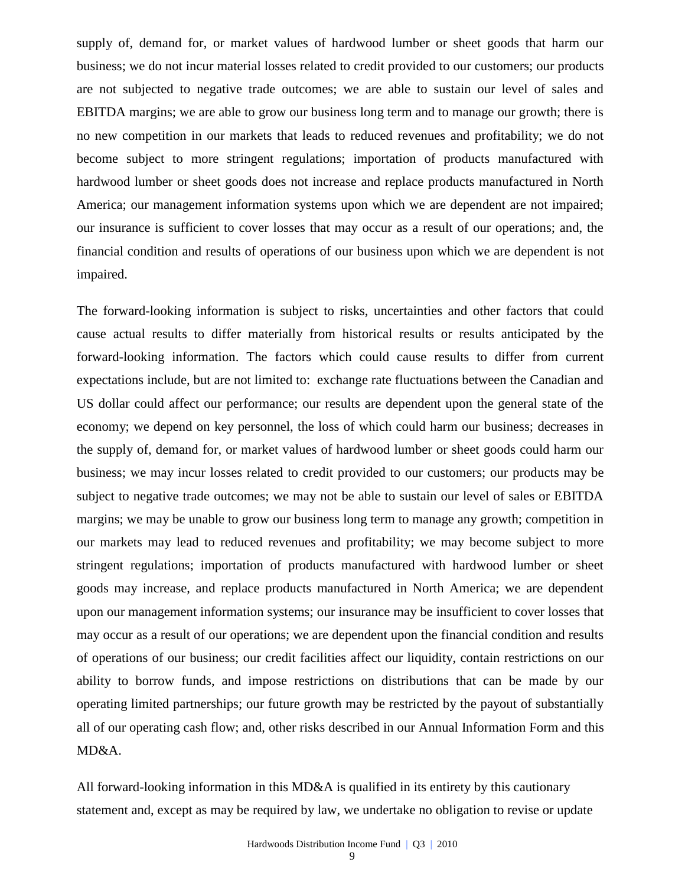supply of, demand for, or market values of hardwood lumber or sheet goods that harm our business; we do not incur material losses related to credit provided to our customers; our products are not subjected to negative trade outcomes; we are able to sustain our level of sales and EBITDA margins; we are able to grow our business long term and to manage our growth; there is no new competition in our markets that leads to reduced revenues and profitability; we do not become subject to more stringent regulations; importation of products manufactured with hardwood lumber or sheet goods does not increase and replace products manufactured in North America; our management information systems upon which we are dependent are not impaired; our insurance is sufficient to cover losses that may occur as a result of our operations; and, the financial condition and results of operations of our business upon which we are dependent is not impaired.

The forward-looking information is subject to risks, uncertainties and other factors that could cause actual results to differ materially from historical results or results anticipated by the forward-looking information. The factors which could cause results to differ from current expectations include, but are not limited to: exchange rate fluctuations between the Canadian and US dollar could affect our performance; our results are dependent upon the general state of the economy; we depend on key personnel, the loss of which could harm our business; decreases in the supply of, demand for, or market values of hardwood lumber or sheet goods could harm our business; we may incur losses related to credit provided to our customers; our products may be subject to negative trade outcomes; we may not be able to sustain our level of sales or EBITDA margins; we may be unable to grow our business long term to manage any growth; competition in our markets may lead to reduced revenues and profitability; we may become subject to more stringent regulations; importation of products manufactured with hardwood lumber or sheet goods may increase, and replace products manufactured in North America; we are dependent upon our management information systems; our insurance may be insufficient to cover losses that may occur as a result of our operations; we are dependent upon the financial condition and results of operations of our business; our credit facilities affect our liquidity, contain restrictions on our ability to borrow funds, and impose restrictions on distributions that can be made by our operating limited partnerships; our future growth may be restricted by the payout of substantially all of our operating cash flow; and, other risks described in our Annual Information Form and this MD&A.

All forward-looking information in this MD&A is qualified in its entirety by this cautionary statement and, except as may be required by law, we undertake no obligation to revise or update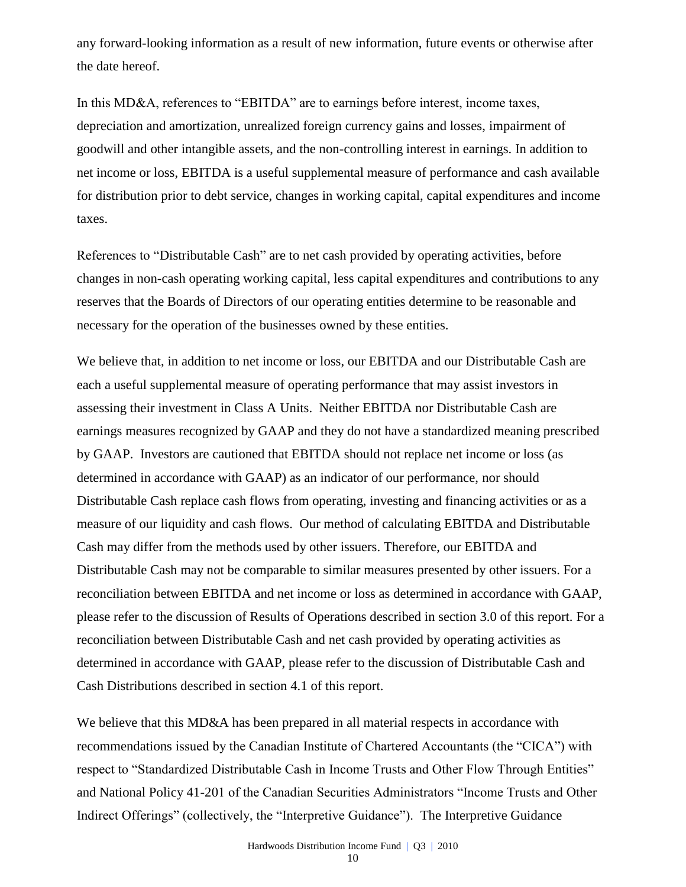any forward-looking information as a result of new information, future events or otherwise after the date hereof.

In this MD&A, references to "EBITDA" are to earnings before interest, income taxes, depreciation and amortization, unrealized foreign currency gains and losses, impairment of goodwill and other intangible assets, and the non-controlling interest in earnings. In addition to net income or loss, EBITDA is a useful supplemental measure of performance and cash available for distribution prior to debt service, changes in working capital, capital expenditures and income taxes.

References to "Distributable Cash" are to net cash provided by operating activities, before changes in non-cash operating working capital, less capital expenditures and contributions to any reserves that the Boards of Directors of our operating entities determine to be reasonable and necessary for the operation of the businesses owned by these entities.

We believe that, in addition to net income or loss, our EBITDA and our Distributable Cash are each a useful supplemental measure of operating performance that may assist investors in assessing their investment in Class A Units. Neither EBITDA nor Distributable Cash are earnings measures recognized by GAAP and they do not have a standardized meaning prescribed by GAAP. Investors are cautioned that EBITDA should not replace net income or loss (as determined in accordance with GAAP) as an indicator of our performance, nor should Distributable Cash replace cash flows from operating, investing and financing activities or as a measure of our liquidity and cash flows. Our method of calculating EBITDA and Distributable Cash may differ from the methods used by other issuers. Therefore, our EBITDA and Distributable Cash may not be comparable to similar measures presented by other issuers. For a reconciliation between EBITDA and net income or loss as determined in accordance with GAAP, please refer to the discussion of Results of Operations described in section 3.0 of this report. For a reconciliation between Distributable Cash and net cash provided by operating activities as determined in accordance with GAAP, please refer to the discussion of Distributable Cash and Cash Distributions described in section 4.1 of this report.

We believe that this MD&A has been prepared in all material respects in accordance with recommendations issued by the Canadian Institute of Chartered Accountants (the "CICA") with respect to "Standardized Distributable Cash in Income Trusts and Other Flow Through Entities" and National Policy 41-201 of the Canadian Securities Administrators "Income Trusts and Other Indirect Offerings" (collectively, the "Interpretive Guidance"). The Interpretive Guidance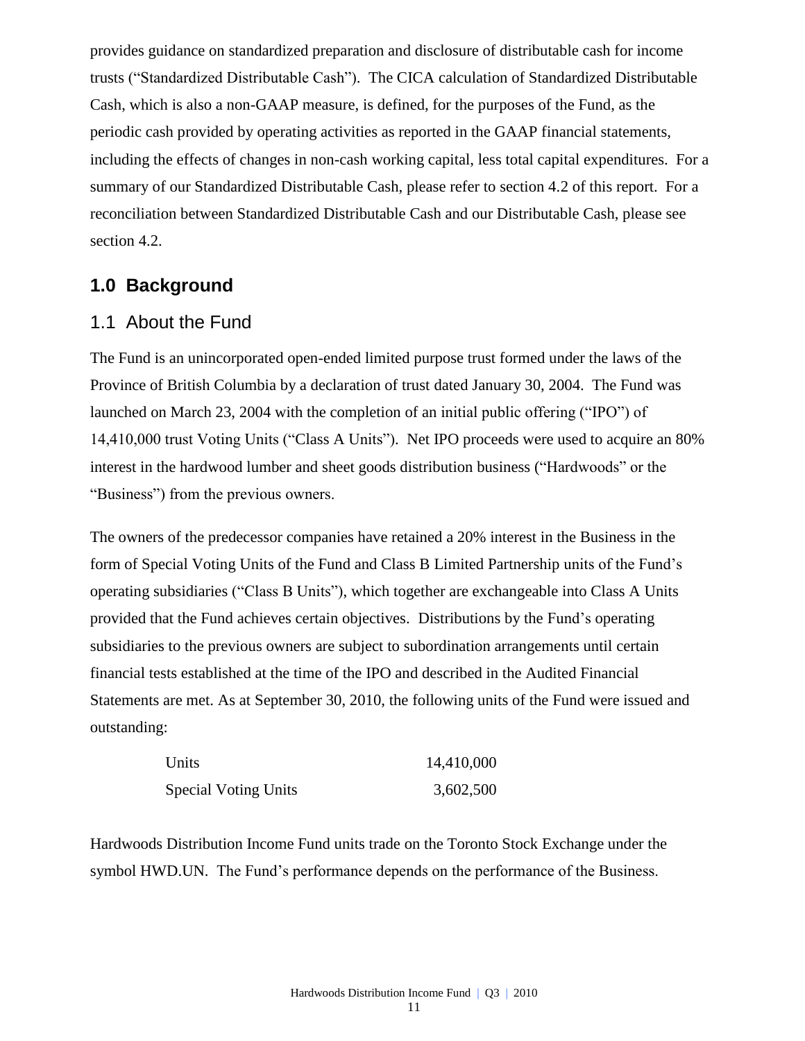provides guidance on standardized preparation and disclosure of distributable cash for income trusts ("Standardized Distributable Cash"). The CICA calculation of Standardized Distributable Cash, which is also a non-GAAP measure, is defined, for the purposes of the Fund, as the periodic cash provided by operating activities as reported in the GAAP financial statements, including the effects of changes in non-cash working capital, less total capital expenditures. For a summary of our Standardized Distributable Cash, please refer to section 4.2 of this report. For a reconciliation between Standardized Distributable Cash and our Distributable Cash, please see section 4.2.

# 1.0 Background

## 1.1 About the Fund

The Fund is an unincorporated open-ended limited purpose trust formed under the laws of the Province of British Columbia by a declaration of trust dated January 30, 2004. The Fund was launched on March 23, 2004 with the completion of an initial public offering ("IPO") of 14,410,000 trust Voting Units ("Class A Units"). Net IPO proceeds were used to acquire an 80% interest in the hardwood lumber and sheet goods distribution business ("Hardwoods" or the "Business") from the previous owners.

The owners of the predecessor companies have retained a 20% interest in the Business in the form of Special Voting Units of the Fund and Class B Limited Partnership units of the Fund's operating subsidiaries ("Class B Units"), which together are exchangeable into Class A Units provided that the Fund achieves certain objectives. Distributions by the Fund's operating subsidiaries to the previous owners are subject to subordination arrangements until certain financial tests established at the time of the IPO and described in the Audited Financial Statements are met. As at September 30, 2010, the following units of the Fund were issued and outstanding:

| | |
|---|---|
| Units | 14,410,000 |
| Special Voting Units | 3,602,500 |

Hardwoods Distribution Income Fund units trade on the Toronto Stock Exchange under the symbol HWD.UN. The Fund's performance depends on the performance of the Business.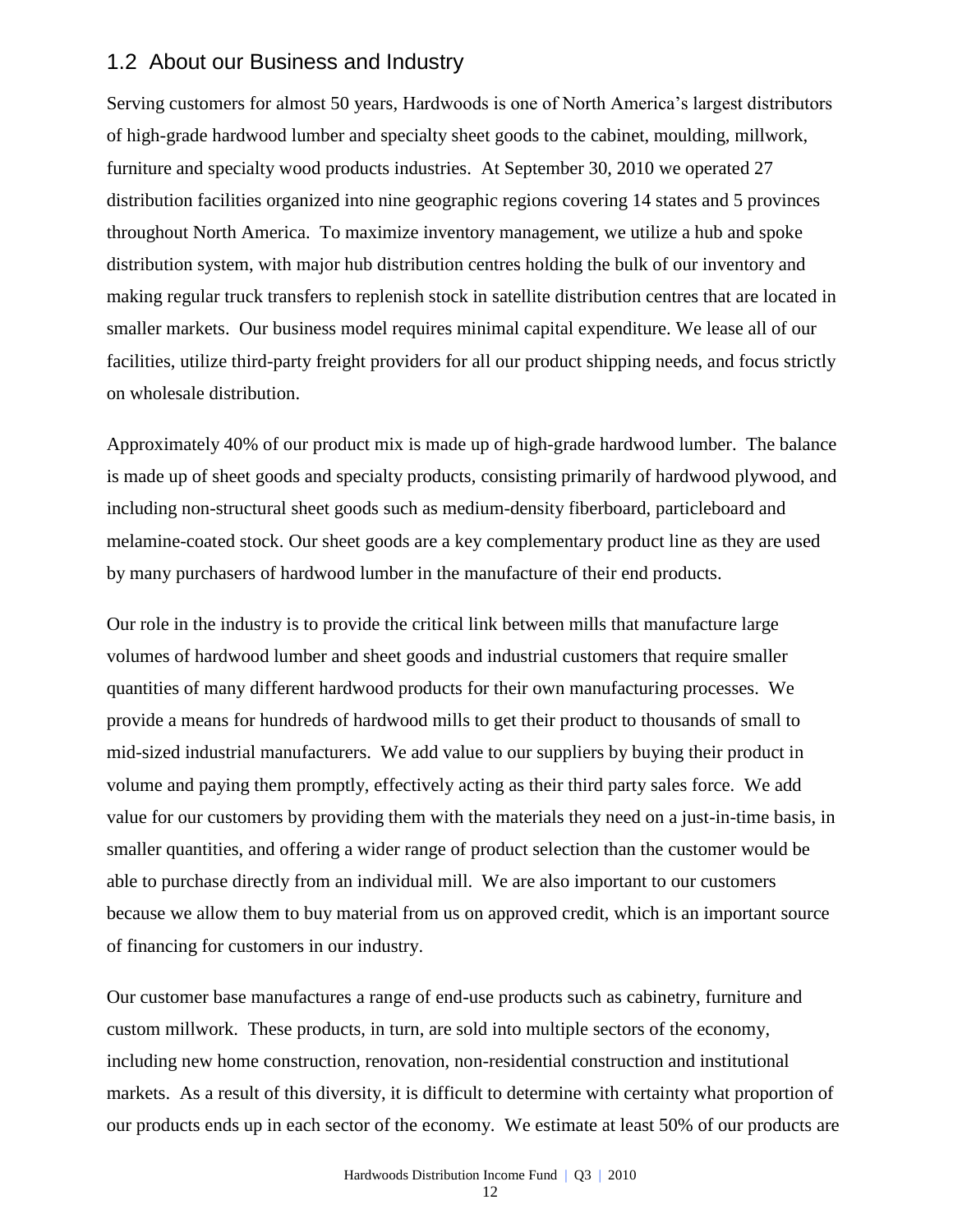## 1.2 About our Business and Industry

Serving customers for almost 50 years, Hardwoods is one of North America's largest distributors of high-grade hardwood lumber and specialty sheet goods to the cabinet, moulding, millwork, furniture and specialty wood products industries. At September 30, 2010 we operated 27 distribution facilities organized into nine geographic regions covering 14 states and 5 provinces throughout North America. To maximize inventory management, we utilize a hub and spoke distribution system, with major hub distribution centres holding the bulk of our inventory and making regular truck transfers to replenish stock in satellite distribution centres that are located in smaller markets. Our business model requires minimal capital expenditure. We lease all of our facilities, utilize third-party freight providers for all our product shipping needs, and focus strictly on wholesale distribution.

Approximately 40% of our product mix is made up of high-grade hardwood lumber. The balance is made up of sheet goods and specialty products, consisting primarily of hardwood plywood, and including non-structural sheet goods such as medium-density fiberboard, particleboard and melamine-coated stock. Our sheet goods are a key complementary product line as they are used by many purchasers of hardwood lumber in the manufacture of their end products.

Our role in the industry is to provide the critical link between mills that manufacture large volumes of hardwood lumber and sheet goods and industrial customers that require smaller quantities of many different hardwood products for their own manufacturing processes. We provide a means for hundreds of hardwood mills to get their product to thousands of small to mid-sized industrial manufacturers. We add value to our suppliers by buying their product in volume and paying them promptly, effectively acting as their third party sales force. We add value for our customers by providing them with the materials they need on a just-in-time basis, in smaller quantities, and offering a wider range of product selection than the customer would be able to purchase directly from an individual mill. We are also important to our customers because we allow them to buy material from us on approved credit, which is an important source of financing for customers in our industry.

Our customer base manufactures a range of end-use products such as cabinetry, furniture and custom millwork. These products, in turn, are sold into multiple sectors of the economy, including new home construction, renovation, non-residential construction and institutional markets. As a result of this diversity, it is difficult to determine with certainty what proportion of our products ends up in each sector of the economy. We estimate at least 50% of our products are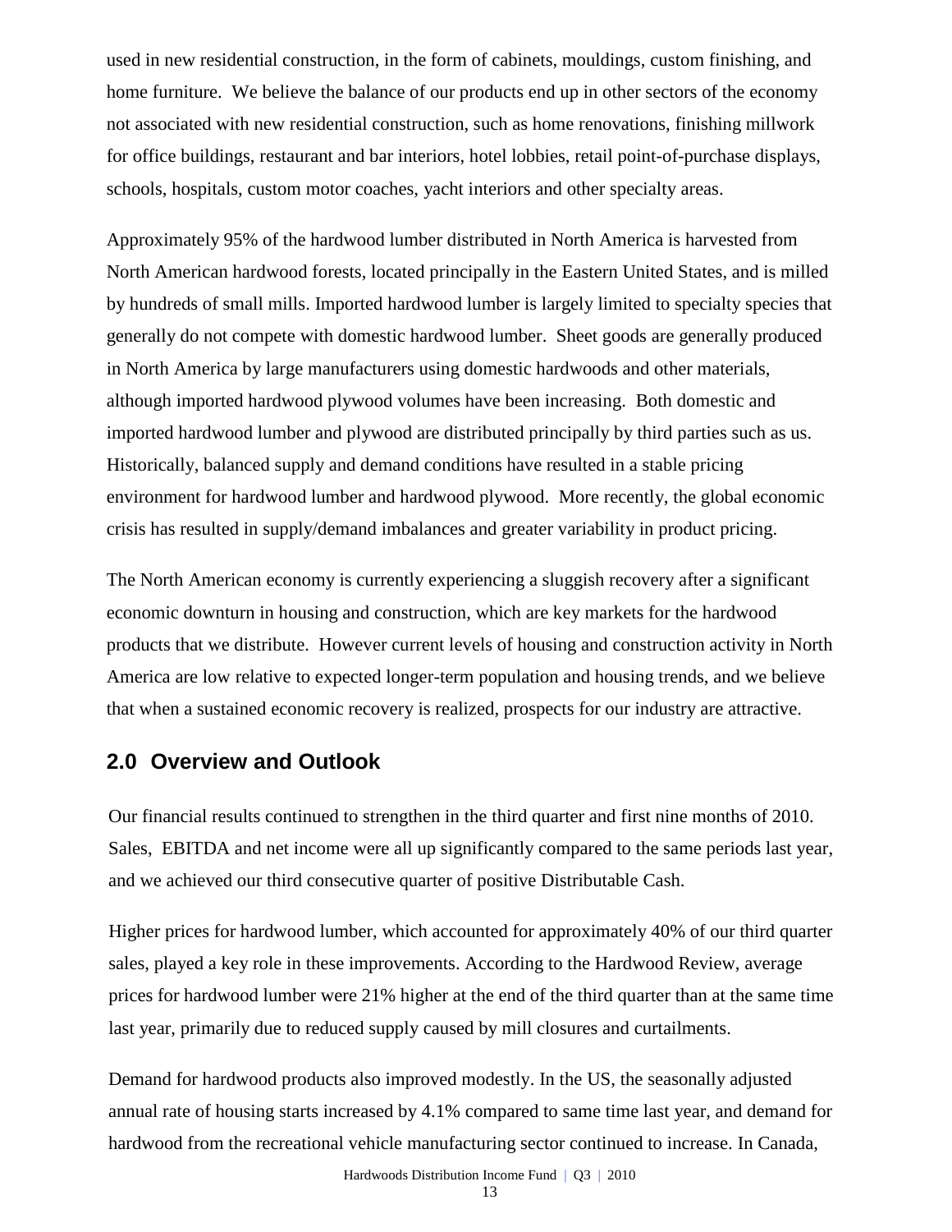used in new residential construction, in the form of cabinets, mouldings, custom finishing, and home furniture. We believe the balance of our products end up in other sectors of the economy not associated with new residential construction, such as home renovations, finishing millwork for office buildings, restaurant and bar interiors, hotel lobbies, retail point-of-purchase displays, schools, hospitals, custom motor coaches, yacht interiors and other specialty areas.

Approximately 95% of the hardwood lumber distributed in North America is harvested from North American hardwood forests, located principally in the Eastern United States, and is milled by hundreds of small mills. Imported hardwood lumber is largely limited to specialty species that generally do not compete with domestic hardwood lumber. Sheet goods are generally produced in North America by large manufacturers using domestic hardwoods and other materials, although imported hardwood plywood volumes have been increasing. Both domestic and imported hardwood lumber and plywood are distributed principally by third parties such as us. Historically, balanced supply and demand conditions have resulted in a stable pricing environment for hardwood lumber and hardwood plywood. More recently, the global economic crisis has resulted in supply/demand imbalances and greater variability in product pricing.

The North American economy is currently experiencing a sluggish recovery after a significant economic downturn in housing and construction, which are key markets for the hardwood products that we distribute. However current levels of housing and construction activity in North America are low relative to expected longer-term population and housing trends, and we believe that when a sustained economic recovery is realized, prospects for our industry are attractive.

## 2.0 Overview and Outlook

Our financial results continued to strengthen in the third quarter and first nine months of 2010. Sales, EBITDA and net income were all up significantly compared to the same periods last year, and we achieved our third consecutive quarter of positive Distributable Cash.

Higher prices for hardwood lumber, which accounted for approximately 40% of our third quarter sales, played a key role in these improvements. According to the Hardwood Review, average prices for hardwood lumber were 21% higher at the end of the third quarter than at the same time last year, primarily due to reduced supply caused by mill closures and curtailments.

Demand for hardwood products also improved modestly. In the US, the seasonally adjusted annual rate of housing starts increased by 4.1% compared to same time last year, and demand for hardwood from the recreational vehicle manufacturing sector continued to increase. In Canada,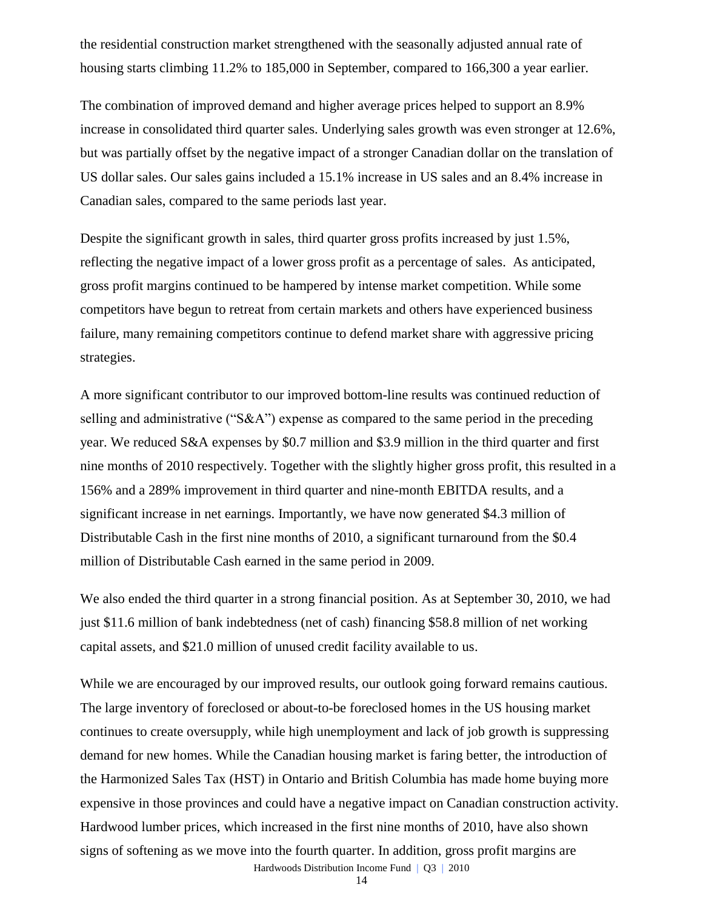the residential construction market strengthened with the seasonally adjusted annual rate of housing starts climbing 11.2% to 185,000 in September, compared to 166,300 a year earlier.

The combination of improved demand and higher average prices helped to support an 8.9% increase in consolidated third quarter sales. Underlying sales growth was even stronger at 12.6%, but was partially offset by the negative impact of a stronger Canadian dollar on the translation of US dollar sales. Our sales gains included a 15.1% increase in US sales and an 8.4% increase in Canadian sales, compared to the same periods last year.

Despite the significant growth in sales, third quarter gross profits increased by just 1.5%, reflecting the negative impact of a lower gross profit as a percentage of sales. As anticipated, gross profit margins continued to be hampered by intense market competition. While some competitors have begun to retreat from certain markets and others have experienced business failure, many remaining competitors continue to defend market share with aggressive pricing strategies.

A more significant contributor to our improved bottom-line results was continued reduction of selling and administrative ("S&A") expense as compared to the same period in the preceding year. We reduced S&A expenses by $0.7 million and $3.9 million in the third quarter and first nine months of 2010 respectively. Together with the slightly higher gross profit, this resulted in a 156% and a 289% improvement in third quarter and nine-month EBITDA results, and a significant increase in net earnings. Importantly, we have now generated $4.3 million of Distributable Cash in the first nine months of 2010, a significant turnaround from the $0.4 million of Distributable Cash earned in the same period in 2009.

We also ended the third quarter in a strong financial position. As at September 30, 2010, we had just $11.6 million of bank indebtedness (net of cash) financing $58.8 million of net working capital assets, and $21.0 million of unused credit facility available to us.

While we are encouraged by our improved results, our outlook going forward remains cautious. The large inventory of foreclosed or about-to-be foreclosed homes in the US housing market continues to create oversupply, while high unemployment and lack of job growth is suppressing demand for new homes. While the Canadian housing market is faring better, the introduction of the Harmonized Sales Tax (HST) in Ontario and British Columbia has made home buying more expensive in those provinces and could have a negative impact on Canadian construction activity. Hardwood lumber prices, which increased in the first nine months of 2010, have also shown signs of softening as we move into the fourth quarter. In addition, gross profit margins are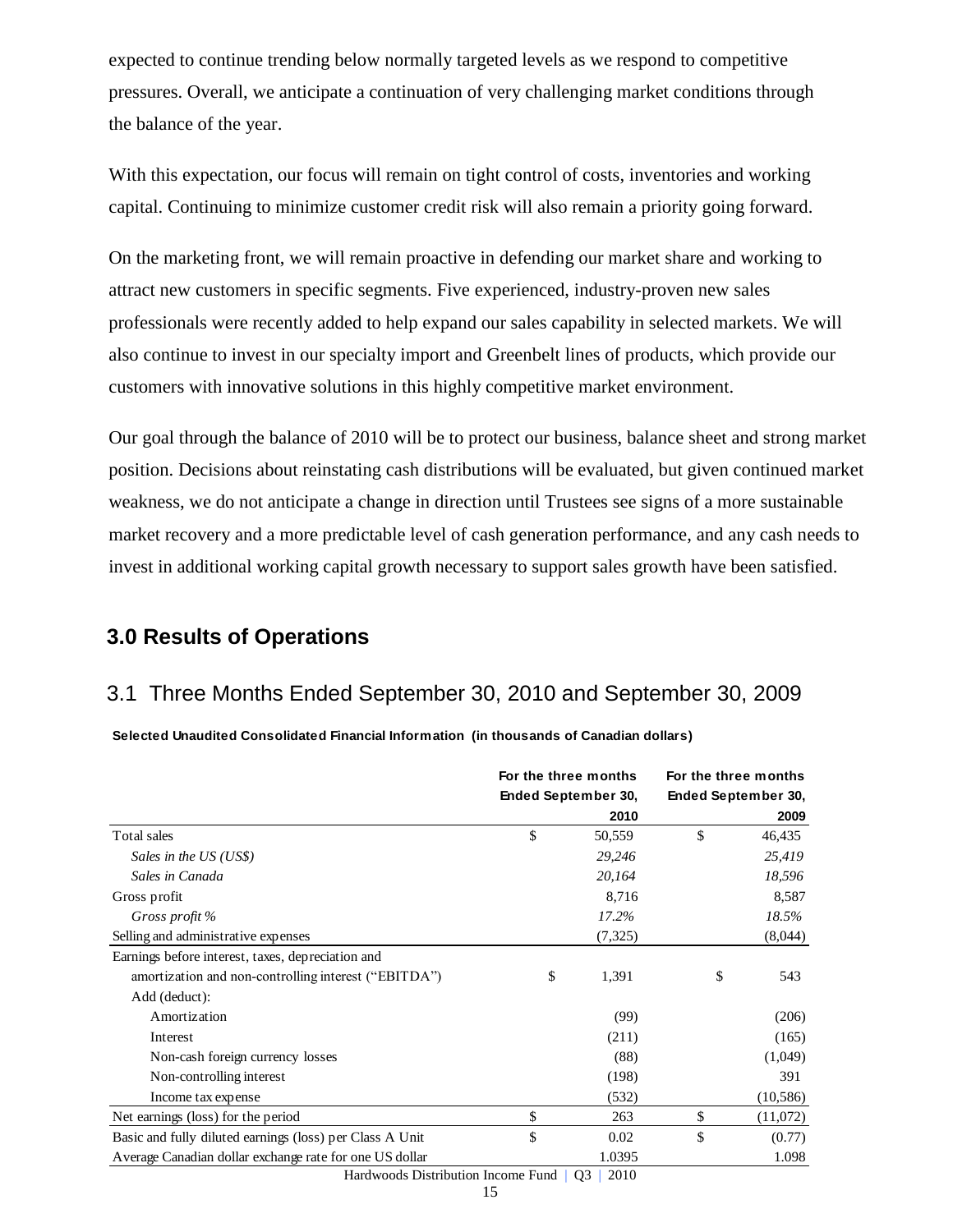expected to continue trending below normally targeted levels as we respond to competitive pressures. Overall, we anticipate a continuation of very challenging market conditions through the balance of the year.

With this expectation, our focus will remain on tight control of costs, inventories and working capital. Continuing to minimize customer credit risk will also remain a priority going forward.

On the marketing front, we will remain proactive in defending our market share and working to attract new customers in specific segments. Five experienced, industry-proven new sales professionals were recently added to help expand our sales capability in selected markets. We will also continue to invest in our specialty import and Greenbelt lines of products, which provide our customers with innovative solutions in this highly competitive market environment.

Our goal through the balance of 2010 will be to protect our business, balance sheet and strong market position. Decisions about reinstating cash distributions will be evaluated, but given continued market weakness, we do not anticipate a change in direction until Trustees see signs of a more sustainable market recovery and a more predictable level of cash generation performance, and any cash needs to invest in additional working capital growth necessary to support sales growth have been satisfied.

# 3.0 Results of Operations

## 3.1 Three Months Ended September 30, 2010 and September 30, 2009

**Selected Unaudited Consolidated Financial Information (in thousands of Canadian dollars)**

| | For the three months Ended September 30, 2010 | For the three months Ended September 30, 2009 |
|---|---|---|
| Total sales | $ 50,559 | $ 46,435 |
| *Sales in the US (US$)* | *29,246* | *25,419* |
| *Sales in Canada* | *20,164* | *18,596* |
| Gross profit | 8,716 | 8,587 |
| *Gross profit %* | *17.2%* | *18.5%* |
| Selling and administrative expenses | (7,325) | (8,044) |
| Earnings before interest, taxes, depreciation and amortization and non-controlling interest ("EBITDA") | $ 1,391 | $ 543 |
| Add (deduct): | | |
| Amortization | (99) | (206) |
| Interest | (211) | (165) |
| Non-cash foreign currency losses | (88) | (1,049) |
| Non-controlling interest | (198) | 391 |
| Income tax expense | (532) | (10,586) |
| Net earnings (loss) for the period | $ 263 | $ (11,072) |
| Basic and fully diluted earnings (loss) per Class A Unit | $ 0.02 | $ (0.77) |
| Average Canadian dollar exchange rate for one US dollar | 1.0395 | 1.098 |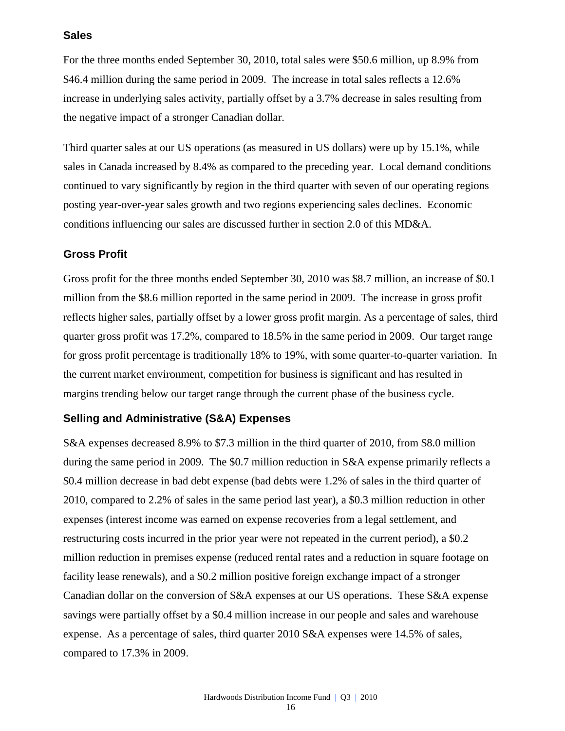## Sales

For the three months ended September 30, 2010, total sales were $50.6 million, up 8.9% from $46.4 million during the same period in 2009. The increase in total sales reflects a 12.6% increase in underlying sales activity, partially offset by a 3.7% decrease in sales resulting from the negative impact of a stronger Canadian dollar.

Third quarter sales at our US operations (as measured in US dollars) were up by 15.1%, while sales in Canada increased by 8.4% as compared to the preceding year. Local demand conditions continued to vary significantly by region in the third quarter with seven of our operating regions posting year-over-year sales growth and two regions experiencing sales declines. Economic conditions influencing our sales are discussed further in section 2.0 of this MD&A.

## Gross Profit

Gross profit for the three months ended September 30, 2010 was $8.7 million, an increase of $0.1 million from the $8.6 million reported in the same period in 2009. The increase in gross profit reflects higher sales, partially offset by a lower gross profit margin. As a percentage of sales, third quarter gross profit was 17.2%, compared to 18.5% in the same period in 2009. Our target range for gross profit percentage is traditionally 18% to 19%, with some quarter-to-quarter variation. In the current market environment, competition for business is significant and has resulted in margins trending below our target range through the current phase of the business cycle.

## Selling and Administrative (S&A) Expenses

S&A expenses decreased 8.9% to $7.3 million in the third quarter of 2010, from $8.0 million during the same period in 2009. The $0.7 million reduction in S&A expense primarily reflects a $0.4 million decrease in bad debt expense (bad debts were 1.2% of sales in the third quarter of 2010, compared to 2.2% of sales in the same period last year), a $0.3 million reduction in other expenses (interest income was earned on expense recoveries from a legal settlement, and restructuring costs incurred in the prior year were not repeated in the current period), a $0.2 million reduction in premises expense (reduced rental rates and a reduction in square footage on facility lease renewals), and a $0.2 million positive foreign exchange impact of a stronger Canadian dollar on the conversion of S&A expenses at our US operations. These S&A expense savings were partially offset by a $0.4 million increase in our people and sales and warehouse expense. As a percentage of sales, third quarter 2010 S&A expenses were 14.5% of sales, compared to 17.3% in 2009.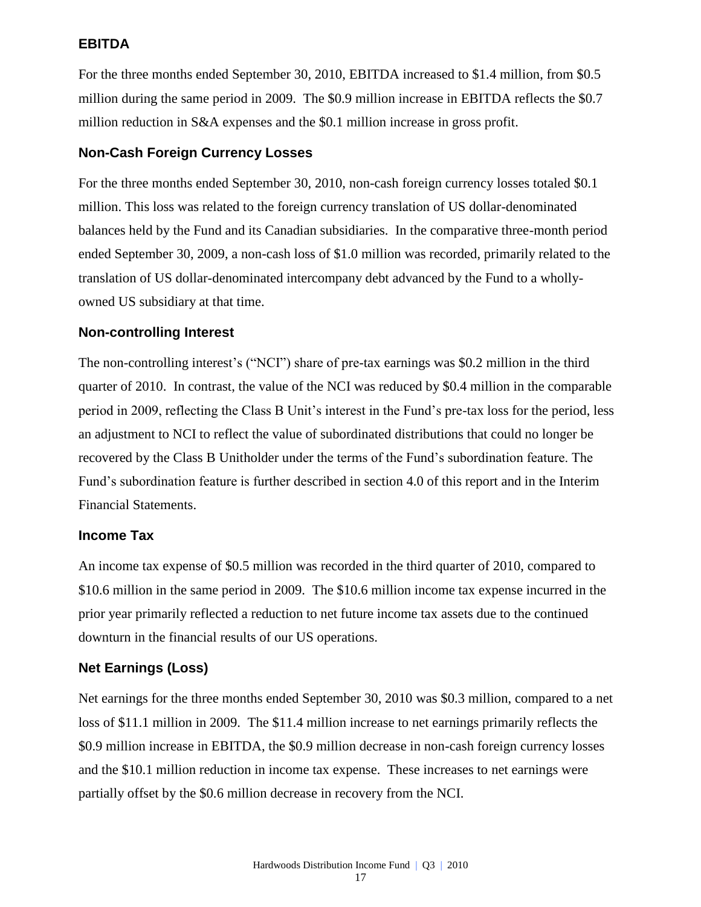### EBITDA

For the three months ended September 30, 2010, EBITDA increased to $1.4 million, from $0.5 million during the same period in 2009. The $0.9 million increase in EBITDA reflects the $0.7 million reduction in S&A expenses and the $0.1 million increase in gross profit.

### Non-Cash Foreign Currency Losses

For the three months ended September 30, 2010, non-cash foreign currency losses totaled $0.1 million. This loss was related to the foreign currency translation of US dollar-denominated balances held by the Fund and its Canadian subsidiaries. In the comparative three-month period ended September 30, 2009, a non-cash loss of $1.0 million was recorded, primarily related to the translation of US dollar-denominated intercompany debt advanced by the Fund to a wholly-owned US subsidiary at that time.

### Non-controlling Interest

The non-controlling interest's ("NCI") share of pre-tax earnings was $0.2 million in the third quarter of 2010. In contrast, the value of the NCI was reduced by $0.4 million in the comparable period in 2009, reflecting the Class B Unit's interest in the Fund's pre-tax loss for the period, less an adjustment to NCI to reflect the value of subordinated distributions that could no longer be recovered by the Class B Unitholder under the terms of the Fund's subordination feature. The Fund's subordination feature is further described in section 4.0 of this report and in the Interim Financial Statements.

### Income Tax

An income tax expense of $0.5 million was recorded in the third quarter of 2010, compared to $10.6 million in the same period in 2009. The $10.6 million income tax expense incurred in the prior year primarily reflected a reduction to net future income tax assets due to the continued downturn in the financial results of our US operations.

### Net Earnings (Loss)

Net earnings for the three months ended September 30, 2010 was $0.3 million, compared to a net loss of $11.1 million in 2009. The $11.4 million increase to net earnings primarily reflects the $0.9 million increase in EBITDA, the $0.9 million decrease in non-cash foreign currency losses and the $10.1 million reduction in income tax expense. These increases to net earnings were partially offset by the $0.6 million decrease in recovery from the NCI.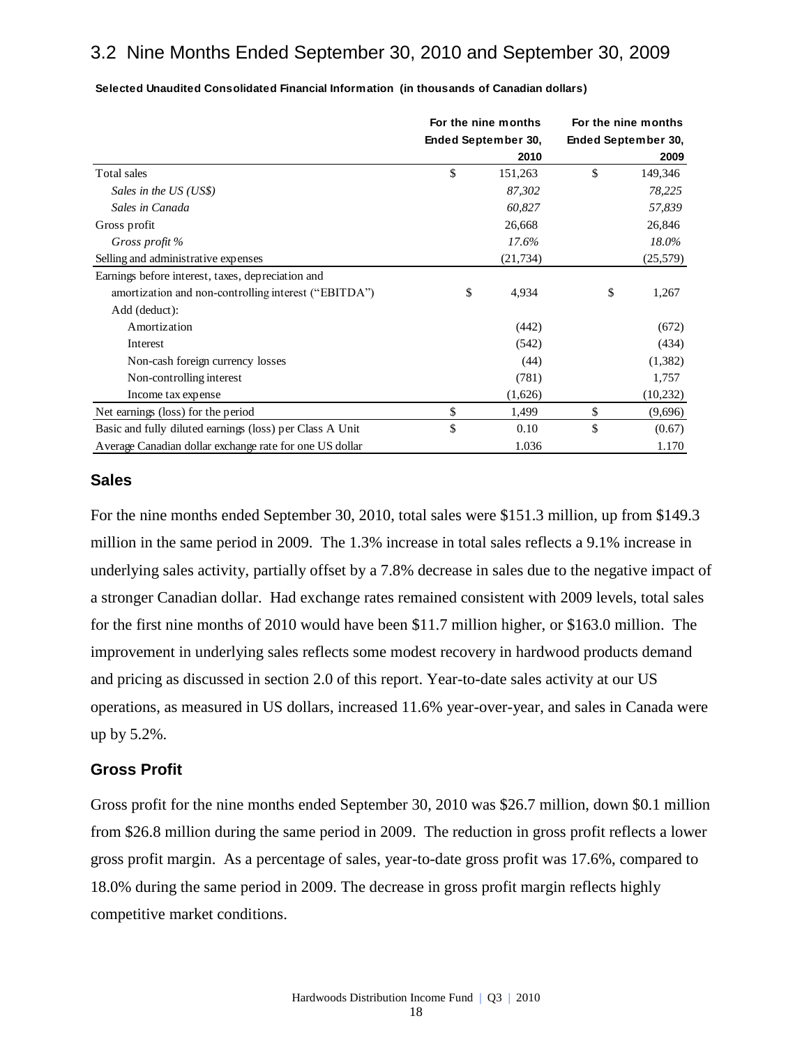## 3.2 Nine Months Ended September 30, 2010 and September 30, 2009

**Selected Unaudited Consolidated Financial Information (in thousands of Canadian dollars)**

| | For the nine months Ended September 30, 2010 | For the nine months Ended September 30, 2009 |
|---|---|---|
| Total sales | $ 151,263 | $ 149,346 |
| *Sales in the US (US$)* | *87,302* | *78,225* |
| *Sales in Canada* | *60,827* | *57,839* |
| Gross profit | 26,668 | 26,846 |
| *Gross profit %* | *17.6%* | *18.0%* |
| Selling and administrative expenses | (21,734) | (25,579) |
| Earnings before interest, taxes, depreciation and amortization and non-controlling interest ("EBITDA") | $ 4,934 | $ 1,267 |
| Add (deduct): | | |
| Amortization | (442) | (672) |
| Interest | (542) | (434) |
| Non-cash foreign currency losses | (44) | (1,382) |
| Non-controlling interest | (781) | 1,757 |
| Income tax expense | (1,626) | (10,232) |
| Net earnings (loss) for the period | $ 1,499 | $ (9,696) |
| Basic and fully diluted earnings (loss) per Class A Unit | $ 0.10 | $ (0.67) |
| Average Canadian dollar exchange rate for one US dollar | 1.036 | 1.170 |

### Sales

For the nine months ended September 30, 2010, total sales were $151.3 million, up from $149.3 million in the same period in 2009. The 1.3% increase in total sales reflects a 9.1% increase in underlying sales activity, partially offset by a 7.8% decrease in sales due to the negative impact of a stronger Canadian dollar. Had exchange rates remained consistent with 2009 levels, total sales for the first nine months of 2010 would have been $11.7 million higher, or $163.0 million. The improvement in underlying sales reflects some modest recovery in hardwood products demand and pricing as discussed in section 2.0 of this report. Year-to-date sales activity at our US operations, as measured in US dollars, increased 11.6% year-over-year, and sales in Canada were up by 5.2%.

### Gross Profit

Gross profit for the nine months ended September 30, 2010 was $26.7 million, down $0.1 million from $26.8 million during the same period in 2009. The reduction in gross profit reflects a lower gross profit margin. As a percentage of sales, year-to-date gross profit was 17.6%, compared to 18.0% during the same period in 2009. The decrease in gross profit margin reflects highly competitive market conditions.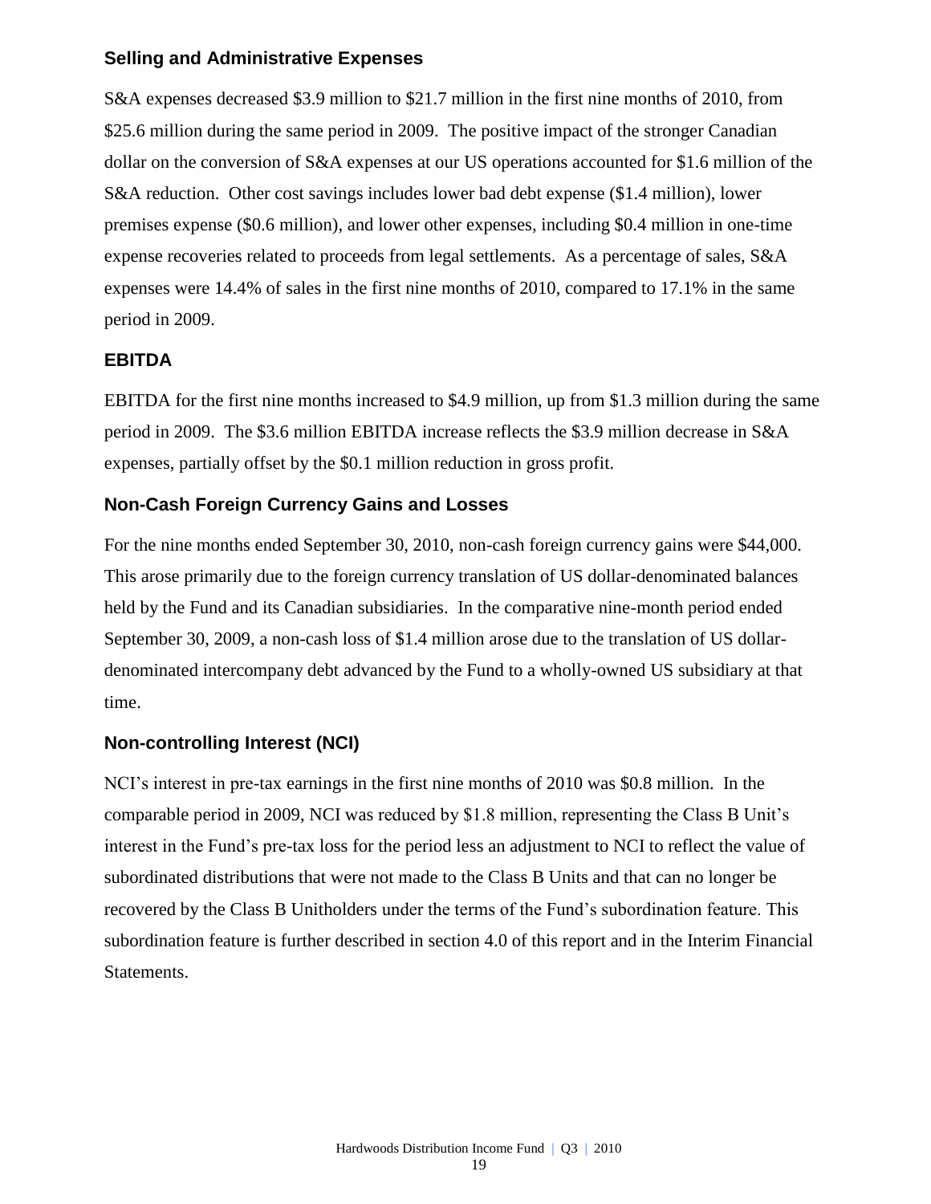### Selling and Administrative Expenses

S&A expenses decreased \$3.9 million to \$21.7 million in the first nine months of 2010, from \$25.6 million during the same period in 2009. The positive impact of the stronger Canadian dollar on the conversion of S&A expenses at our US operations accounted for \$1.6 million of the S&A reduction. Other cost savings includes lower bad debt expense (\$1.4 million), lower premises expense (\$0.6 million), and lower other expenses, including \$0.4 million in one-time expense recoveries related to proceeds from legal settlements. As a percentage of sales, S&A expenses were 14.4% of sales in the first nine months of 2010, compared to 17.1% in the same period in 2009.

### EBITDA

EBITDA for the first nine months increased to \$4.9 million, up from \$1.3 million during the same period in 2009. The \$3.6 million EBITDA increase reflects the \$3.9 million decrease in S&A expenses, partially offset by the \$0.1 million reduction in gross profit.

### Non-Cash Foreign Currency Gains and Losses

For the nine months ended September 30, 2010, non-cash foreign currency gains were \$44,000. This arose primarily due to the foreign currency translation of US dollar-denominated balances held by the Fund and its Canadian subsidiaries. In the comparative nine-month period ended September 30, 2009, a non-cash loss of \$1.4 million arose due to the translation of US dollar-denominated intercompany debt advanced by the Fund to a wholly-owned US subsidiary at that time.

### Non-controlling Interest (NCI)

NCI's interest in pre-tax earnings in the first nine months of 2010 was \$0.8 million. In the comparable period in 2009, NCI was reduced by \$1.8 million, representing the Class B Unit's interest in the Fund's pre-tax loss for the period less an adjustment to NCI to reflect the value of subordinated distributions that were not made to the Class B Units and that can no longer be recovered by the Class B Unitholders under the terms of the Fund's subordination feature. This subordination feature is further described in section 4.0 of this report and in the Interim Financial Statements.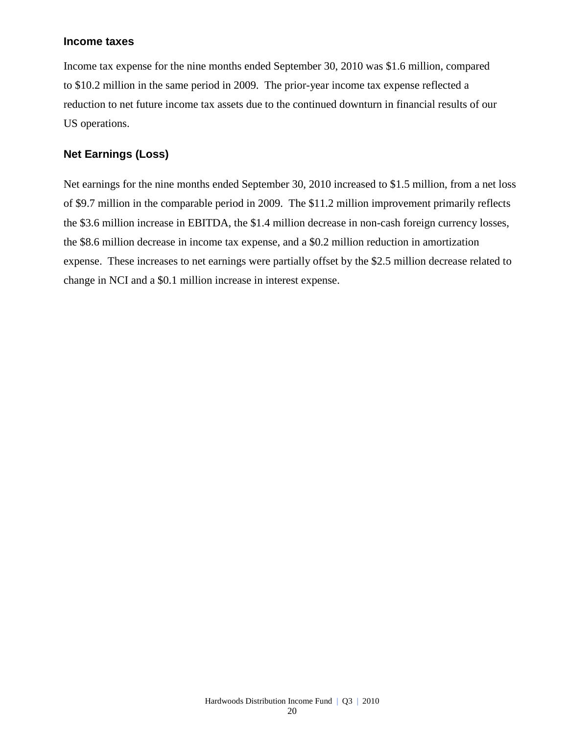### Income taxes

Income tax expense for the nine months ended September 30, 2010 was $1.6 million, compared to $10.2 million in the same period in 2009. The prior-year income tax expense reflected a reduction to net future income tax assets due to the continued downturn in financial results of our US operations.

### Net Earnings (Loss)

Net earnings for the nine months ended September 30, 2010 increased to $1.5 million, from a net loss of $9.7 million in the comparable period in 2009. The $11.2 million improvement primarily reflects the $3.6 million increase in EBITDA, the $1.4 million decrease in non-cash foreign currency losses, the $8.6 million decrease in income tax expense, and a $0.2 million reduction in amortization expense. These increases to net earnings were partially offset by the $2.5 million decrease related to change in NCI and a $0.1 million increase in interest expense.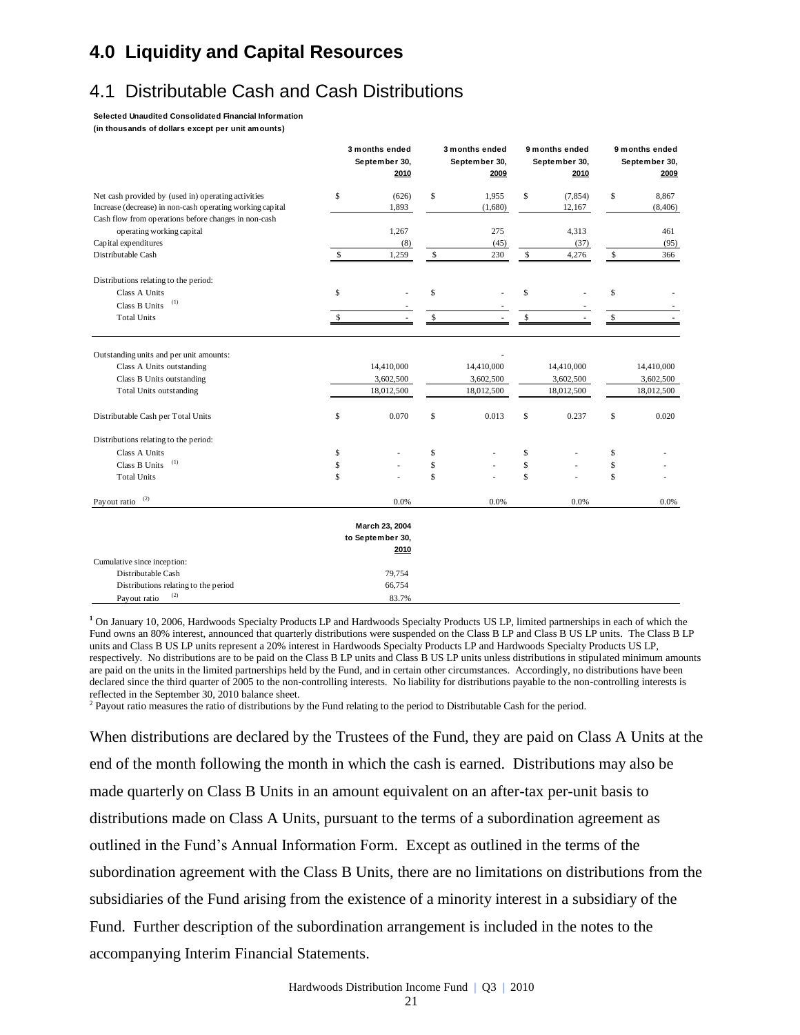# 4.0 Liquidity and Capital Resources

## 4.1 Distributable Cash and Cash Distributions

**Selected Unaudited Consolidated Financial Information**
**(in thousands of dollars except per unit amounts)**

| | 3 months ended September 30, 2010 | 3 months ended September 30, 2009 | 9 months ended September 30, 2010 | 9 months ended September 30, 2009 |
|---|---|---|---|---|
| Net cash provided by (used in) operating activities | $ (626) | $ 1,955 | $ (7,854) | $ 8,867 |
| Increase (decrease) in non-cash operating working capital | 1,893 | (1,680) | 12,167 | (8,406) |
| Cash flow from operations before changes in non-cash operating working capital | 1,267 | 275 | 4,313 | 461 |
| Capital expenditures | (8) | (45) | (37) | (95) |
| Distributable Cash | $ 1,259 | $ 230 | $ 4,276 | $ 366 |
| Distributions relating to the period: | | | | |
| Class A Units | $ - | $ - | $ - | $ - |
| Class B Units [(1)] | - | - | - | - |
| Total Units | $ - | $ - | $ - | $ - |
| Outstanding units and per unit amounts: | | - | | |
| Class A Units outstanding | 14,410,000 | 14,410,000 | 14,410,000 | 14,410,000 |
| Class B Units outstanding | 3,602,500 | 3,602,500 | 3,602,500 | 3,602,500 |
| Total Units outstanding | 18,012,500 | 18,012,500 | 18,012,500 | 18,012,500 |
| Distributable Cash per Total Units | $ 0.070 | $ 0.013 | $ 0.237 | $ 0.020 |
| Distributions relating to the period: | | | | |
| Class A Units | $ - | $ - | $ - | $ - |
| Class B Units [(1)] | $ - | $ - | $ - | $ - |
| Total Units | $ - | $ - | $ - | $ - |
| Payout ratio [(2)] | 0.0% | 0.0% | 0.0% | 0.0% |

| | March 23, 2004 to September 30, 2010 |
|---|---|
| Cumulative since inception: | |
| Distributable Cash | 79,754 |
| Distributions relating to the period | 66,754 |
| Payout ratio [(2)] | 83.7% |

[1] On January 10, 2006, Hardwoods Specialty Products LP and Hardwoods Specialty Products US LP, limited partnerships in each of which the Fund owns an 80% interest, announced that quarterly distributions were suspended on the Class B LP and Class B US LP units. The Class B LP units and Class B US LP units represent a 20% interest in Hardwoods Specialty Products LP and Hardwoods Specialty Products US LP, respectively. No distributions are to be paid on the Class B LP units and Class B US LP units unless distributions in stipulated minimum amounts are paid on the units in the limited partnerships held by the Fund, and in certain other circumstances. Accordingly, no distributions have been declared since the third quarter of 2005 to the non-controlling interests. No liability for distributions payable to the non-controlling interests is reflected in the September 30, 2010 balance sheet.

[2] Payout ratio measures the ratio of distributions by the Fund relating to the period to Distributable Cash for the period.

When distributions are declared by the Trustees of the Fund, they are paid on Class A Units at the end of the month following the month in which the cash is earned. Distributions may also be made quarterly on Class B Units in an amount equivalent on an after-tax per-unit basis to distributions made on Class A Units, pursuant to the terms of a subordination agreement as outlined in the Fund's Annual Information Form. Except as outlined in the terms of the subordination agreement with the Class B Units, there are no limitations on distributions from the subsidiaries of the Fund arising from the existence of a minority interest in a subsidiary of the Fund. Further description of the subordination arrangement is included in the notes to the accompanying Interim Financial Statements.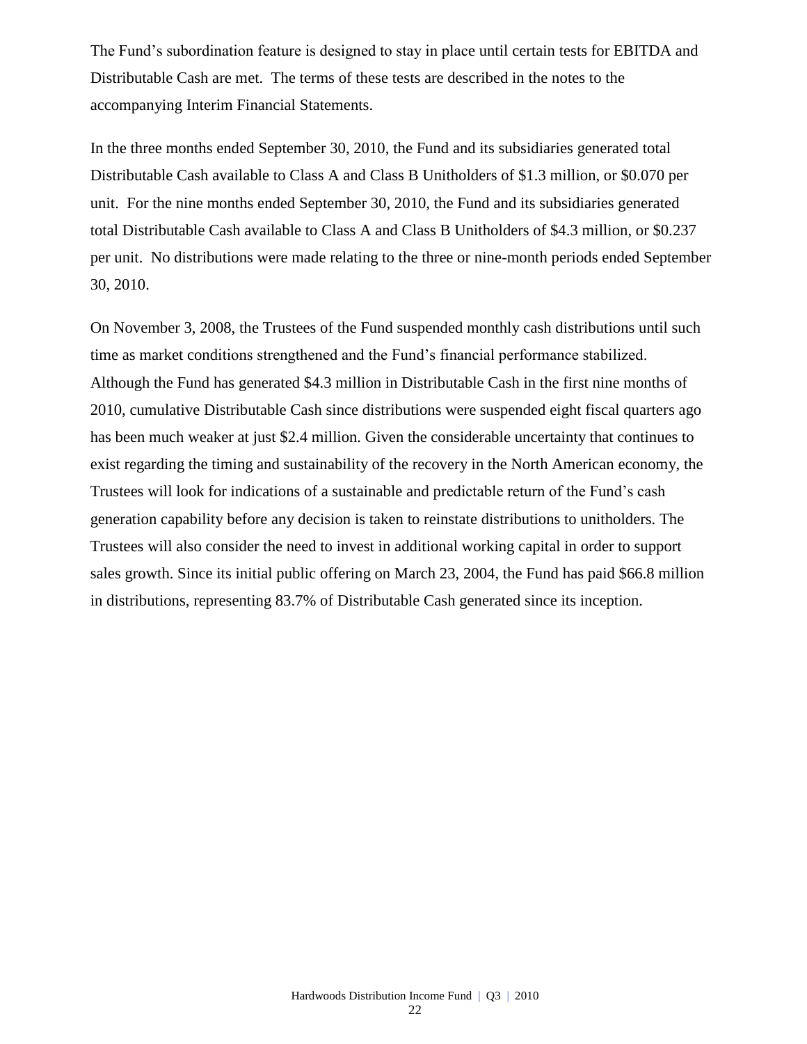The Fund's subordination feature is designed to stay in place until certain tests for EBITDA and Distributable Cash are met. The terms of these tests are described in the notes to the accompanying Interim Financial Statements.

In the three months ended September 30, 2010, the Fund and its subsidiaries generated total Distributable Cash available to Class A and Class B Unitholders of $1.3 million, or $0.070 per unit. For the nine months ended September 30, 2010, the Fund and its subsidiaries generated total Distributable Cash available to Class A and Class B Unitholders of $4.3 million, or $0.237 per unit. No distributions were made relating to the three or nine-month periods ended September 30, 2010.

On November 3, 2008, the Trustees of the Fund suspended monthly cash distributions until such time as market conditions strengthened and the Fund's financial performance stabilized. Although the Fund has generated $4.3 million in Distributable Cash in the first nine months of 2010, cumulative Distributable Cash since distributions were suspended eight fiscal quarters ago has been much weaker at just $2.4 million. Given the considerable uncertainty that continues to exist regarding the timing and sustainability of the recovery in the North American economy, the Trustees will look for indications of a sustainable and predictable return of the Fund's cash generation capability before any decision is taken to reinstate distributions to unitholders. The Trustees will also consider the need to invest in additional working capital in order to support sales growth. Since its initial public offering on March 23, 2004, the Fund has paid $66.8 million in distributions, representing 83.7% of Distributable Cash generated since its inception.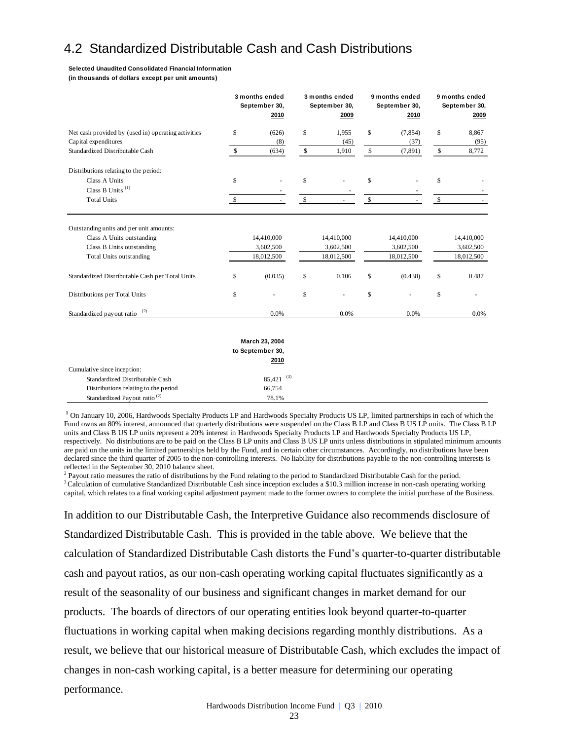## 4.2 Standardized Distributable Cash and Cash Distributions

**Selected Unaudited Consolidated Financial Information**
**(in thousands of dollars except per unit amounts)**

| | 3 months ended September 30, 2010 | 3 months ended September 30, 2009 | 9 months ended September 30, 2010 | 9 months ended September 30, 2009 |
|---|---|---|---|---|
| Net cash provided by (used in) operating activities | $ (626) | $ 1,955 | $ (7,854) | $ 8,867 |
| Capital expenditures | (8) | (45) | (37) | (95) |
| Standardized Distributable Cash | $ (634) | $ 1,910 | $ (7,891) | $ 8,772 |
| | | | | |
| Distributions relating to the period: | | | | |
| Class A Units | $ - | $ - | $ - | $ - |
| Class B Units [1] | - | - | - | - |
| Total Units | $ - | $ - | $ - | $ - |
| | | | | |
| Outstanding units and per unit amounts: | | | | |
| Class A Units outstanding | 14,410,000 | 14,410,000 | 14,410,000 | 14,410,000 |
| Class B Units outstanding | 3,602,500 | 3,602,500 | 3,602,500 | 3,602,500 |
| Total Units outstanding | 18,012,500 | 18,012,500 | 18,012,500 | 18,012,500 |
| | | | | |
| Standardized Distributable Cash per Total Units | $ (0.035) | $ 0.106 | $ (0.438) | $ 0.487 |
| | | | | |
| Distributions per Total Units | $ - | $ - | $ - | $ - |
| | | | | |
| Standardized payout ratio [2] | 0.0% | 0.0% | 0.0% | 0.0% |

| | March 23, 2004 to September 30, 2010 |
|---|---|
| Cumulative since inception: | |
| Standardized Distributable Cash | 85,421 [3] |
| Distributions relating to the period | 66,754 |
| Standardized Payout ratio [2] | 78.1% |

[1] On January 10, 2006, Hardwoods Specialty Products LP and Hardwoods Specialty Products US LP, limited partnerships in each of which the Fund owns an 80% interest, announced that quarterly distributions were suspended on the Class B LP and Class B US LP units. The Class B LP units and Class B US LP units represent a 20% interest in Hardwoods Specialty Products LP and Hardwoods Specialty Products US LP, respectively. No distributions are to be paid on the Class B LP units and Class B US LP units unless distributions in stipulated minimum amounts are paid on the units in the limited partnerships held by the Fund, and in certain other circumstances. Accordingly, no distributions have been declared since the third quarter of 2005 to the non-controlling interests. No liability for distributions payable to the non-controlling interests is reflected in the September 30, 2010 balance sheet.

[2] Payout ratio measures the ratio of distributions by the Fund relating to the period to Standardized Distributable Cash for the period.

[3] Calculation of cumulative Standardized Distributable Cash since inception excludes a $10.3 million increase in non-cash operating working capital, which relates to a final working capital adjustment payment made to the former owners to complete the initial purchase of the Business.

In addition to our Distributable Cash, the Interpretive Guidance also recommends disclosure of Standardized Distributable Cash. This is provided in the table above. We believe that the calculation of Standardized Distributable Cash distorts the Fund's quarter-to-quarter distributable cash and payout ratios, as our non-cash operating working capital fluctuates significantly as a result of the seasonality of our business and significant changes in market demand for our products. The boards of directors of our operating entities look beyond quarter-to-quarter fluctuations in working capital when making decisions regarding monthly distributions. As a result, we believe that our historical measure of Distributable Cash, which excludes the impact of changes in non-cash working capital, is a better measure for determining our operating performance.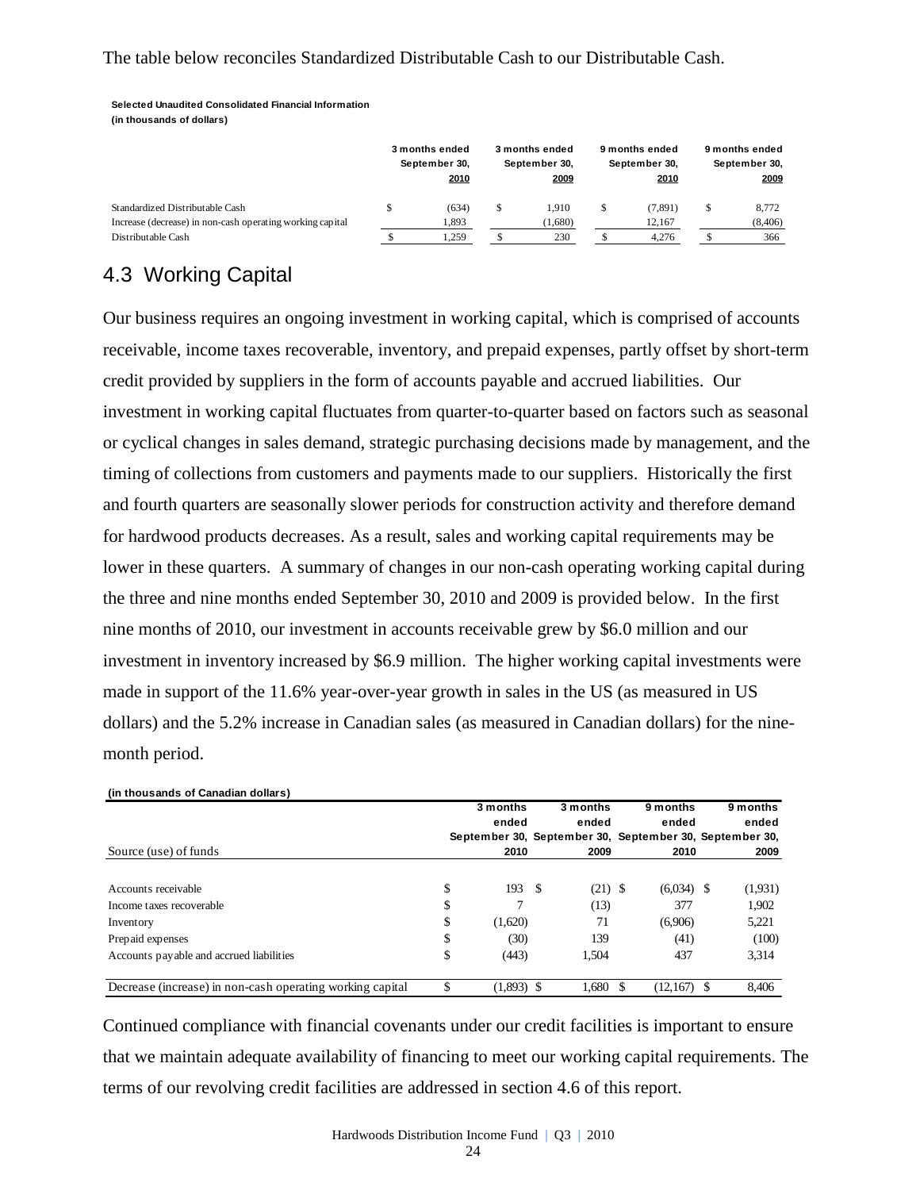The table below reconciles Standardized Distributable Cash to our Distributable Cash.

**Selected Unaudited Consolidated Financial Information**
**(in thousands of dollars)**

| | 3 months ended September 30, 2010 | 3 months ended September 30, 2009 | 9 months ended September 30, 2010 | 9 months ended September 30, 2009 |
|---|---|---|---|---|
| Standardized Distributable Cash | $ (634) | $ 1,910 | $ (7,891) | $ 8,772 |
| Increase (decrease) in non-cash operating working capital | 1,893 | (1,680) | 12,167 | (8,406) |
| Distributable Cash | $ 1,259 | $ 230 | $ 4,276 | $ 366 |

## 4.3 Working Capital

Our business requires an ongoing investment in working capital, which is comprised of accounts receivable, income taxes recoverable, inventory, and prepaid expenses, partly offset by short-term credit provided by suppliers in the form of accounts payable and accrued liabilities. Our investment in working capital fluctuates from quarter-to-quarter based on factors such as seasonal or cyclical changes in sales demand, strategic purchasing decisions made by management, and the timing of collections from customers and payments made to our suppliers. Historically the first and fourth quarters are seasonally slower periods for construction activity and therefore demand for hardwood products decreases. As a result, sales and working capital requirements may be lower in these quarters. A summary of changes in our non-cash operating working capital during the three and nine months ended September 30, 2010 and 2009 is provided below. In the first nine months of 2010, our investment in accounts receivable grew by $6.0 million and our investment in inventory increased by $6.9 million. The higher working capital investments were made in support of the 11.6% year-over-year growth in sales in the US (as measured in US dollars) and the 5.2% increase in Canadian sales (as measured in Canadian dollars) for the nine-month period.

**(in thousands of Canadian dollars)**

| Source (use) of funds | 3 months ended September 30, 2010 | 3 months ended September 30, 2009 | 9 months ended September 30, 2010 | 9 months ended September 30, 2009 |
|---|---|---|---|---|
| Accounts receivable | $ 193 | $ (21) | $ (6,034) | $ (1,931) |
| Income taxes recoverable | $ 7 | (13) | 377 | 1,902 |
| Inventory | $ (1,620) | 71 | (6,906) | 5,221 |
| Prepaid expenses | $ (30) | 139 | (41) | (100) |
| Accounts payable and accrued liabilities | $ (443) | 1,504 | 437 | 3,314 |
| Decrease (increase) in non-cash operating working capital | $ (1,893) | $ 1,680 | $ (12,167) | $ 8,406 |

Continued compliance with financial covenants under our credit facilities is important to ensure that we maintain adequate availability of financing to meet our working capital requirements. The terms of our revolving credit facilities are addressed in section 4.6 of this report.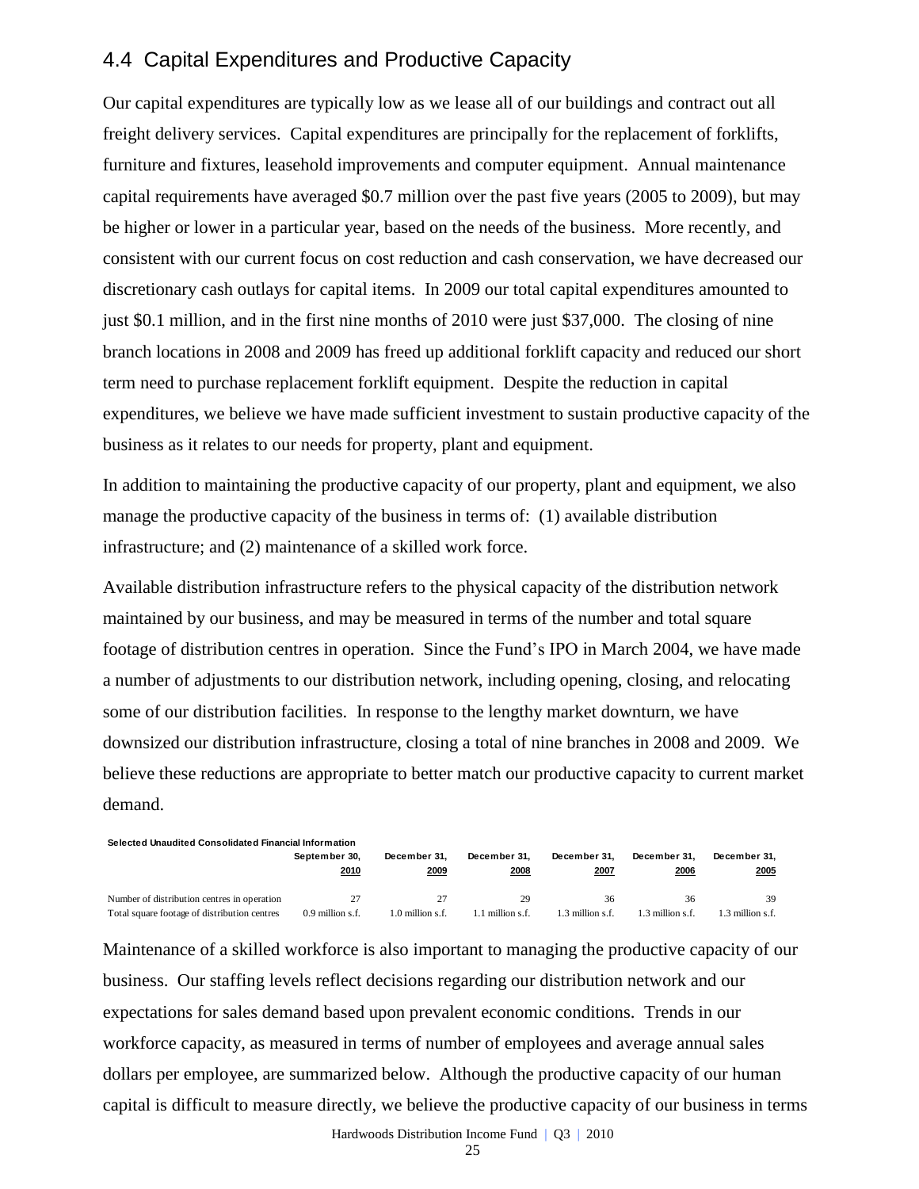## 4.4 Capital Expenditures and Productive Capacity

Our capital expenditures are typically low as we lease all of our buildings and contract out all freight delivery services. Capital expenditures are principally for the replacement of forklifts, furniture and fixtures, leasehold improvements and computer equipment. Annual maintenance capital requirements have averaged \$0.7 million over the past five years (2005 to 2009), but may be higher or lower in a particular year, based on the needs of the business. More recently, and consistent with our current focus on cost reduction and cash conservation, we have decreased our discretionary cash outlays for capital items. In 2009 our total capital expenditures amounted to just \$0.1 million, and in the first nine months of 2010 were just \$37,000. The closing of nine branch locations in 2008 and 2009 has freed up additional forklift capacity and reduced our short term need to purchase replacement forklift equipment. Despite the reduction in capital expenditures, we believe we have made sufficient investment to sustain productive capacity of the business as it relates to our needs for property, plant and equipment.

In addition to maintaining the productive capacity of our property, plant and equipment, we also manage the productive capacity of the business in terms of: (1) available distribution infrastructure; and (2) maintenance of a skilled work force.

Available distribution infrastructure refers to the physical capacity of the distribution network maintained by our business, and may be measured in terms of the number and total square footage of distribution centres in operation. Since the Fund's IPO in March 2004, we have made a number of adjustments to our distribution network, including opening, closing, and relocating some of our distribution facilities. In response to the lengthy market downturn, we have downsized our distribution infrastructure, closing a total of nine branches in 2008 and 2009. We believe these reductions are appropriate to better match our productive capacity to current market demand.

**Selected Unaudited Consolidated Financial Information**

| | September 30, 2010 | December 31, 2009 | December 31, 2008 | December 31, 2007 | December 31, 2006 | December 31, 2005 |
|---|---|---|---|---|---|---|
| Number of distribution centres in operation | 27 | 27 | 29 | 36 | 36 | 39 |
| Total square footage of distribution centres | 0.9 million s.f. | 1.0 million s.f. | 1.1 million s.f. | 1.3 million s.f. | 1.3 million s.f. | 1.3 million s.f. |

Maintenance of a skilled workforce is also important to managing the productive capacity of our business. Our staffing levels reflect decisions regarding our distribution network and our expectations for sales demand based upon prevalent economic conditions. Trends in our workforce capacity, as measured in terms of number of employees and average annual sales dollars per employee, are summarized below. Although the productive capacity of our human capital is difficult to measure directly, we believe the productive capacity of our business in terms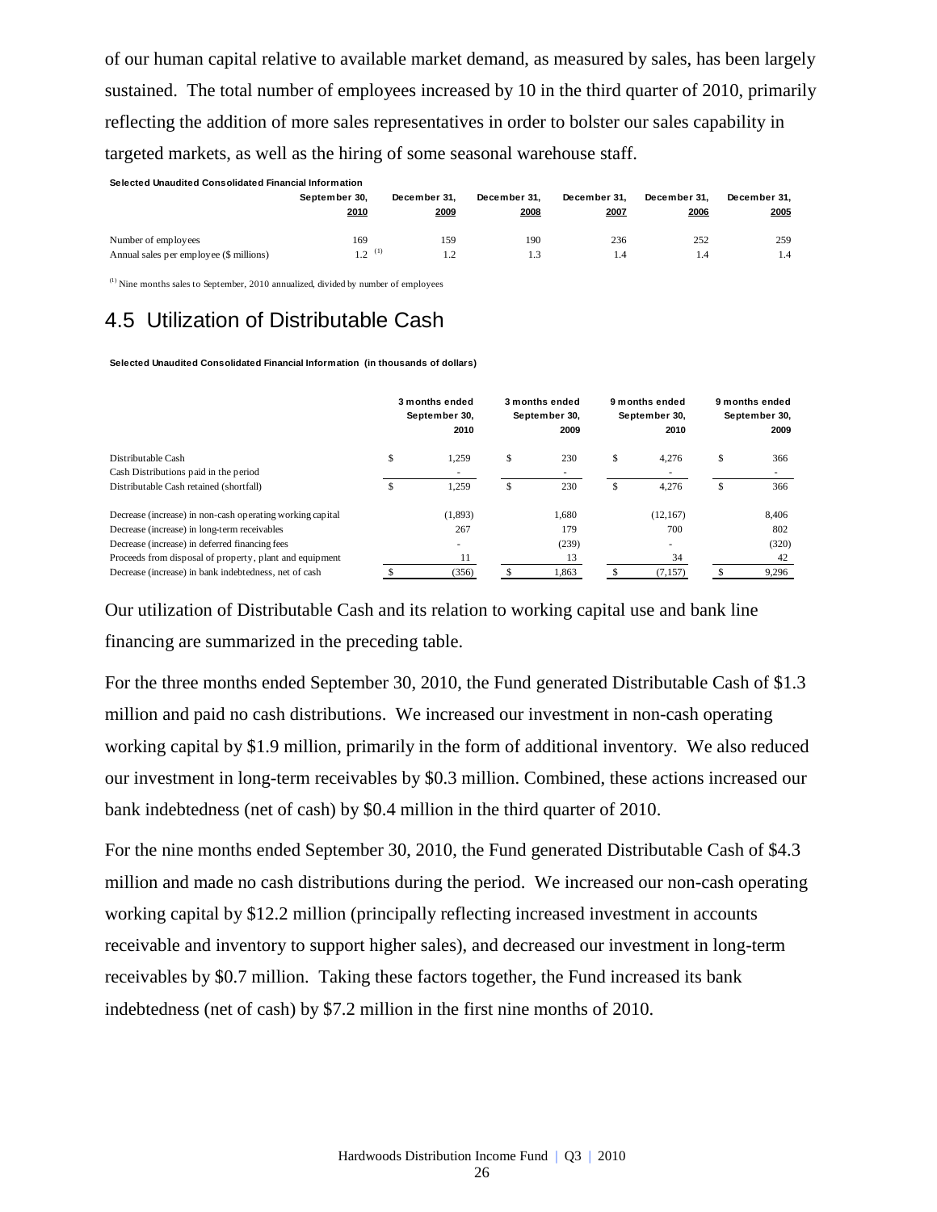of our human capital relative to available market demand, as measured by sales, has been largely sustained. The total number of employees increased by 10 in the third quarter of 2010, primarily reflecting the addition of more sales representatives in order to bolster our sales capability in targeted markets, as well as the hiring of some seasonal warehouse staff.

**Selected Unaudited Consolidated Financial Information**

| | September 30, 2010 | December 31, 2009 | December 31, 2008 | December 31, 2007 | December 31, 2006 | December 31, 2005 |
|---|---|---|---|---|---|---|
| Number of employees | 169 | 159 | 190 | 236 | 252 | 259 |
| Annual sales per employee ($ millions) | 1.2 [(1)] | 1.2 | 1.3 | 1.4 | 1.4 | 1.4 |

[(1)] Nine months sales to September, 2010 annualized, divided by number of employees

## 4.5 Utilization of Distributable Cash

**Selected Unaudited Consolidated Financial Information (in thousands of dollars)**

| | 3 months ended September 30, 2010 | 3 months ended September 30, 2009 | 9 months ended September 30, 2010 | 9 months ended September 30, 2009 |
|---|---|---|---|---|
| Distributable Cash | $ 1,259 | $ 230 | $ 4,276 | $ 366 |
| Cash Distributions paid in the period | - | - | - | - |
| Distributable Cash retained (shortfall) | $ 1,259 | $ 230 | $ 4,276 | $ 366 |
| Decrease (increase) in non-cash operating working capital | (1,893) | 1,680 | (12,167) | 8,406 |
| Decrease (increase) in long-term receivables | 267 | 179 | 700 | 802 |
| Decrease (increase) in deferred financing fees | - | (239) | - | (320) |
| Proceeds from disposal of property, plant and equipment | 11 | 13 | 34 | 42 |
| Decrease (increase) in bank indebtedness, net of cash | $ (356) | $ 1,863 | $ (7,157) | $ 9,296 |

Our utilization of Distributable Cash and its relation to working capital use and bank line financing are summarized in the preceding table.

For the three months ended September 30, 2010, the Fund generated Distributable Cash of $1.3 million and paid no cash distributions. We increased our investment in non-cash operating working capital by $1.9 million, primarily in the form of additional inventory. We also reduced our investment in long-term receivables by $0.3 million. Combined, these actions increased our bank indebtedness (net of cash) by $0.4 million in the third quarter of 2010.

For the nine months ended September 30, 2010, the Fund generated Distributable Cash of $4.3 million and made no cash distributions during the period. We increased our non-cash operating working capital by $12.2 million (principally reflecting increased investment in accounts receivable and inventory to support higher sales), and decreased our investment in long-term receivables by $0.7 million. Taking these factors together, the Fund increased its bank indebtedness (net of cash) by $7.2 million in the first nine months of 2010.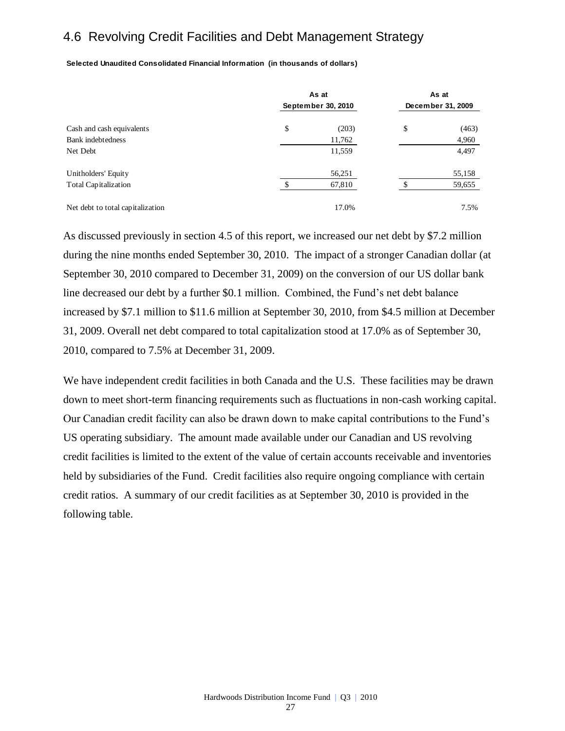## 4.6 Revolving Credit Facilities and Debt Management Strategy

**Selected Unaudited Consolidated Financial Information (in thousands of dollars)**

| | As at September 30, 2010 | As at December 31, 2009 |
|---|---|---|
| Cash and cash equivalents | $ (203) | $ (463) |
| Bank indebtedness | 11,762 | 4,960 |
| Net Debt | 11,559 | 4,497 |
| Unitholders' Equity | 56,251 | 55,158 |
| Total Capitalization | $ 67,810 | $ 59,655 |
| Net debt to total capitalization | 17.0% | 7.5% |

As discussed previously in section 4.5 of this report, we increased our net debt by \$7.2 million during the nine months ended September 30, 2010. The impact of a stronger Canadian dollar (at September 30, 2010 compared to December 31, 2009) on the conversion of our US dollar bank line decreased our debt by a further \$0.1 million. Combined, the Fund's net debt balance increased by \$7.1 million to \$11.6 million at September 30, 2010, from \$4.5 million at December 31, 2009. Overall net debt compared to total capitalization stood at 17.0% as of September 30, 2010, compared to 7.5% at December 31, 2009.

We have independent credit facilities in both Canada and the U.S. These facilities may be drawn down to meet short-term financing requirements such as fluctuations in non-cash working capital. Our Canadian credit facility can also be drawn down to make capital contributions to the Fund's US operating subsidiary. The amount made available under our Canadian and US revolving credit facilities is limited to the extent of the value of certain accounts receivable and inventories held by subsidiaries of the Fund. Credit facilities also require ongoing compliance with certain credit ratios. A summary of our credit facilities as at September 30, 2010 is provided in the following table.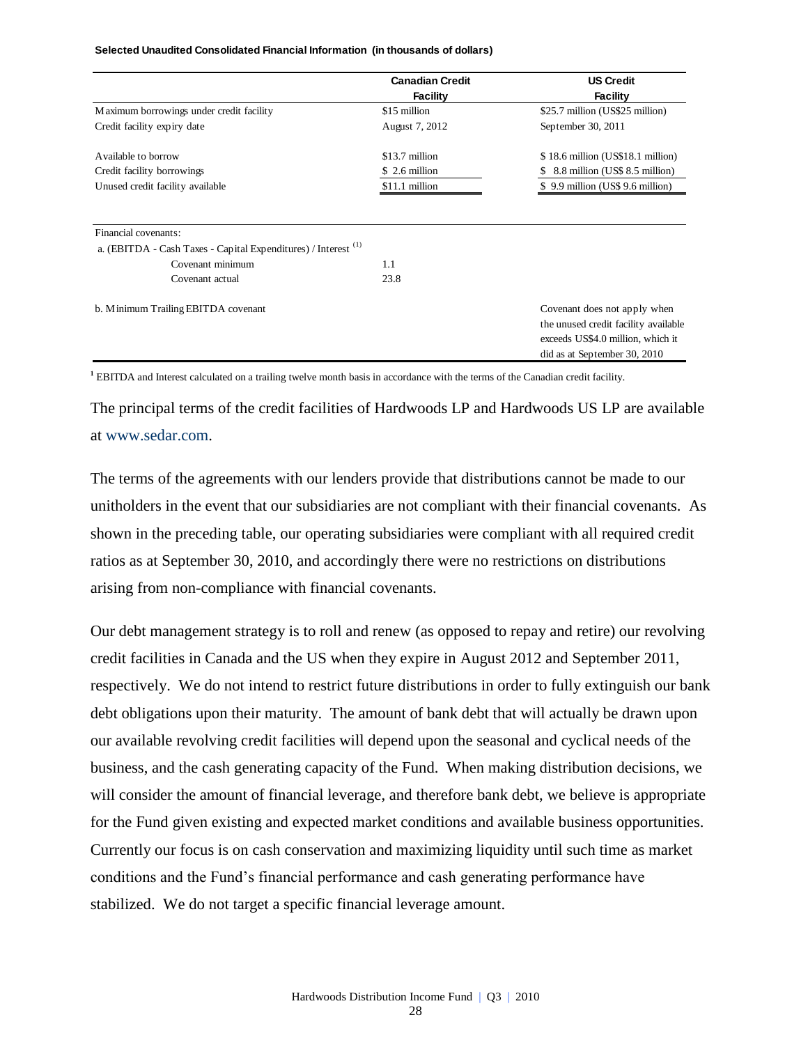**Selected Unaudited Consolidated Financial Information (in thousands of dollars)**

| | Canadian Credit Facility | US Credit Facility |
|---|---|---|
| Maximum borrowings under credit facility | $15 million | $25.7 million (US$25 million) |
| Credit facility expiry date | August 7, 2012 | September 30, 2011 |
| Available to borrow | $13.7 million | $ 18.6 million (US$18.1 million) |
| Credit facility borrowings | $ 2.6 million | $ 8.8 million (US$ 8.5 million) |
| Unused credit facility available | $11.1 million | $ 9.9 million (US$ 9.6 million) |
| Financial covenants: | | |
| a. (EBITDA - Cash Taxes - Capital Expenditures) / Interest [(1)] | | |
| Covenant minimum | 1.1 | |
| Covenant actual | 23.8 | |
| b. Minimum Trailing EBITDA covenant | | Covenant does not apply when the unused credit facility available exceeds US$4.0 million, which it did as at September 30, 2010 |

[1] EBITDA and Interest calculated on a trailing twelve month basis in accordance with the terms of the Canadian credit facility.

The principal terms of the credit facilities of Hardwoods LP and Hardwoods US LP are available at www.sedar.com.

The terms of the agreements with our lenders provide that distributions cannot be made to our unitholders in the event that our subsidiaries are not compliant with their financial covenants. As shown in the preceding table, our operating subsidiaries were compliant with all required credit ratios as at September 30, 2010, and accordingly there were no restrictions on distributions arising from non-compliance with financial covenants.

Our debt management strategy is to roll and renew (as opposed to repay and retire) our revolving credit facilities in Canada and the US when they expire in August 2012 and September 2011, respectively. We do not intend to restrict future distributions in order to fully extinguish our bank debt obligations upon their maturity. The amount of bank debt that will actually be drawn upon our available revolving credit facilities will depend upon the seasonal and cyclical needs of the business, and the cash generating capacity of the Fund. When making distribution decisions, we will consider the amount of financial leverage, and therefore bank debt, we believe is appropriate for the Fund given existing and expected market conditions and available business opportunities. Currently our focus is on cash conservation and maximizing liquidity until such time as market conditions and the Fund's financial performance and cash generating performance have stabilized. We do not target a specific financial leverage amount.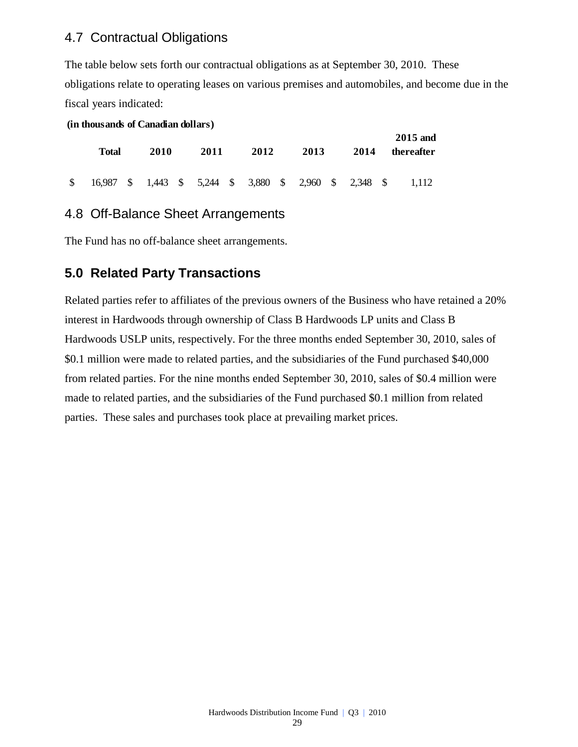## 4.7 Contractual Obligations

The table below sets forth our contractual obligations as at September 30, 2010. These obligations relate to operating leases on various premises and automobiles, and become due in the fiscal years indicated:

**(in thousands of Canadian dollars)**

| Total | 2010 | 2011 | 2012 | 2013 | 2014 | 2015 and thereafter |
|---|---|---|---|---|---|---|
| $ 16,987 | $ 1,443 | $ 5,244 | $ 3,880 | $ 2,960 | $ 2,348 | $ 1,112 |

## 4.8 Off-Balance Sheet Arrangements

The Fund has no off-balance sheet arrangements.

# 5.0 Related Party Transactions

Related parties refer to affiliates of the previous owners of the Business who have retained a 20% interest in Hardwoods through ownership of Class B Hardwoods LP units and Class B Hardwoods USLP units, respectively. For the three months ended September 30, 2010, sales of $0.1 million were made to related parties, and the subsidiaries of the Fund purchased $40,000 from related parties. For the nine months ended September 30, 2010, sales of $0.4 million were made to related parties, and the subsidiaries of the Fund purchased $0.1 million from related parties. These sales and purchases took place at prevailing market prices.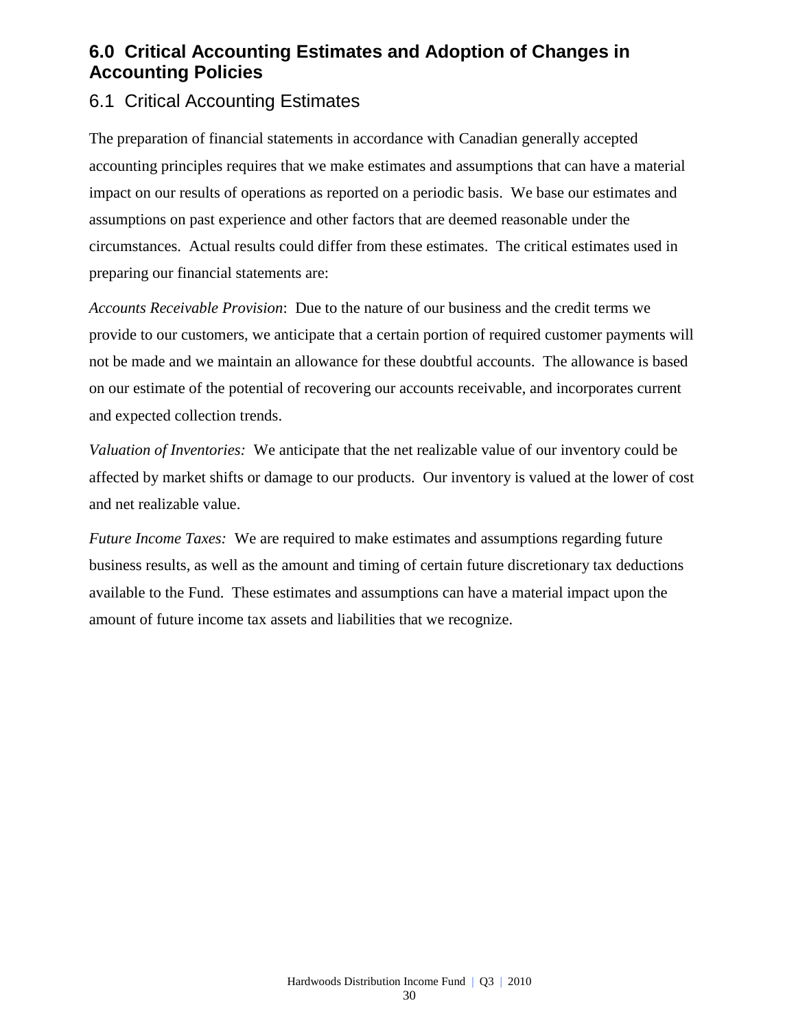## 6.0 Critical Accounting Estimates and Adoption of Changes in Accounting Policies

### 6.1 Critical Accounting Estimates

The preparation of financial statements in accordance with Canadian generally accepted accounting principles requires that we make estimates and assumptions that can have a material impact on our results of operations as reported on a periodic basis. We base our estimates and assumptions on past experience and other factors that are deemed reasonable under the circumstances. Actual results could differ from these estimates. The critical estimates used in preparing our financial statements are:

*Accounts Receivable Provision*: Due to the nature of our business and the credit terms we provide to our customers, we anticipate that a certain portion of required customer payments will not be made and we maintain an allowance for these doubtful accounts. The allowance is based on our estimate of the potential of recovering our accounts receivable, and incorporates current and expected collection trends.

*Valuation of Inventories:* We anticipate that the net realizable value of our inventory could be affected by market shifts or damage to our products. Our inventory is valued at the lower of cost and net realizable value.

*Future Income Taxes:* We are required to make estimates and assumptions regarding future business results, as well as the amount and timing of certain future discretionary tax deductions available to the Fund. These estimates and assumptions can have a material impact upon the amount of future income tax assets and liabilities that we recognize.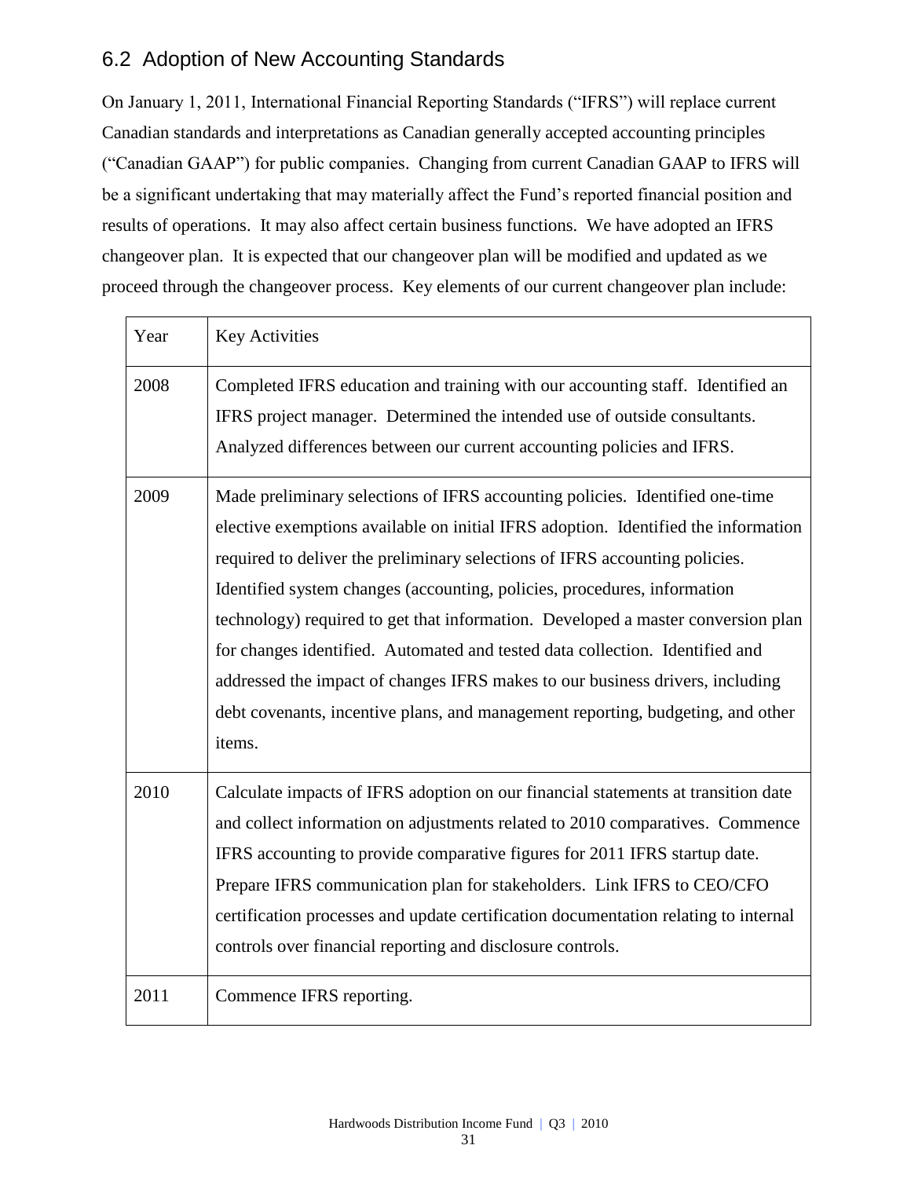## 6.2 Adoption of New Accounting Standards

On January 1, 2011, International Financial Reporting Standards ("IFRS") will replace current Canadian standards and interpretations as Canadian generally accepted accounting principles ("Canadian GAAP") for public companies. Changing from current Canadian GAAP to IFRS will be a significant undertaking that may materially affect the Fund's reported financial position and results of operations. It may also affect certain business functions. We have adopted an IFRS changeover plan. It is expected that our changeover plan will be modified and updated as we proceed through the changeover process. Key elements of our current changeover plan include:

| Year | Key Activities |
|---|---|
| 2008 | Completed IFRS education and training with our accounting staff. Identified an IFRS project manager. Determined the intended use of outside consultants. Analyzed differences between our current accounting policies and IFRS. |
| 2009 | Made preliminary selections of IFRS accounting policies. Identified one-time elective exemptions available on initial IFRS adoption. Identified the information required to deliver the preliminary selections of IFRS accounting policies. Identified system changes (accounting, policies, procedures, information technology) required to get that information. Developed a master conversion plan for changes identified. Automated and tested data collection. Identified and addressed the impact of changes IFRS makes to our business drivers, including debt covenants, incentive plans, and management reporting, budgeting, and other items. |
| 2010 | Calculate impacts of IFRS adoption on our financial statements at transition date and collect information on adjustments related to 2010 comparatives. Commence IFRS accounting to provide comparative figures for 2011 IFRS startup date. Prepare IFRS communication plan for stakeholders. Link IFRS to CEO/CFO certification processes and update certification documentation relating to internal controls over financial reporting and disclosure controls. |
| 2011 | Commence IFRS reporting. |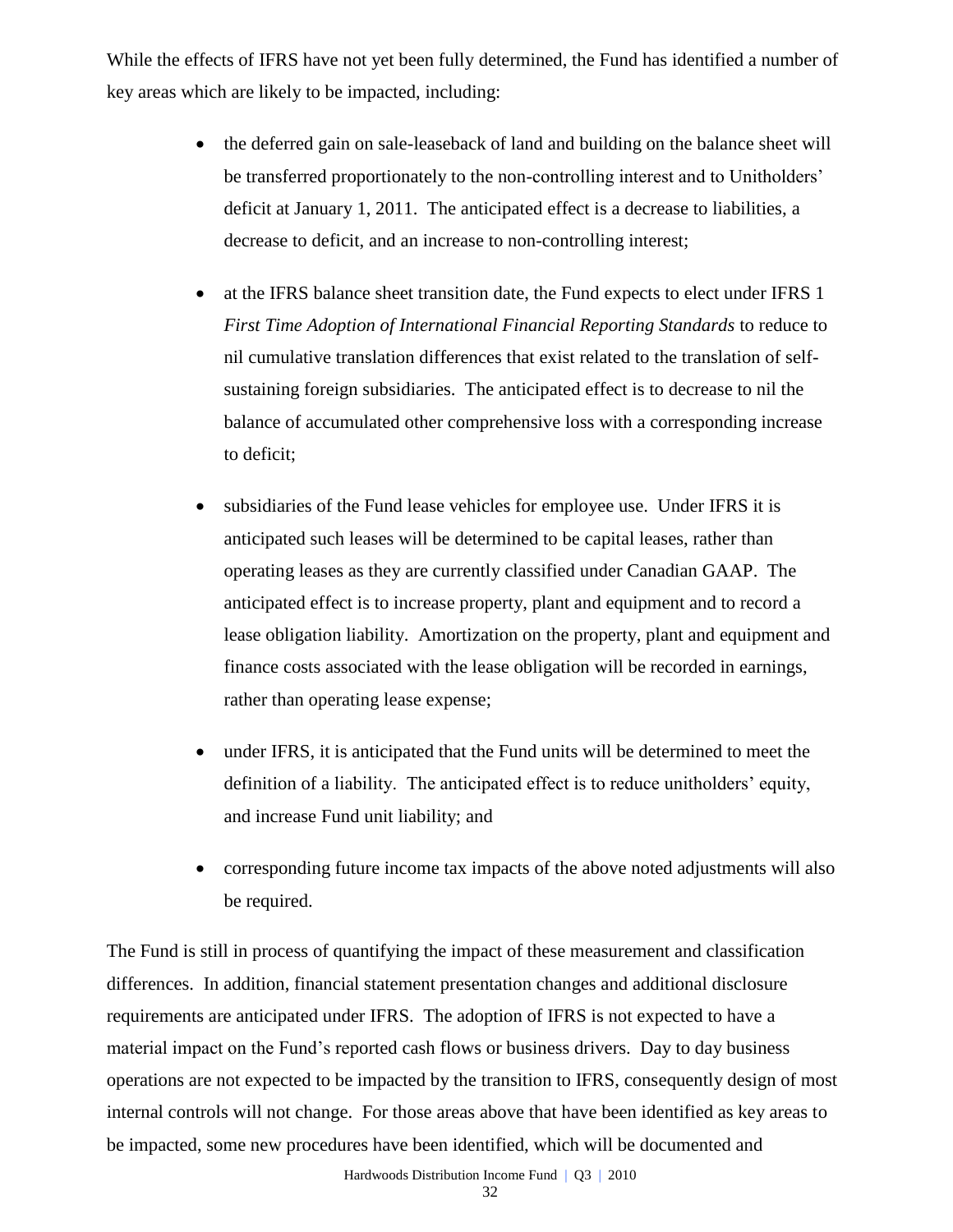While the effects of IFRS have not yet been fully determined, the Fund has identified a number of key areas which are likely to be impacted, including:

- the deferred gain on sale-leaseback of land and building on the balance sheet will be transferred proportionately to the non-controlling interest and to Unitholders' deficit at January 1, 2011. The anticipated effect is a decrease to liabilities, a decrease to deficit, and an increase to non-controlling interest;

- at the IFRS balance sheet transition date, the Fund expects to elect under IFRS 1 *First Time Adoption of International Financial Reporting Standards* to reduce to nil cumulative translation differences that exist related to the translation of self-sustaining foreign subsidiaries. The anticipated effect is to decrease to nil the balance of accumulated other comprehensive loss with a corresponding increase to deficit;

- subsidiaries of the Fund lease vehicles for employee use. Under IFRS it is anticipated such leases will be determined to be capital leases, rather than operating leases as they are currently classified under Canadian GAAP. The anticipated effect is to increase property, plant and equipment and to record a lease obligation liability. Amortization on the property, plant and equipment and finance costs associated with the lease obligation will be recorded in earnings, rather than operating lease expense;

- under IFRS, it is anticipated that the Fund units will be determined to meet the definition of a liability. The anticipated effect is to reduce unitholders' equity, and increase Fund unit liability; and

- corresponding future income tax impacts of the above noted adjustments will also be required.

The Fund is still in process of quantifying the impact of these measurement and classification differences. In addition, financial statement presentation changes and additional disclosure requirements are anticipated under IFRS. The adoption of IFRS is not expected to have a material impact on the Fund's reported cash flows or business drivers. Day to day business operations are not expected to be impacted by the transition to IFRS, consequently design of most internal controls will not change. For those areas above that have been identified as key areas to be impacted, some new procedures have been identified, which will be documented and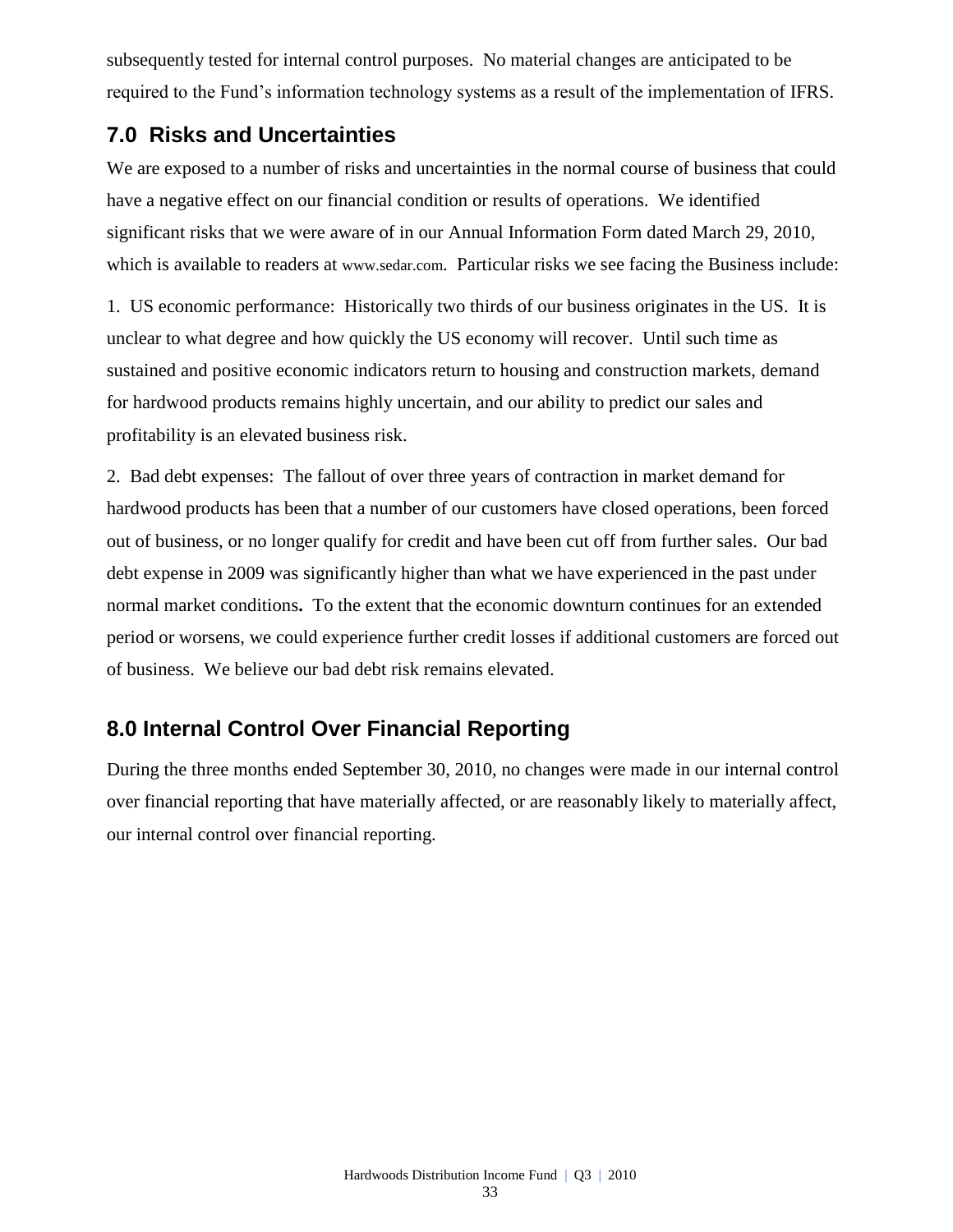subsequently tested for internal control purposes. No material changes are anticipated to be required to the Fund's information technology systems as a result of the implementation of IFRS.

## 7.0 Risks and Uncertainties

We are exposed to a number of risks and uncertainties in the normal course of business that could have a negative effect on our financial condition or results of operations. We identified significant risks that we were aware of in our Annual Information Form dated March 29, 2010, which is available to readers at www.sedar.com. Particular risks we see facing the Business include:

1. US economic performance: Historically two thirds of our business originates in the US. It is unclear to what degree and how quickly the US economy will recover. Until such time as sustained and positive economic indicators return to housing and construction markets, demand for hardwood products remains highly uncertain, and our ability to predict our sales and profitability is an elevated business risk.

2. Bad debt expenses: The fallout of over three years of contraction in market demand for hardwood products has been that a number of our customers have closed operations, been forced out of business, or no longer qualify for credit and have been cut off from further sales. Our bad debt expense in 2009 was significantly higher than what we have experienced in the past under normal market conditions**.** To the extent that the economic downturn continues for an extended period or worsens, we could experience further credit losses if additional customers are forced out of business. We believe our bad debt risk remains elevated.

## 8.0 Internal Control Over Financial Reporting

During the three months ended September 30, 2010, no changes were made in our internal control over financial reporting that have materially affected, or are reasonably likely to materially affect, our internal control over financial reporting.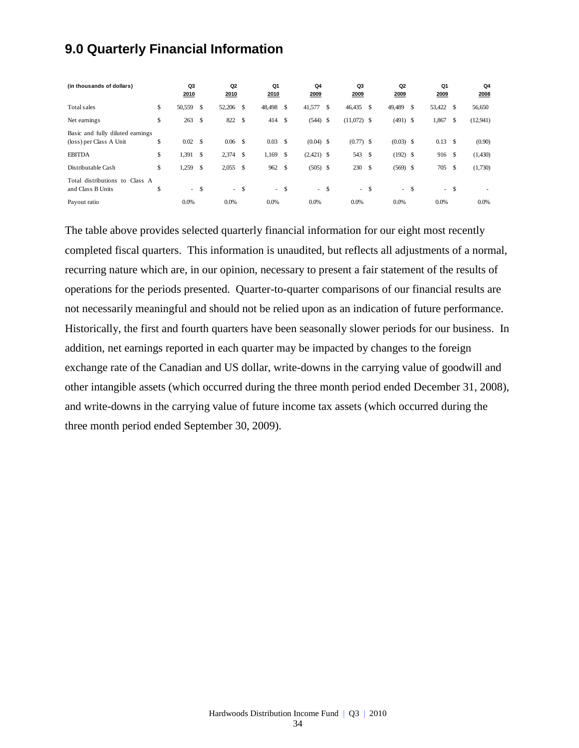## 9.0 Quarterly Financial Information

| (in thousands of dollars) | Q3 2010 | Q2 2010 | Q1 2010 | Q4 2009 | Q3 2009 | Q2 2009 | Q1 2009 | Q4 2008 |
|---|---|---|---|---|---|---|---|---|
| Total sales | $ 50,559 | $ 52,206 | $ 48,498 | $ 41,577 | $ 46,435 | $ 49,489 | $ 53,422 | $ 56,650 |
| Net earnings | $ 263 | $ 822 | $ 414 | $ (544) | $ (11,072) | $ (491) | $ 1,867 | $ (12,941) |
| Basic and fully diluted earnings (loss) per Class A Unit | $ 0.02 | $ 0.06 | $ 0.03 | $ (0.04) | $ (0.77) | $ (0.03) | $ 0.13 | $ (0.90) |
| EBITDA | $ 1,391 | $ 2,374 | $ 1,169 | $ (2,421) | $ 543 | $ (192) | $ 916 | $ (1,430) |
| Distributable Cash | $ 1,259 | $ 2,055 | $ 962 | $ (505) | $ 230 | $ (569) | $ 705 | $ (1,730) |
| Total distributions to Class A and Class B Units | $ - | $ - | $ - | $ - | $ - | $ - | $ - | $ - |
| Payout ratio | 0.0% | 0.0% | 0.0% | 0.0% | 0.0% | 0.0% | 0.0% | 0.0% |

The table above provides selected quarterly financial information for our eight most recently completed fiscal quarters. This information is unaudited, but reflects all adjustments of a normal, recurring nature which are, in our opinion, necessary to present a fair statement of the results of operations for the periods presented. Quarter-to-quarter comparisons of our financial results are not necessarily meaningful and should not be relied upon as an indication of future performance. Historically, the first and fourth quarters have been seasonally slower periods for our business. In addition, net earnings reported in each quarter may be impacted by changes to the foreign exchange rate of the Canadian and US dollar, write-downs in the carrying value of goodwill and other intangible assets (which occurred during the three month period ended December 31, 2008), and write-downs in the carrying value of future income tax assets (which occurred during the three month period ended September 30, 2009).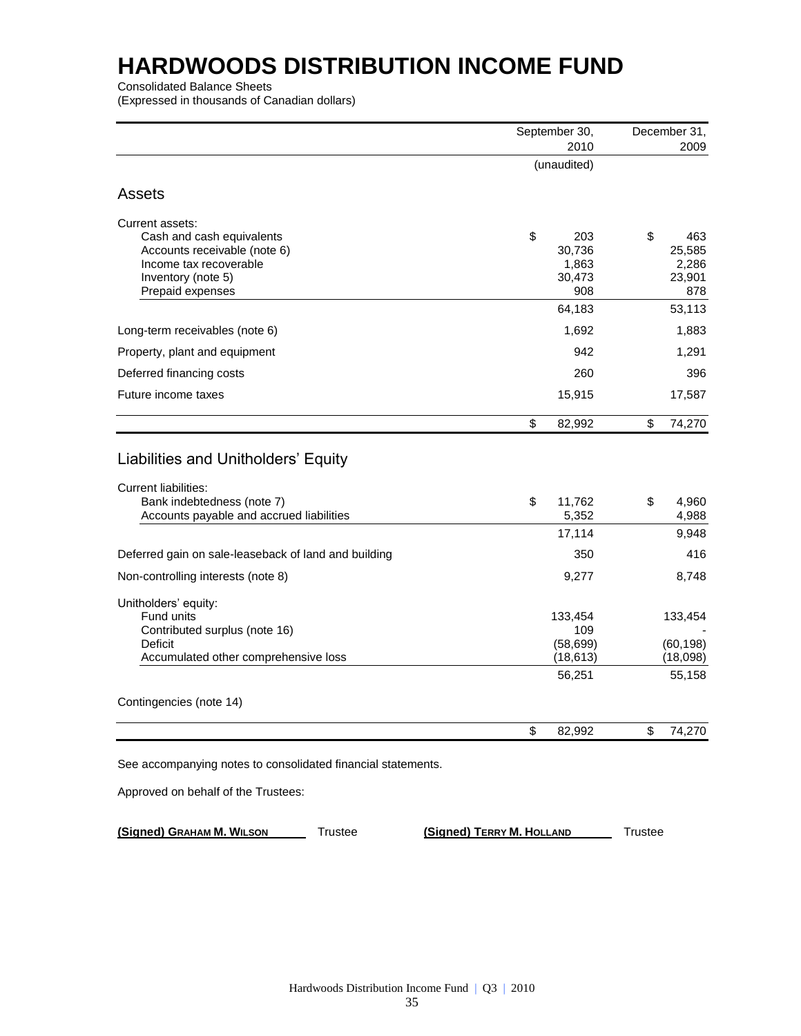# HARDWOODS DISTRIBUTION INCOME FUND

Consolidated Balance Sheets
(Expressed in thousands of Canadian dollars)

| | September 30, 2010 | December 31, 2009 |
|---|---|---|
| | (unaudited) | |
| **Assets** | | |
| Current assets: | | |
| Cash and cash equivalents | $ 203 | $ 463 |
| Accounts receivable (note 6) | 30,736 | 25,585 |
| Income tax recoverable | 1,863 | 2,286 |
| Inventory (note 5) | 30,473 | 23,901 |
| Prepaid expenses | 908 | 878 |
| | 64,183 | 53,113 |
| Long-term receivables (note 6) | 1,692 | 1,883 |
| Property, plant and equipment | 942 | 1,291 |
| Deferred financing costs | 260 | 396 |
| Future income taxes | 15,915 | 17,587 |
| | $ 82,992 | $ 74,270 |
| **Liabilities and Unitholders' Equity** | | |
| Current liabilities: | | |
| Bank indebtedness (note 7) | $ 11,762 | $ 4,960 |
| Accounts payable and accrued liabilities | 5,352 | 4,988 |
| | 17,114 | 9,948 |
| Deferred gain on sale-leaseback of land and building | 350 | 416 |
| Non-controlling interests (note 8) | 9,277 | 8,748 |
| Unitholders' equity: | | |
| Fund units | 133,454 | 133,454 |
| Contributed surplus (note 16) | 109 | - |
| Deficit | (58,699) | (60,198) |
| Accumulated other comprehensive loss | (18,613) | (18,098) |
| | 56,251 | 55,158 |
| Contingencies (note 14) | | |
| | $ 82,992 | $ 74,270 |

See accompanying notes to consolidated financial statements.

Approved on behalf of the Trustees:

**(Signed) GRAHAM M. WILSON** Trustee  **(Signed) TERRY M. HOLLAND** Trustee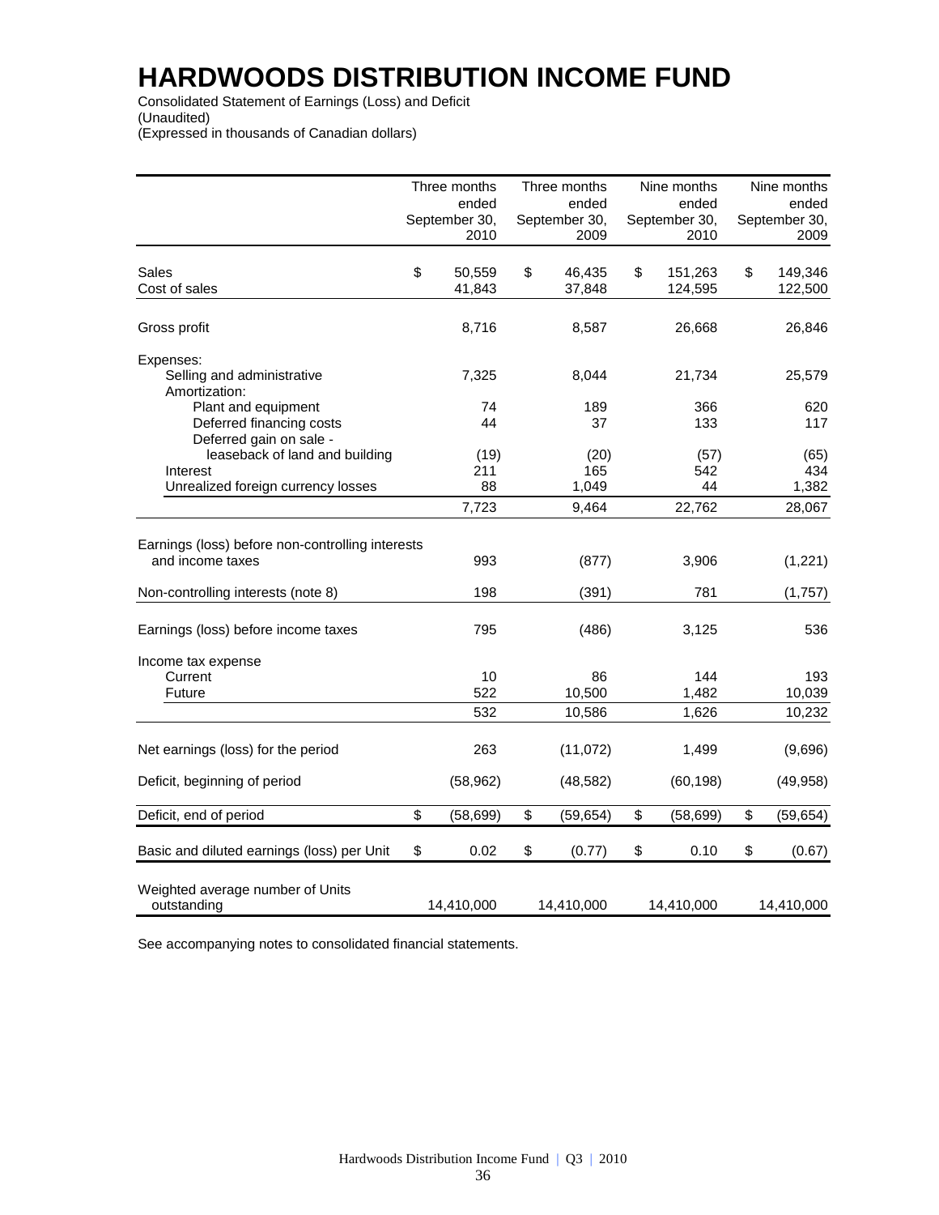# HARDWOODS DISTRIBUTION INCOME FUND

Consolidated Statement of Earnings (Loss) and Deficit
(Unaudited)
(Expressed in thousands of Canadian dollars)

| | Three months ended September 30, 2010 | Three months ended September 30, 2009 | Nine months ended September 30, 2010 | Nine months ended September 30, 2009 |
|---|---|---|---|---|
| Sales | $ 50,559 | $ 46,435 | $ 151,263 | $ 149,346 |
| Cost of sales | 41,843 | 37,848 | 124,595 | 122,500 |
| Gross profit | 8,716 | 8,587 | 26,668 | 26,846 |
| Expenses: | | | | |
| Selling and administrative | 7,325 | 8,044 | 21,734 | 25,579 |
| Amortization: | | | | |
| Plant and equipment | 74 | 189 | 366 | 620 |
| Deferred financing costs | 44 | 37 | 133 | 117 |
| Deferred gain on sale - leaseback of land and building | (19) | (20) | (57) | (65) |
| Interest | 211 | 165 | 542 | 434 |
| Unrealized foreign currency losses | 88 | 1,049 | 44 | 1,382 |
| | 7,723 | 9,464 | 22,762 | 28,067 |
| Earnings (loss) before non-controlling interests and income taxes | 993 | (877) | 3,906 | (1,221) |
| Non-controlling interests (note 8) | 198 | (391) | 781 | (1,757) |
| Earnings (loss) before income taxes | 795 | (486) | 3,125 | 536 |
| Income tax expense | | | | |
| Current | 10 | 86 | 144 | 193 |
| Future | 522 | 10,500 | 1,482 | 10,039 |
| | 532 | 10,586 | 1,626 | 10,232 |
| Net earnings (loss) for the period | 263 | (11,072) | 1,499 | (9,696) |
| Deficit, beginning of period | (58,962) | (48,582) | (60,198) | (49,958) |
| Deficit, end of period | $ (58,699) | $ (59,654) | $ (58,699) | $ (59,654) |
| Basic and diluted earnings (loss) per Unit | $ 0.02 | $ (0.77) | $ 0.10 | $ (0.67) |
| Weighted average number of Units outstanding | 14,410,000 | 14,410,000 | 14,410,000 | 14,410,000 |

See accompanying notes to consolidated financial statements.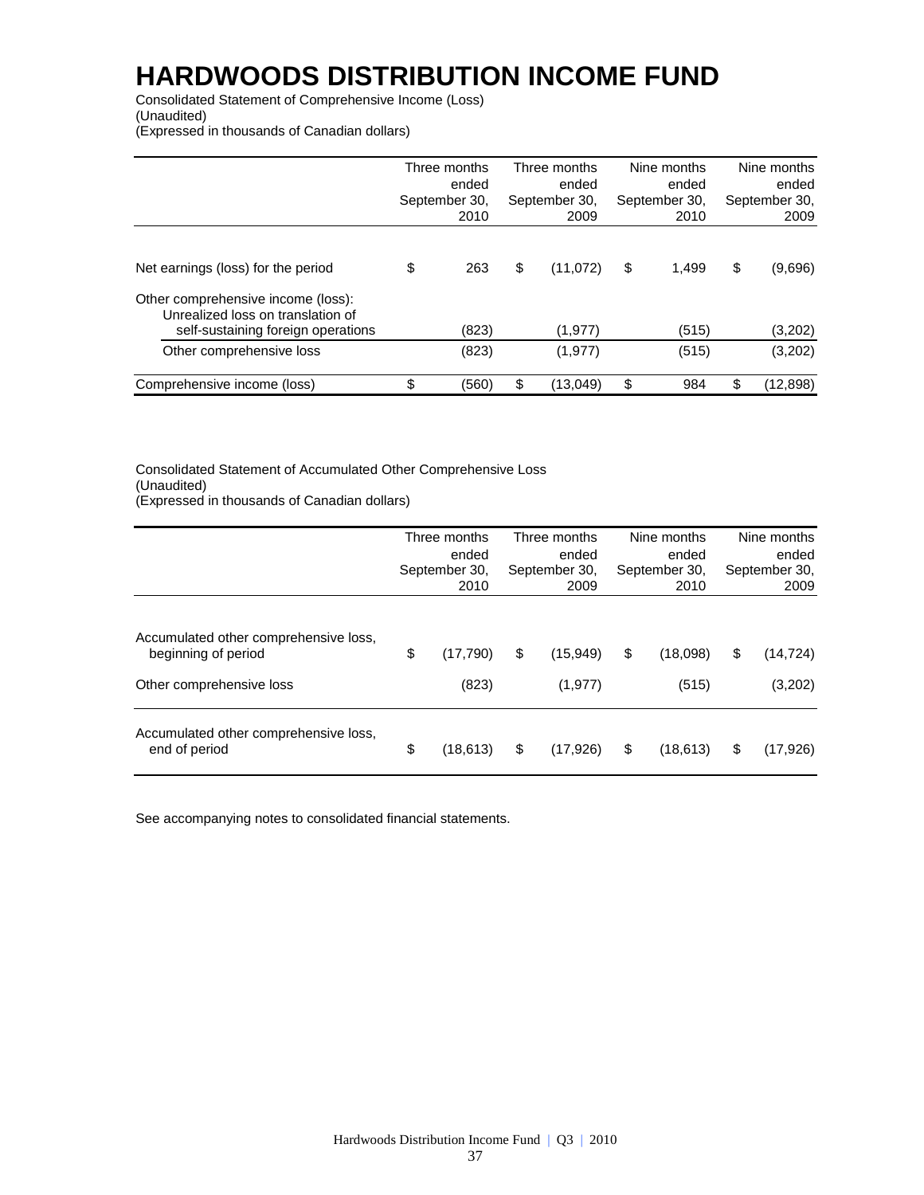# HARDWOODS DISTRIBUTION INCOME FUND

Consolidated Statement of Comprehensive Income (Loss)
(Unaudited)
(Expressed in thousands of Canadian dollars)

| | Three months ended September 30, 2010 | Three months ended September 30, 2009 | Nine months ended September 30, 2010 | Nine months ended September 30, 2009 |
|---|---|---|---|---|
| Net earnings (loss) for the period | $ 263 | $ (11,072) | $ 1,499 | $ (9,696) |
| Other comprehensive income (loss): | | | | |
| Unrealized loss on translation of self-sustaining foreign operations | (823) | (1,977) | (515) | (3,202) |
| Other comprehensive loss | (823) | (1,977) | (515) | (3,202) |
| Comprehensive income (loss) | $ (560) | $ (13,049) | $ 984 | $ (12,898) |

Consolidated Statement of Accumulated Other Comprehensive Loss
(Unaudited)
(Expressed in thousands of Canadian dollars)

| | Three months ended September 30, 2010 | Three months ended September 30, 2009 | Nine months ended September 30, 2010 | Nine months ended September 30, 2009 |
|---|---|---|---|---|
| Accumulated other comprehensive loss, beginning of period | $ (17,790) | $ (15,949) | $ (18,098) | $ (14,724) |
| Other comprehensive loss | (823) | (1,977) | (515) | (3,202) |
| Accumulated other comprehensive loss, end of period | $ (18,613) | $ (17,926) | $ (18,613) | $ (17,926) |

See accompanying notes to consolidated financial statements.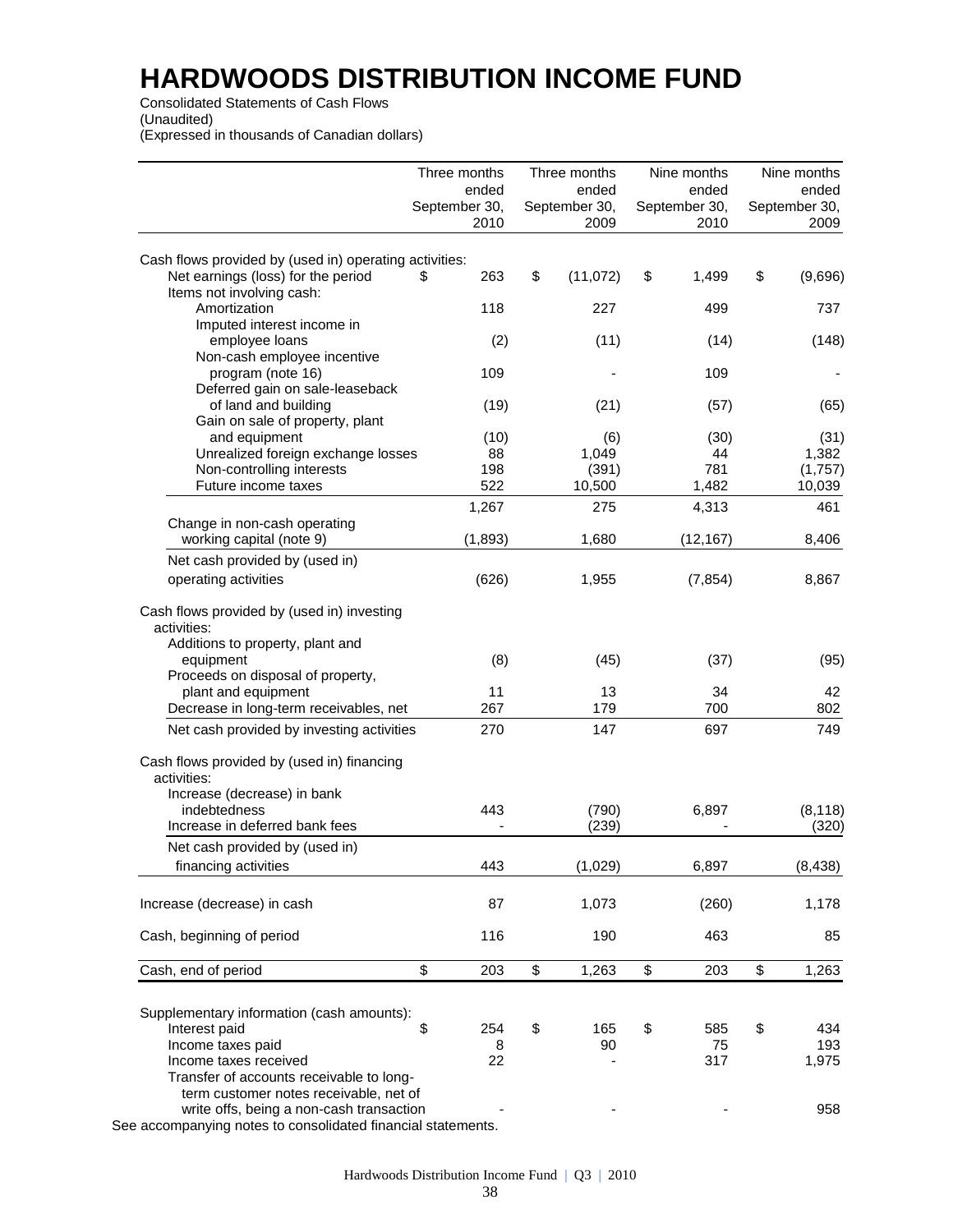# HARDWOODS DISTRIBUTION INCOME FUND

Consolidated Statements of Cash Flows
(Unaudited)
(Expressed in thousands of Canadian dollars)

| | Three months ended September 30, 2010 | Three months ended September 30, 2009 | Nine months ended September 30, 2010 | Nine months ended September 30, 2009 |
|---|---|---|---|---|
| Cash flows provided by (used in) operating activities: | | | | |
| Net earnings (loss) for the period | $ 263 | $ (11,072) | $ 1,499 | $ (9,696) |
| Items not involving cash: | | | | |
| Amortization | 118 | 227 | 499 | 737 |
| Imputed interest income in employee loans | (2) | (11) | (14) | (148) |
| Non-cash employee incentive program (note 16) | 109 | - | 109 | - |
| Deferred gain on sale-leaseback of land and building | (19) | (21) | (57) | (65) |
| Gain on sale of property, plant and equipment | (10) | (6) | (30) | (31) |
| Unrealized foreign exchange losses | 88 | 1,049 | 44 | 1,382 |
| Non-controlling interests | 198 | (391) | 781 | (1,757) |
| Future income taxes | 522 | 10,500 | 1,482 | 10,039 |
| | 1,267 | 275 | 4,313 | 461 |
| Change in non-cash operating working capital (note 9) | (1,893) | 1,680 | (12,167) | 8,406 |
| Net cash provided by (used in) operating activities | (626) | 1,955 | (7,854) | 8,867 |
| Cash flows provided by (used in) investing activities: | | | | |
| Additions to property, plant and equipment | (8) | (45) | (37) | (95) |
| Proceeds on disposal of property, plant and equipment | 11 | 13 | 34 | 42 |
| Decrease in long-term receivables, net | 267 | 179 | 700 | 802 |
| Net cash provided by investing activities | 270 | 147 | 697 | 749 |
| Cash flows provided by (used in) financing activities: | | | | |
| Increase (decrease) in bank indebtedness | 443 | (790) | 6,897 | (8,118) |
| Increase in deferred bank fees | - | (239) | - | (320) |
| Net cash provided by (used in) financing activities | 443 | (1,029) | 6,897 | (8,438) |
| Increase (decrease) in cash | 87 | 1,073 | (260) | 1,178 |
| Cash, beginning of period | 116 | 190 | 463 | 85 |
| Cash, end of period | $ 203 | $ 1,263 | $ 203 | $ 1,263 |
| Supplementary information (cash amounts): | | | | |
| Interest paid | $ 254 | $ 165 | $ 585 | $ 434 |
| Income taxes paid | 8 | 90 | 75 | 193 |
| Income taxes received | 22 | - | 317 | 1,975 |
| Transfer of accounts receivable to long-term customer notes receivable, net of write offs, being a non-cash transaction | - | - | - | 958 |

See accompanying notes to consolidated financial statements.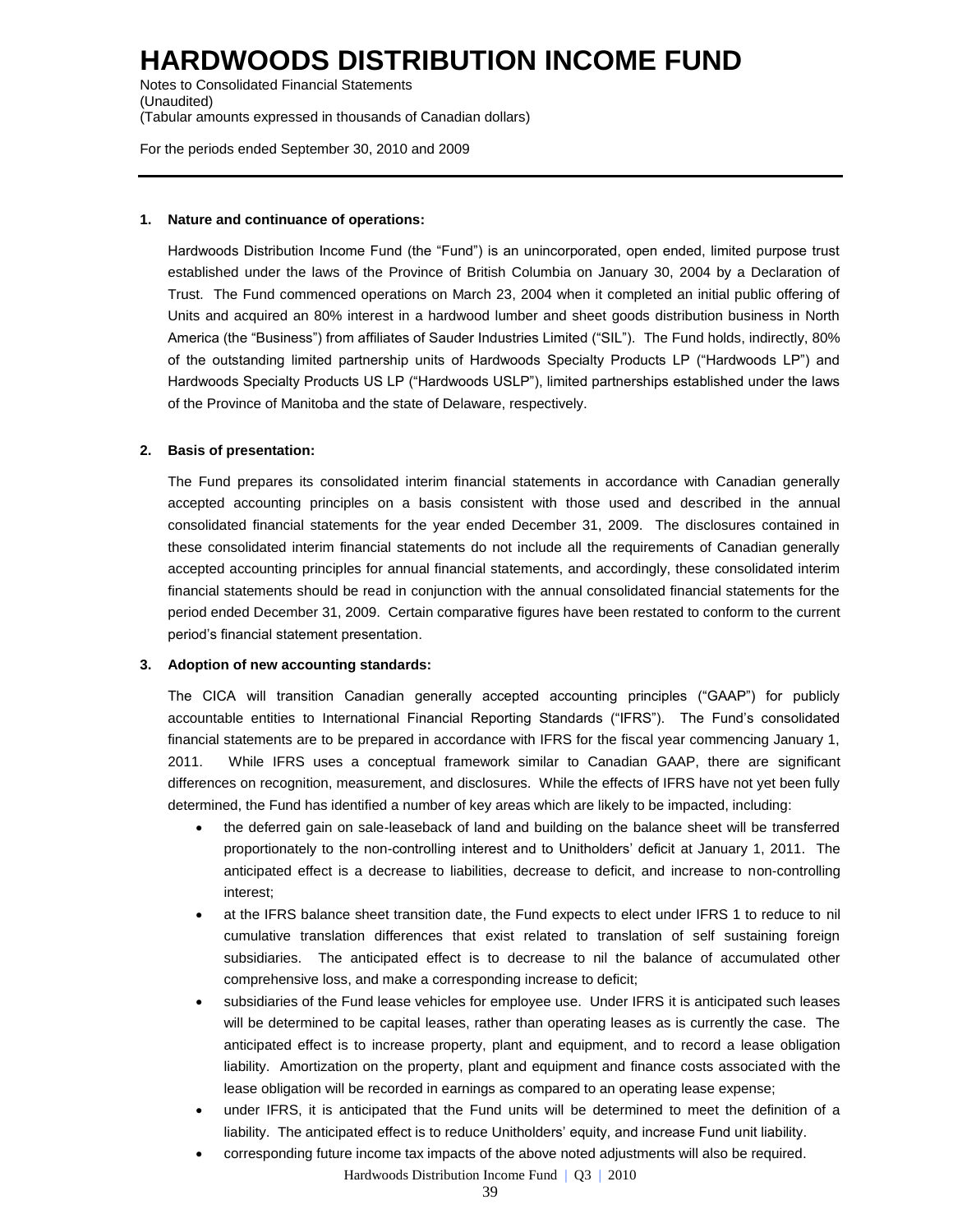# HARDWOODS DISTRIBUTION INCOME FUND

Notes to Consolidated Financial Statements
(Unaudited)
(Tabular amounts expressed in thousands of Canadian dollars)

For the periods ended September 30, 2010 and 2009

**1. Nature and continuance of operations:**

Hardwoods Distribution Income Fund (the "Fund") is an unincorporated, open ended, limited purpose trust established under the laws of the Province of British Columbia on January 30, 2004 by a Declaration of Trust. The Fund commenced operations on March 23, 2004 when it completed an initial public offering of Units and acquired an 80% interest in a hardwood lumber and sheet goods distribution business in North America (the "Business") from affiliates of Sauder Industries Limited ("SIL"). The Fund holds, indirectly, 80% of the outstanding limited partnership units of Hardwoods Specialty Products LP ("Hardwoods LP") and Hardwoods Specialty Products US LP ("Hardwoods USLP"), limited partnerships established under the laws of the Province of Manitoba and the state of Delaware, respectively.

**2. Basis of presentation:**

The Fund prepares its consolidated interim financial statements in accordance with Canadian generally accepted accounting principles on a basis consistent with those used and described in the annual consolidated financial statements for the year ended December 31, 2009. The disclosures contained in these consolidated interim financial statements do not include all the requirements of Canadian generally accepted accounting principles for annual financial statements, and accordingly, these consolidated interim financial statements should be read in conjunction with the annual consolidated financial statements for the period ended December 31, 2009. Certain comparative figures have been restated to conform to the current period's financial statement presentation.

**3. Adoption of new accounting standards:**

The CICA will transition Canadian generally accepted accounting principles ("GAAP") for publicly accountable entities to International Financial Reporting Standards ("IFRS"). The Fund's consolidated financial statements are to be prepared in accordance with IFRS for the fiscal year commencing January 1, 2011. While IFRS uses a conceptual framework similar to Canadian GAAP, there are significant differences on recognition, measurement, and disclosures. While the effects of IFRS have not yet been fully determined, the Fund has identified a number of key areas which are likely to be impacted, including:

- the deferred gain on sale-leaseback of land and building on the balance sheet will be transferred proportionately to the non-controlling interest and to Unitholders' deficit at January 1, 2011. The anticipated effect is a decrease to liabilities, decrease to deficit, and increase to non-controlling interest;
- at the IFRS balance sheet transition date, the Fund expects to elect under IFRS 1 to reduce to nil cumulative translation differences that exist related to translation of self sustaining foreign subsidiaries. The anticipated effect is to decrease to nil the balance of accumulated other comprehensive loss, and make a corresponding increase to deficit;
- subsidiaries of the Fund lease vehicles for employee use. Under IFRS it is anticipated such leases will be determined to be capital leases, rather than operating leases as is currently the case. The anticipated effect is to increase property, plant and equipment, and to record a lease obligation liability. Amortization on the property, plant and equipment and finance costs associated with the lease obligation will be recorded in earnings as compared to an operating lease expense;
- under IFRS, it is anticipated that the Fund units will be determined to meet the definition of a liability. The anticipated effect is to reduce Unitholders' equity, and increase Fund unit liability.
- corresponding future income tax impacts of the above noted adjustments will also be required.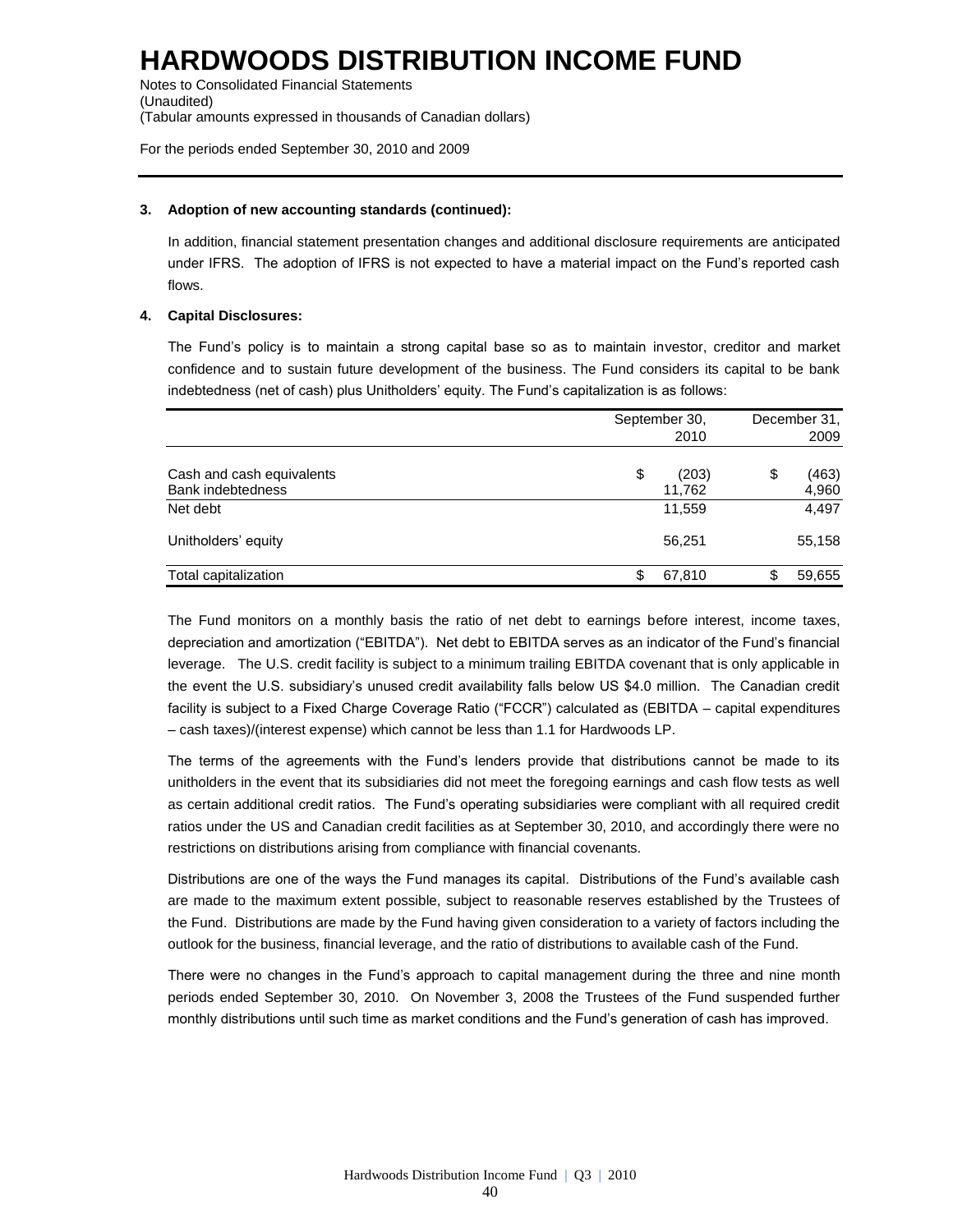# HARDWOODS DISTRIBUTION INCOME FUND

Notes to Consolidated Financial Statements
(Unaudited)
(Tabular amounts expressed in thousands of Canadian dollars)

For the periods ended September 30, 2010 and 2009

**3. Adoption of new accounting standards (continued):**

In addition, financial statement presentation changes and additional disclosure requirements are anticipated under IFRS. The adoption of IFRS is not expected to have a material impact on the Fund's reported cash flows.

**4. Capital Disclosures:**

The Fund's policy is to maintain a strong capital base so as to maintain investor, creditor and market confidence and to sustain future development of the business. The Fund considers its capital to be bank indebtedness (net of cash) plus Unitholders' equity. The Fund's capitalization is as follows:

| | September 30, 2010 | December 31, 2009 |
|---|---|---|
| Cash and cash equivalents | $ (203) | $ (463) |
| Bank indebtedness | 11,762 | 4,960 |
| Net debt | 11,559 | 4,497 |
| Unitholders' equity | 56,251 | 55,158 |
| Total capitalization | $ 67,810 | $ 59,655 |

The Fund monitors on a monthly basis the ratio of net debt to earnings before interest, income taxes, depreciation and amortization ("EBITDA"). Net debt to EBITDA serves as an indicator of the Fund's financial leverage. The U.S. credit facility is subject to a minimum trailing EBITDA covenant that is only applicable in the event the U.S. subsidiary's unused credit availability falls below US $4.0 million. The Canadian credit facility is subject to a Fixed Charge Coverage Ratio ("FCCR") calculated as (EBITDA – capital expenditures – cash taxes)/(interest expense) which cannot be less than 1.1 for Hardwoods LP.

The terms of the agreements with the Fund's lenders provide that distributions cannot be made to its unitholders in the event that its subsidiaries did not meet the foregoing earnings and cash flow tests as well as certain additional credit ratios. The Fund's operating subsidiaries were compliant with all required credit ratios under the US and Canadian credit facilities as at September 30, 2010, and accordingly there were no restrictions on distributions arising from compliance with financial covenants.

Distributions are one of the ways the Fund manages its capital. Distributions of the Fund's available cash are made to the maximum extent possible, subject to reasonable reserves established by the Trustees of the Fund. Distributions are made by the Fund having given consideration to a variety of factors including the outlook for the business, financial leverage, and the ratio of distributions to available cash of the Fund.

There were no changes in the Fund's approach to capital management during the three and nine month periods ended September 30, 2010. On November 3, 2008 the Trustees of the Fund suspended further monthly distributions until such time as market conditions and the Fund's generation of cash has improved.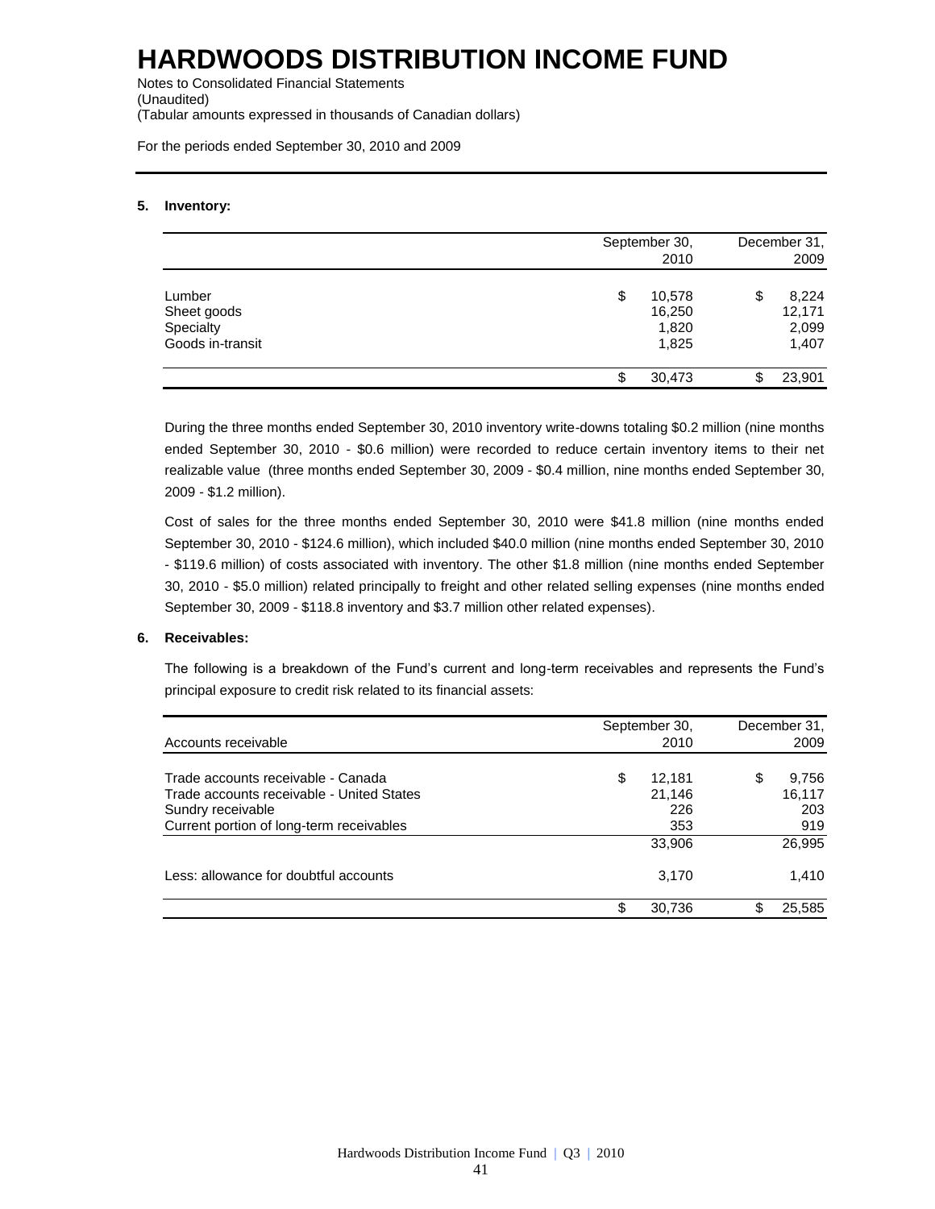# HARDWOODS DISTRIBUTION INCOME FUND

Notes to Consolidated Financial Statements
(Unaudited)
(Tabular amounts expressed in thousands of Canadian dollars)

For the periods ended September 30, 2010 and 2009

## 5. Inventory:

| | September 30, 2010 | December 31, 2009 |
|---|---|---|
| Lumber | $ 10,578 | $ 8,224 |
| Sheet goods | 16,250 | 12,171 |
| Specialty | 1,820 | 2,099 |
| Goods in-transit | 1,825 | 1,407 |
| | $ 30,473 | $ 23,901 |

During the three months ended September 30, 2010 inventory write-downs totaling $0.2 million (nine months ended September 30, 2010 - $0.6 million) were recorded to reduce certain inventory items to their net realizable value (three months ended September 30, 2009 - $0.4 million, nine months ended September 30, 2009 - $1.2 million).

Cost of sales for the three months ended September 30, 2010 were $41.8 million (nine months ended September 30, 2010 - $124.6 million), which included $40.0 million (nine months ended September 30, 2010 - $119.6 million) of costs associated with inventory. The other $1.8 million (nine months ended September 30, 2010 - $5.0 million) related principally to freight and other related selling expenses (nine months ended September 30, 2009 - $118.8 inventory and $3.7 million other related expenses).

## 6. Receivables:

The following is a breakdown of the Fund's current and long-term receivables and represents the Fund's principal exposure to credit risk related to its financial assets:

| Accounts receivable | September 30, 2010 | December 31, 2009 |
|---|---|---|
| Trade accounts receivable - Canada | $ 12,181 | $ 9,756 |
| Trade accounts receivable - United States | 21,146 | 16,117 |
| Sundry receivable | 226 | 203 |
| Current portion of long-term receivables | 353 | 919 |
| | 33,906 | 26,995 |
| Less: allowance for doubtful accounts | 3,170 | 1,410 |
| | $ 30,736 | $ 25,585 |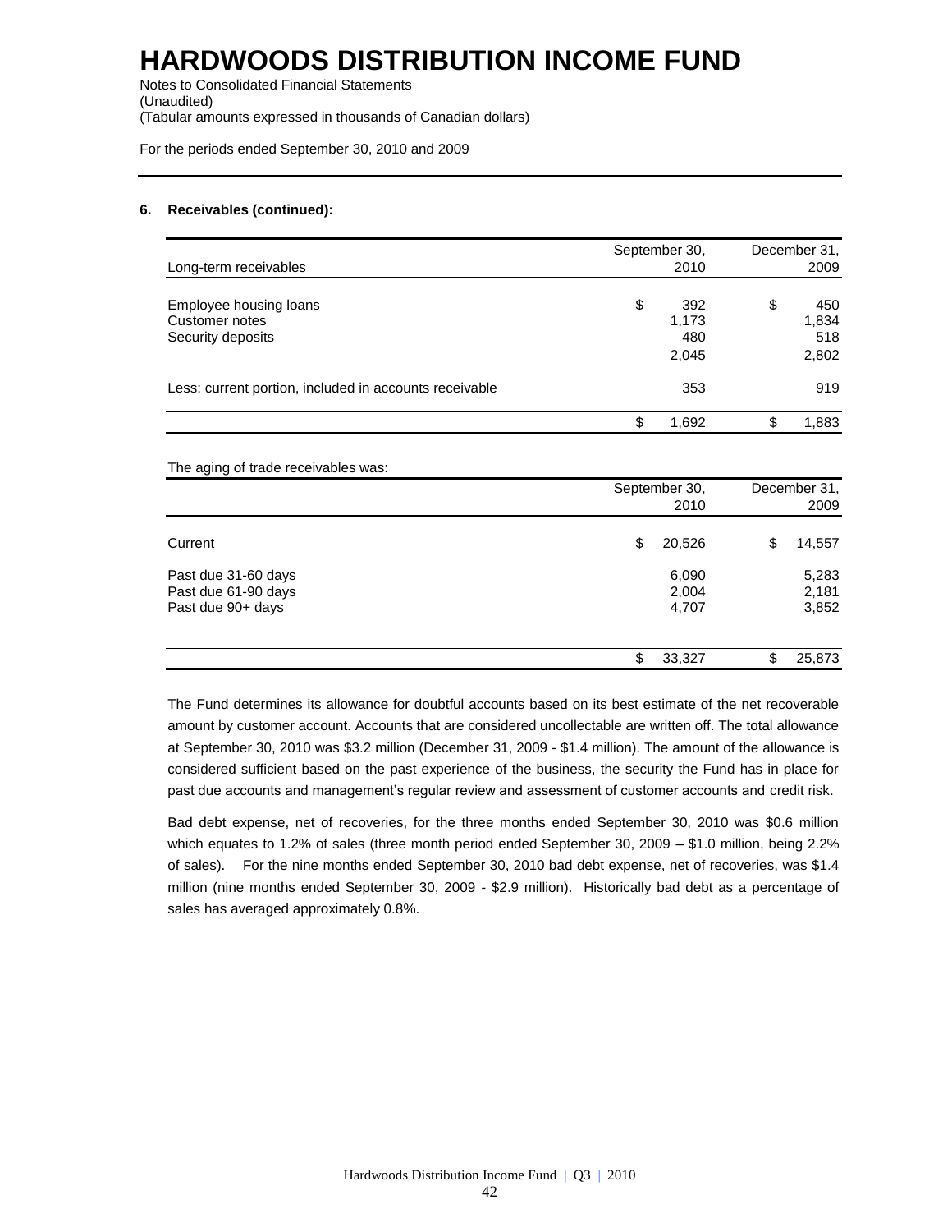# HARDWOODS DISTRIBUTION INCOME FUND

Notes to Consolidated Financial Statements
(Unaudited)
(Tabular amounts expressed in thousands of Canadian dollars)

For the periods ended September 30, 2010 and 2009

**6. Receivables (continued):**

| Long-term receivables | September 30, 2010 | December 31, 2009 |
|---|---|---|
| Employee housing loans | $ 392 | $ 450 |
| Customer notes | 1,173 | 1,834 |
| Security deposits | 480 | 518 |
| | 2,045 | 2,802 |
| Less: current portion, included in accounts receivable | 353 | 919 |
| | $ 1,692 | $ 1,883 |

The aging of trade receivables was:

| | September 30, 2010 | December 31, 2009 |
|---|---|---|
| Current | $ 20,526 | $ 14,557 |
| Past due 31-60 days | 6,090 | 5,283 |
| Past due 61-90 days | 2,004 | 2,181 |
| Past due 90+ days | 4,707 | 3,852 |
| | $ 33,327 | $ 25,873 |

The Fund determines its allowance for doubtful accounts based on its best estimate of the net recoverable amount by customer account. Accounts that are considered uncollectable are written off. The total allowance at September 30, 2010 was $3.2 million (December 31, 2009 - $1.4 million). The amount of the allowance is considered sufficient based on the past experience of the business, the security the Fund has in place for past due accounts and management's regular review and assessment of customer accounts and credit risk.

Bad debt expense, net of recoveries, for the three months ended September 30, 2010 was $0.6 million which equates to 1.2% of sales (three month period ended September 30, 2009 – $1.0 million, being 2.2% of sales). For the nine months ended September 30, 2010 bad debt expense, net of recoveries, was $1.4 million (nine months ended September 30, 2009 - $2.9 million). Historically bad debt as a percentage of sales has averaged approximately 0.8%.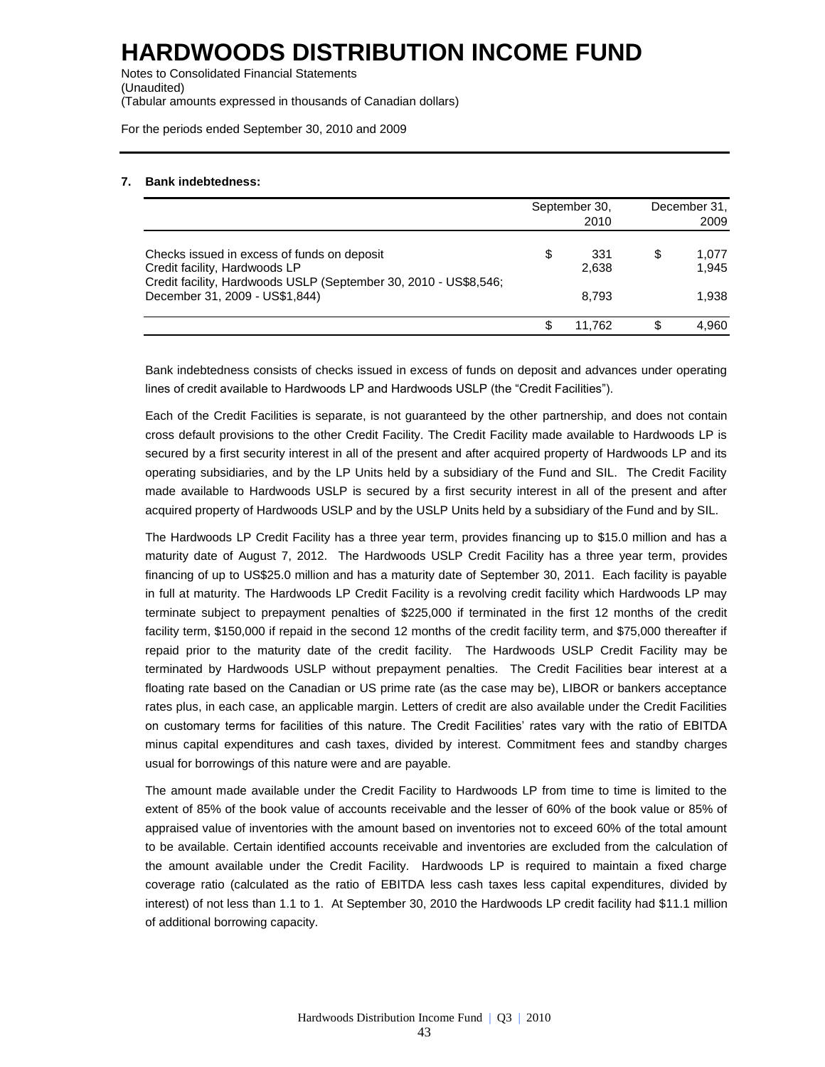# HARDWOODS DISTRIBUTION INCOME FUND

Notes to Consolidated Financial Statements
(Unaudited)
(Tabular amounts expressed in thousands of Canadian dollars)

For the periods ended September 30, 2010 and 2009

**7. Bank indebtedness:**

| | September 30, 2010 | December 31, 2009 |
|---|---|---|
| Checks issued in excess of funds on deposit | $ 331 | $ 1,077 |
| Credit facility, Hardwoods LP | 2,638 | 1,945 |
| Credit facility, Hardwoods USLP (September 30, 2010 - US$8,546; December 31, 2009 - US$1,844) | 8,793 | 1,938 |
| | $ 11,762 | $ 4,960 |

Bank indebtedness consists of checks issued in excess of funds on deposit and advances under operating lines of credit available to Hardwoods LP and Hardwoods USLP (the "Credit Facilities").

Each of the Credit Facilities is separate, is not guaranteed by the other partnership, and does not contain cross default provisions to the other Credit Facility. The Credit Facility made available to Hardwoods LP is secured by a first security interest in all of the present and after acquired property of Hardwoods LP and its operating subsidiaries, and by the LP Units held by a subsidiary of the Fund and SIL. The Credit Facility made available to Hardwoods USLP is secured by a first security interest in all of the present and after acquired property of Hardwoods USLP and by the USLP Units held by a subsidiary of the Fund and by SIL.

The Hardwoods LP Credit Facility has a three year term, provides financing up to $15.0 million and has a maturity date of August 7, 2012. The Hardwoods USLP Credit Facility has a three year term, provides financing of up to US$25.0 million and has a maturity date of September 30, 2011. Each facility is payable in full at maturity. The Hardwoods LP Credit Facility is a revolving credit facility which Hardwoods LP may terminate subject to prepayment penalties of $225,000 if terminated in the first 12 months of the credit facility term, $150,000 if repaid in the second 12 months of the credit facility term, and $75,000 thereafter if repaid prior to the maturity date of the credit facility. The Hardwoods USLP Credit Facility may be terminated by Hardwoods USLP without prepayment penalties. The Credit Facilities bear interest at a floating rate based on the Canadian or US prime rate (as the case may be), LIBOR or bankers acceptance rates plus, in each case, an applicable margin. Letters of credit are also available under the Credit Facilities on customary terms for facilities of this nature. The Credit Facilities' rates vary with the ratio of EBITDA minus capital expenditures and cash taxes, divided by interest. Commitment fees and standby charges usual for borrowings of this nature were and are payable.

The amount made available under the Credit Facility to Hardwoods LP from time to time is limited to the extent of 85% of the book value of accounts receivable and the lesser of 60% of the book value or 85% of appraised value of inventories with the amount based on inventories not to exceed 60% of the total amount to be available. Certain identified accounts receivable and inventories are excluded from the calculation of the amount available under the Credit Facility. Hardwoods LP is required to maintain a fixed charge coverage ratio (calculated as the ratio of EBITDA less cash taxes less capital expenditures, divided by interest) of not less than 1.1 to 1. At September 30, 2010 the Hardwoods LP credit facility had $11.1 million of additional borrowing capacity.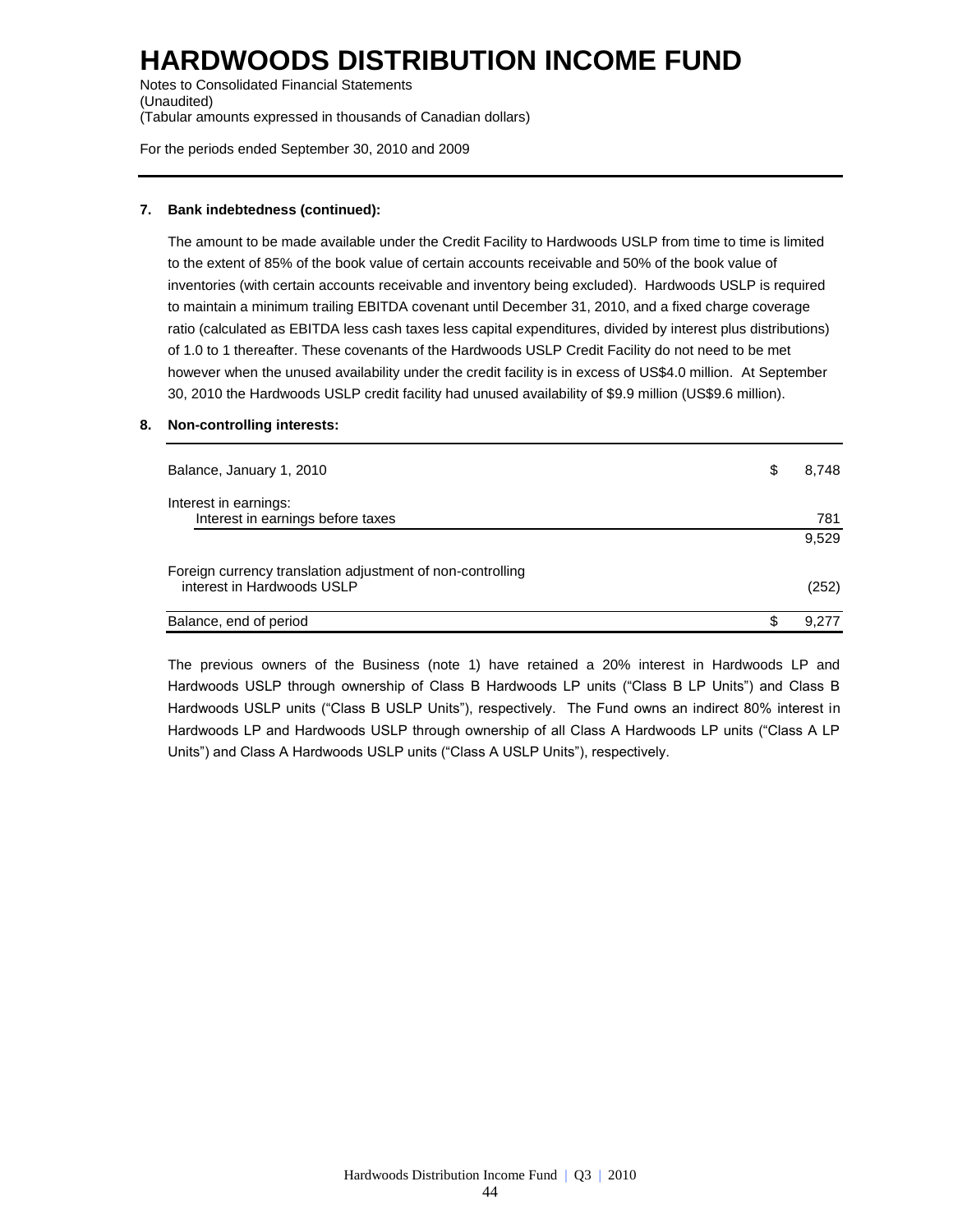# HARDWOODS DISTRIBUTION INCOME FUND

Notes to Consolidated Financial Statements
(Unaudited)
(Tabular amounts expressed in thousands of Canadian dollars)

For the periods ended September 30, 2010 and 2009

**7. Bank indebtedness (continued):**

The amount to be made available under the Credit Facility to Hardwoods USLP from time to time is limited to the extent of 85% of the book value of certain accounts receivable and 50% of the book value of inventories (with certain accounts receivable and inventory being excluded). Hardwoods USLP is required to maintain a minimum trailing EBITDA covenant until December 31, 2010, and a fixed charge coverage ratio (calculated as EBITDA less cash taxes less capital expenditures, divided by interest plus distributions) of 1.0 to 1 thereafter. These covenants of the Hardwoods USLP Credit Facility do not need to be met however when the unused availability under the credit facility is in excess of US$4.0 million. At September 30, 2010 the Hardwoods USLP credit facility had unused availability of $9.9 million (US$9.6 million).

**8. Non-controlling interests:**

| | |
|---|---|
| Balance, January 1, 2010 | $ 8,748 |
| Interest in earnings: | |
| Interest in earnings before taxes | 781 |
| | 9,529 |
| Foreign currency translation adjustment of non-controlling interest in Hardwoods USLP | (252) |
| Balance, end of period | $ 9,277 |

The previous owners of the Business (note 1) have retained a 20% interest in Hardwoods LP and Hardwoods USLP through ownership of Class B Hardwoods LP units ("Class B LP Units") and Class B Hardwoods USLP units ("Class B USLP Units"), respectively. The Fund owns an indirect 80% interest in Hardwoods LP and Hardwoods USLP through ownership of all Class A Hardwoods LP units ("Class A LP Units") and Class A Hardwoods USLP units ("Class A USLP Units"), respectively.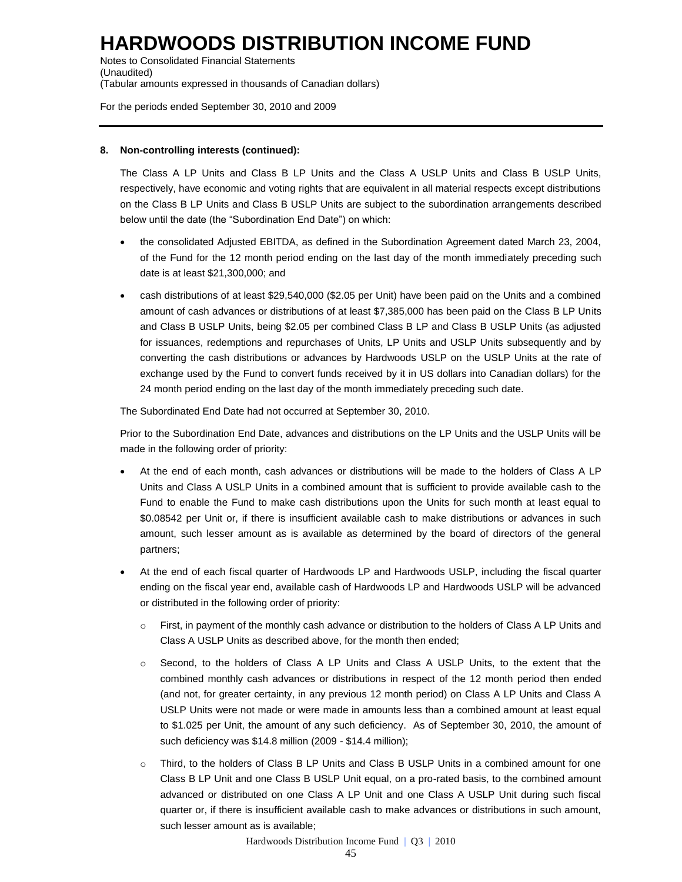# HARDWOODS DISTRIBUTION INCOME FUND

Notes to Consolidated Financial Statements
(Unaudited)
(Tabular amounts expressed in thousands of Canadian dollars)

For the periods ended September 30, 2010 and 2009

**8. Non-controlling interests (continued):**

The Class A LP Units and Class B LP Units and the Class A USLP Units and Class B USLP Units, respectively, have economic and voting rights that are equivalent in all material respects except distributions on the Class B LP Units and Class B USLP Units are subject to the subordination arrangements described below until the date (the "Subordination End Date") on which:

- the consolidated Adjusted EBITDA, as defined in the Subordination Agreement dated March 23, 2004, of the Fund for the 12 month period ending on the last day of the month immediately preceding such date is at least $21,300,000; and
- cash distributions of at least $29,540,000 ($2.05 per Unit) have been paid on the Units and a combined amount of cash advances or distributions of at least $7,385,000 has been paid on the Class B LP Units and Class B USLP Units, being $2.05 per combined Class B LP and Class B USLP Units (as adjusted for issuances, redemptions and repurchases of Units, LP Units and USLP Units subsequently and by converting the cash distributions or advances by Hardwoods USLP on the USLP Units at the rate of exchange used by the Fund to convert funds received by it in US dollars into Canadian dollars) for the 24 month period ending on the last day of the month immediately preceding such date.

The Subordinated End Date had not occurred at September 30, 2010.

Prior to the Subordination End Date, advances and distributions on the LP Units and the USLP Units will be made in the following order of priority:

- At the end of each month, cash advances or distributions will be made to the holders of Class A LP Units and Class A USLP Units in a combined amount that is sufficient to provide available cash to the Fund to enable the Fund to make cash distributions upon the Units for such month at least equal to $0.08542 per Unit or, if there is insufficient available cash to make distributions or advances in such amount, such lesser amount as is available as determined by the board of directors of the general partners;
- At the end of each fiscal quarter of Hardwoods LP and Hardwoods USLP, including the fiscal quarter ending on the fiscal year end, available cash of Hardwoods LP and Hardwoods USLP will be advanced or distributed in the following order of priority:
  - First, in payment of the monthly cash advance or distribution to the holders of Class A LP Units and Class A USLP Units as described above, for the month then ended;
  - Second, to the holders of Class A LP Units and Class A USLP Units, to the extent that the combined monthly cash advances or distributions in respect of the 12 month period then ended (and not, for greater certainty, in any previous 12 month period) on Class A LP Units and Class A USLP Units were not made or were made in amounts less than a combined amount at least equal to $1.025 per Unit, the amount of any such deficiency. As of September 30, 2010, the amount of such deficiency was $14.8 million (2009 - $14.4 million);
  - Third, to the holders of Class B LP Units and Class B USLP Units in a combined amount for one Class B LP Unit and one Class B USLP Unit equal, on a pro-rated basis, to the combined amount advanced or distributed on one Class A LP Unit and one Class A USLP Unit during such fiscal quarter or, if there is insufficient available cash to make advances or distributions in such amount, such lesser amount as is available;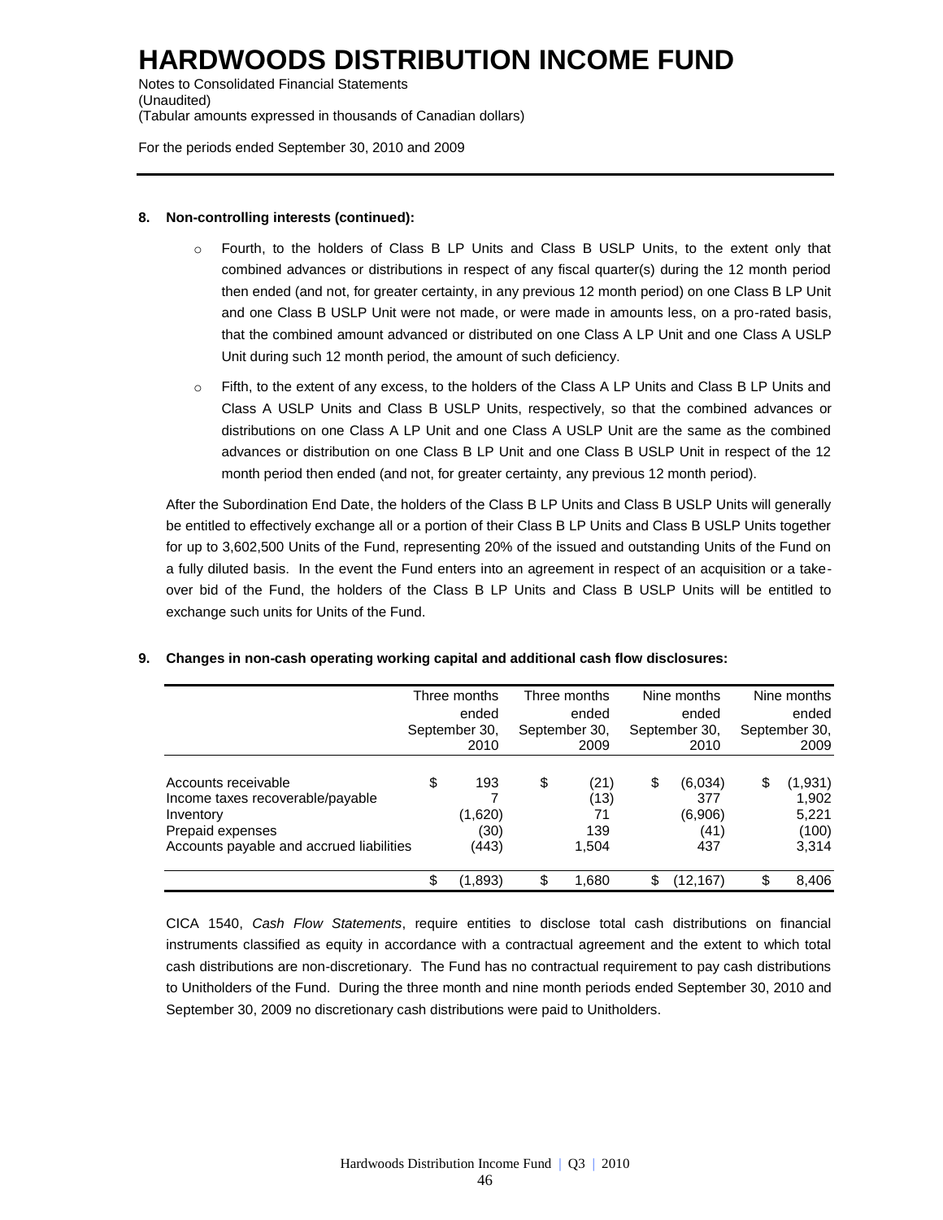# HARDWOODS DISTRIBUTION INCOME FUND

Notes to Consolidated Financial Statements
(Unaudited)
(Tabular amounts expressed in thousands of Canadian dollars)

For the periods ended September 30, 2010 and 2009

**8. Non-controlling interests (continued):**

- Fourth, to the holders of Class B LP Units and Class B USLP Units, to the extent only that combined advances or distributions in respect of any fiscal quarter(s) during the 12 month period then ended (and not, for greater certainty, in any previous 12 month period) on one Class B LP Unit and one Class B USLP Unit were not made, or were made in amounts less, on a pro-rated basis, that the combined amount advanced or distributed on one Class A LP Unit and one Class A USLP Unit during such 12 month period, the amount of such deficiency.
- Fifth, to the extent of any excess, to the holders of the Class A LP Units and Class B LP Units and Class A USLP Units and Class B USLP Units, respectively, so that the combined advances or distributions on one Class A LP Unit and one Class A USLP Unit are the same as the combined advances or distribution on one Class B LP Unit and one Class B USLP Unit in respect of the 12 month period then ended (and not, for greater certainty, any previous 12 month period).

After the Subordination End Date, the holders of the Class B LP Units and Class B USLP Units will generally be entitled to effectively exchange all or a portion of their Class B LP Units and Class B USLP Units together for up to 3,602,500 Units of the Fund, representing 20% of the issued and outstanding Units of the Fund on a fully diluted basis. In the event the Fund enters into an agreement in respect of an acquisition or a take-over bid of the Fund, the holders of the Class B LP Units and Class B USLP Units will be entitled to exchange such units for Units of the Fund.

**9. Changes in non-cash operating working capital and additional cash flow disclosures:**

| | Three months ended September 30, 2010 | Three months ended September 30, 2009 | Nine months ended September 30, 2010 | Nine months ended September 30, 2009 |
|---|---|---|---|---|
| Accounts receivable | $ 193 | $ (21) | $ (6,034) | $ (1,931) |
| Income taxes recoverable/payable | 7 | (13) | 377 | 1,902 |
| Inventory | (1,620) | 71 | (6,906) | 5,221 |
| Prepaid expenses | (30) | 139 | (41) | (100) |
| Accounts payable and accrued liabilities | (443) | 1,504 | 437 | 3,314 |
| | $ (1,893) | $ 1,680 | $ (12,167) | $ 8,406 |

CICA 1540, *Cash Flow Statements*, require entities to disclose total cash distributions on financial instruments classified as equity in accordance with a contractual agreement and the extent to which total cash distributions are non-discretionary. The Fund has no contractual requirement to pay cash distributions to Unitholders of the Fund. During the three month and nine month periods ended September 30, 2010 and September 30, 2009 no discretionary cash distributions were paid to Unitholders.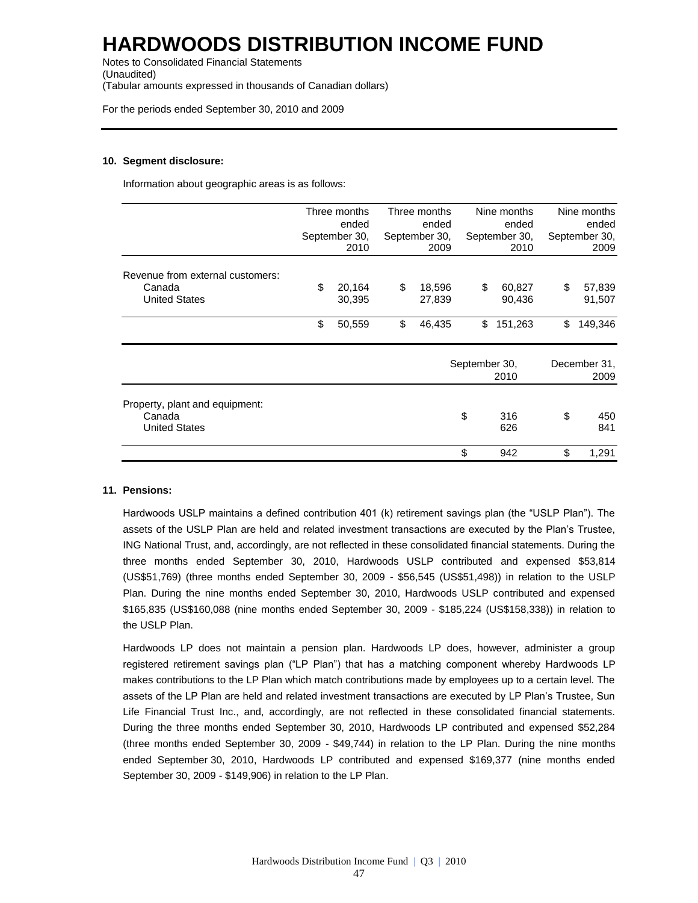# HARDWOODS DISTRIBUTION INCOME FUND

Notes to Consolidated Financial Statements
(Unaudited)
(Tabular amounts expressed in thousands of Canadian dollars)

For the periods ended September 30, 2010 and 2009

**10. Segment disclosure:**

Information about geographic areas is as follows:

| | Three months ended September 30, 2010 | Three months ended September 30, 2009 | Nine months ended September 30, 2010 | Nine months ended September 30, 2009 |
|---|---|---|---|---|
| Revenue from external customers: | | | | |
| Canada | $ 20,164 | $ 18,596 | $ 60,827 | $ 57,839 |
| United States | 30,395 | 27,839 | 90,436 | 91,507 |
| | $ 50,559 | $ 46,435 | $ 151,263 | $ 149,346 |

| | September 30, 2010 | December 31, 2009 |
|---|---|---|
| Property, plant and equipment: | | |
| Canada | $ 316 | $ 450 |
| United States | 626 | 841 |
| | $ 942 | $ 1,291 |

**11. Pensions:**

Hardwoods USLP maintains a defined contribution 401 (k) retirement savings plan (the "USLP Plan"). The assets of the USLP Plan are held and related investment transactions are executed by the Plan's Trustee, ING National Trust, and, accordingly, are not reflected in these consolidated financial statements. During the three months ended September 30, 2010, Hardwoods USLP contributed and expensed $53,814 (US$51,769) (three months ended September 30, 2009 - $56,545 (US$51,498)) in relation to the USLP Plan. During the nine months ended September 30, 2010, Hardwoods USLP contributed and expensed $165,835 (US$160,088 (nine months ended September 30, 2009 - $185,224 (US$158,338)) in relation to the USLP Plan.

Hardwoods LP does not maintain a pension plan. Hardwoods LP does, however, administer a group registered retirement savings plan ("LP Plan") that has a matching component whereby Hardwoods LP makes contributions to the LP Plan which match contributions made by employees up to a certain level. The assets of the LP Plan are held and related investment transactions are executed by LP Plan's Trustee, Sun Life Financial Trust Inc., and, accordingly, are not reflected in these consolidated financial statements. During the three months ended September 30, 2010, Hardwoods LP contributed and expensed $52,284 (three months ended September 30, 2009 - $49,744) in relation to the LP Plan. During the nine months ended September 30, 2010, Hardwoods LP contributed and expensed $169,377 (nine months ended September 30, 2009 - $149,906) in relation to the LP Plan.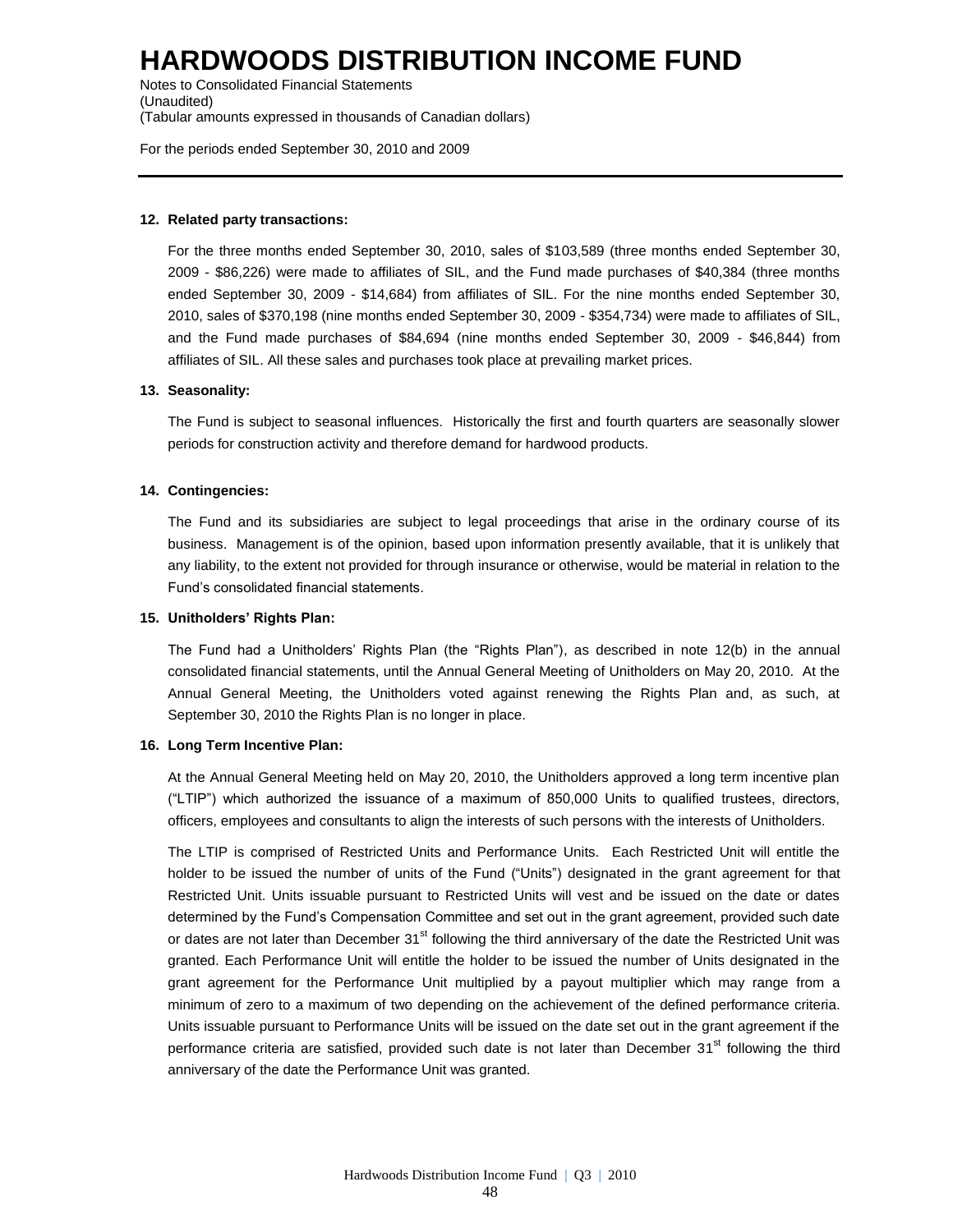# HARDWOODS DISTRIBUTION INCOME FUND

Notes to Consolidated Financial Statements
(Unaudited)
(Tabular amounts expressed in thousands of Canadian dollars)

For the periods ended September 30, 2010 and 2009

**12. Related party transactions:**

For the three months ended September 30, 2010, sales of $103,589 (three months ended September 30, 2009 - $86,226) were made to affiliates of SIL, and the Fund made purchases of $40,384 (three months ended September 30, 2009 - $14,684) from affiliates of SIL. For the nine months ended September 30, 2010, sales of $370,198 (nine months ended September 30, 2009 - $354,734) were made to affiliates of SIL, and the Fund made purchases of $84,694 (nine months ended September 30, 2009 - $46,844) from affiliates of SIL. All these sales and purchases took place at prevailing market prices.

**13. Seasonality:**

The Fund is subject to seasonal influences. Historically the first and fourth quarters are seasonally slower periods for construction activity and therefore demand for hardwood products.

**14. Contingencies:**

The Fund and its subsidiaries are subject to legal proceedings that arise in the ordinary course of its business. Management is of the opinion, based upon information presently available, that it is unlikely that any liability, to the extent not provided for through insurance or otherwise, would be material in relation to the Fund's consolidated financial statements.

**15. Unitholders' Rights Plan:**

The Fund had a Unitholders' Rights Plan (the "Rights Plan"), as described in note 12(b) in the annual consolidated financial statements, until the Annual General Meeting of Unitholders on May 20, 2010. At the Annual General Meeting, the Unitholders voted against renewing the Rights Plan and, as such, at September 30, 2010 the Rights Plan is no longer in place.

**16. Long Term Incentive Plan:**

At the Annual General Meeting held on May 20, 2010, the Unitholders approved a long term incentive plan ("LTIP") which authorized the issuance of a maximum of 850,000 Units to qualified trustees, directors, officers, employees and consultants to align the interests of such persons with the interests of Unitholders.

The LTIP is comprised of Restricted Units and Performance Units. Each Restricted Unit will entitle the holder to be issued the number of units of the Fund ("Units") designated in the grant agreement for that Restricted Unit. Units issuable pursuant to Restricted Units will vest and be issued on the date or dates determined by the Fund's Compensation Committee and set out in the grant agreement, provided such date or dates are not later than December 31st following the third anniversary of the date the Restricted Unit was granted. Each Performance Unit will entitle the holder to be issued the number of Units designated in the grant agreement for the Performance Unit multiplied by a payout multiplier which may range from a minimum of zero to a maximum of two depending on the achievement of the defined performance criteria. Units issuable pursuant to Performance Units will be issued on the date set out in the grant agreement if the performance criteria are satisfied, provided such date is not later than December 31st following the third anniversary of the date the Performance Unit was granted.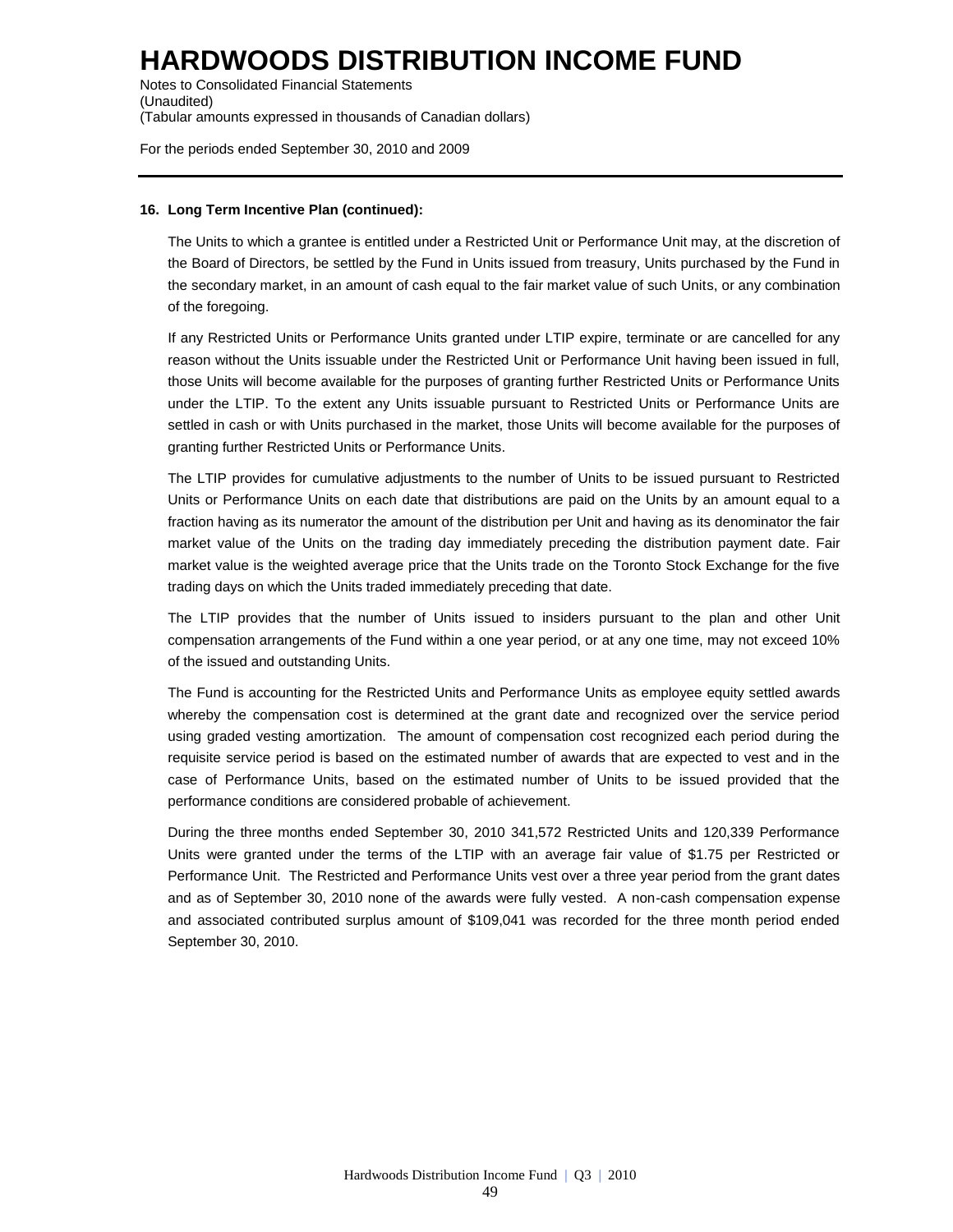# HARDWOODS DISTRIBUTION INCOME FUND

Notes to Consolidated Financial Statements
(Unaudited)
(Tabular amounts expressed in thousands of Canadian dollars)

For the periods ended September 30, 2010 and 2009

**16. Long Term Incentive Plan (continued):**

The Units to which a grantee is entitled under a Restricted Unit or Performance Unit may, at the discretion of the Board of Directors, be settled by the Fund in Units issued from treasury, Units purchased by the Fund in the secondary market, in an amount of cash equal to the fair market value of such Units, or any combination of the foregoing.

If any Restricted Units or Performance Units granted under LTIP expire, terminate or are cancelled for any reason without the Units issuable under the Restricted Unit or Performance Unit having been issued in full, those Units will become available for the purposes of granting further Restricted Units or Performance Units under the LTIP. To the extent any Units issuable pursuant to Restricted Units or Performance Units are settled in cash or with Units purchased in the market, those Units will become available for the purposes of granting further Restricted Units or Performance Units.

The LTIP provides for cumulative adjustments to the number of Units to be issued pursuant to Restricted Units or Performance Units on each date that distributions are paid on the Units by an amount equal to a fraction having as its numerator the amount of the distribution per Unit and having as its denominator the fair market value of the Units on the trading day immediately preceding the distribution payment date. Fair market value is the weighted average price that the Units trade on the Toronto Stock Exchange for the five trading days on which the Units traded immediately preceding that date.

The LTIP provides that the number of Units issued to insiders pursuant to the plan and other Unit compensation arrangements of the Fund within a one year period, or at any one time, may not exceed 10% of the issued and outstanding Units.

The Fund is accounting for the Restricted Units and Performance Units as employee equity settled awards whereby the compensation cost is determined at the grant date and recognized over the service period using graded vesting amortization. The amount of compensation cost recognized each period during the requisite service period is based on the estimated number of awards that are expected to vest and in the case of Performance Units, based on the estimated number of Units to be issued provided that the performance conditions are considered probable of achievement.

During the three months ended September 30, 2010 341,572 Restricted Units and 120,339 Performance Units were granted under the terms of the LTIP with an average fair value of $1.75 per Restricted or Performance Unit. The Restricted and Performance Units vest over a three year period from the grant dates and as of September 30, 2010 none of the awards were fully vested. A non-cash compensation expense and associated contributed surplus amount of $109,041 was recorded for the three month period ended September 30, 2010.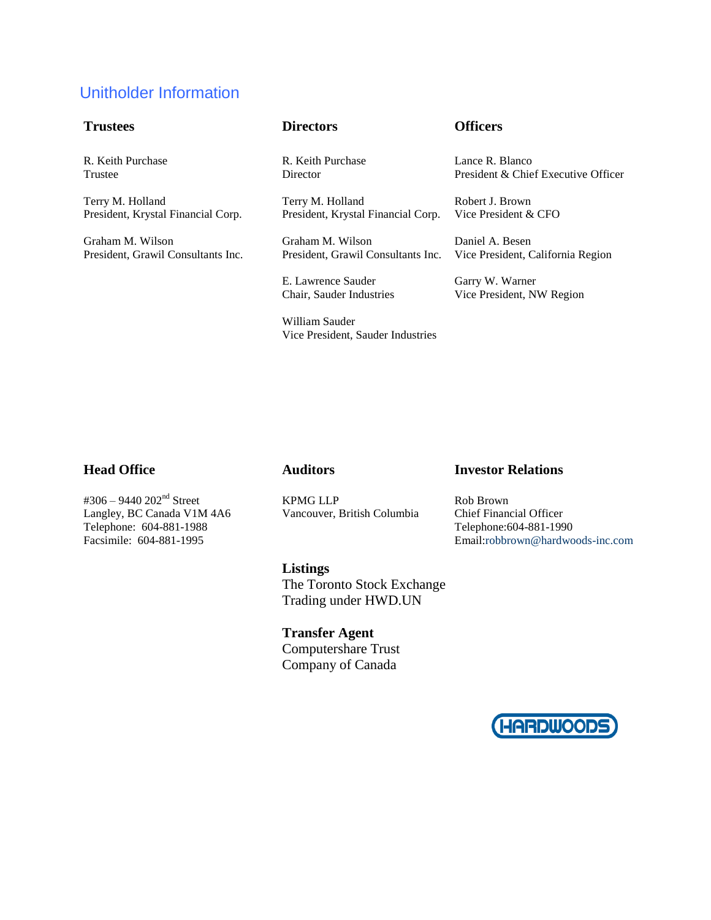# Unitholder Information

### Trustees

R. Keith Purchase
Trustee

Terry M. Holland
President, Krystal Financial Corp.

Graham M. Wilson
President, Grawil Consultants Inc.

### Directors

R. Keith Purchase
Director

Terry M. Holland
President, Krystal Financial Corp.

Graham M. Wilson
President, Grawil Consultants Inc.

E. Lawrence Sauder
Chair, Sauder Industries

William Sauder
Vice President, Sauder Industries

### Officers

Lance R. Blanco
President & Chief Executive Officer

Robert J. Brown
Vice President & CFO

Daniel A. Besen
Vice President, California Region

Garry W. Warner
Vice President, NW Region

### Head Office

#306 – 9440 202nd Street
Langley, BC Canada V1M 4A6
Telephone: 604-881-1988
Facsimile: 604-881-1995

### Auditors

KPMG LLP
Vancouver, British Columbia

### Listings

The Toronto Stock Exchange
Trading under HWD.UN

### Transfer Agent

Computershare Trust
Company of Canada

### Investor Relations

Rob Brown
Chief Financial Officer
Telephone:604-881-1990
Email:robbrown@hardwoods-inc.com

HARDWOODS